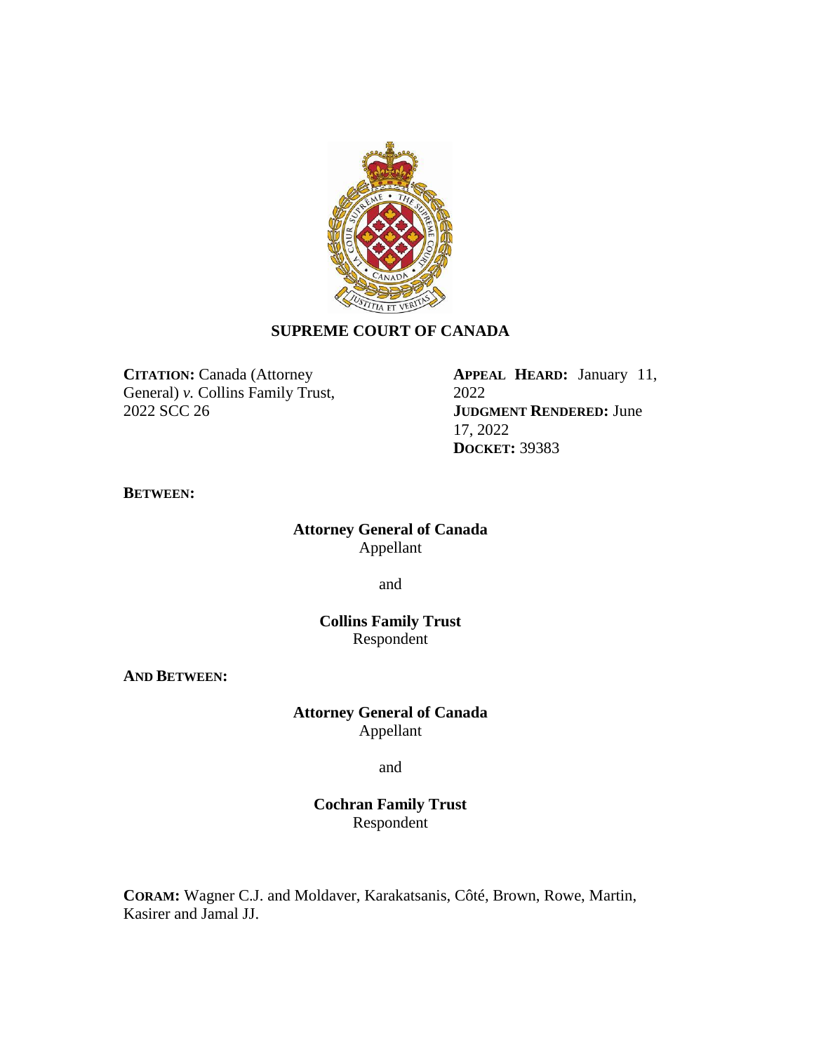# SUPREME COURT OF CANADA

**CITATION:** Canada (Attorney General) *v.* Collins Family Trust, 2022 SCC 26

**APPEAL HEARD:** January 11, 2022
**JUDGMENT RENDERED:** June 17, 2022
**DOCKET:** 39383

**BETWEEN:**

**Attorney General of Canada**
Appellant

and

**Collins Family Trust**
Respondent

**AND BETWEEN:**

**Attorney General of Canada**
Appellant

and

**Cochran Family Trust**
Respondent

**CORAM:** Wagner C.J. and Moldaver, Karakatsanis, Côté, Brown, Rowe, Martin, Kasirer and Jamal JJ.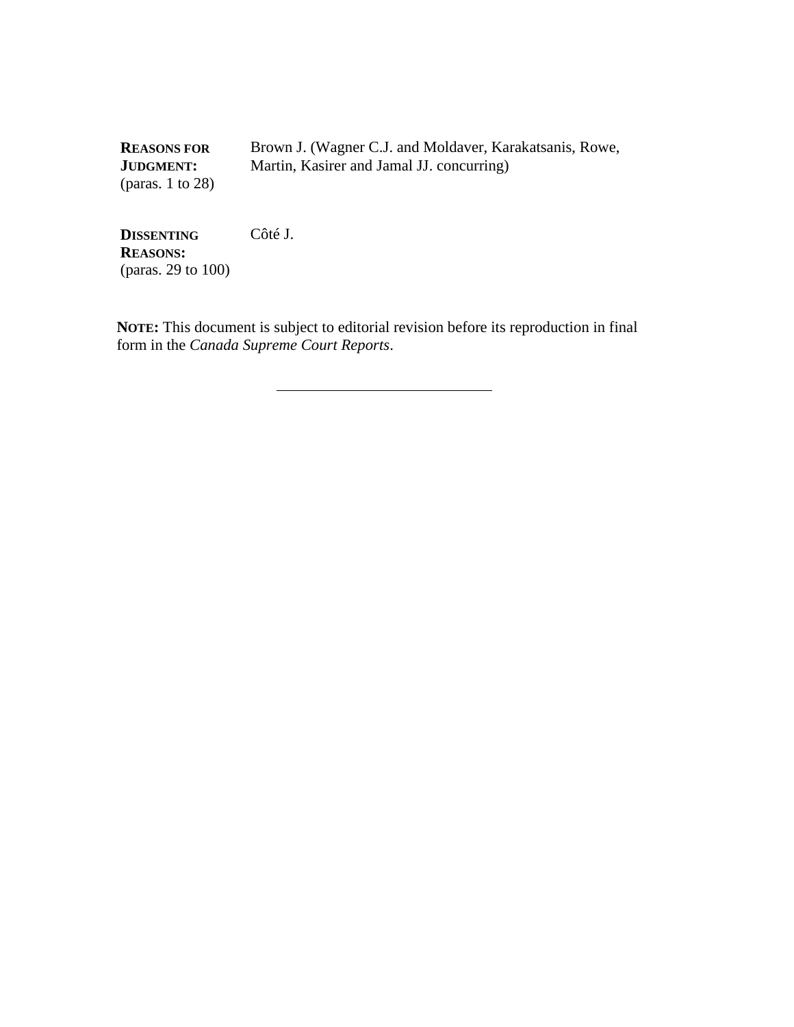| | |
|---|---|
| **REASONS FOR JUDGMENT:** (paras. 1 to 28) | Brown J. (Wagner C.J. and Moldaver, Karakatsanis, Rowe, Martin, Kasirer and Jamal JJ. concurring) |
| **DISSENTING REASONS:** (paras. 29 to 100) | Côté J. |

**NOTE:** This document is subject to editorial revision before its reproduction in final form in the *Canada Supreme Court Reports*.

---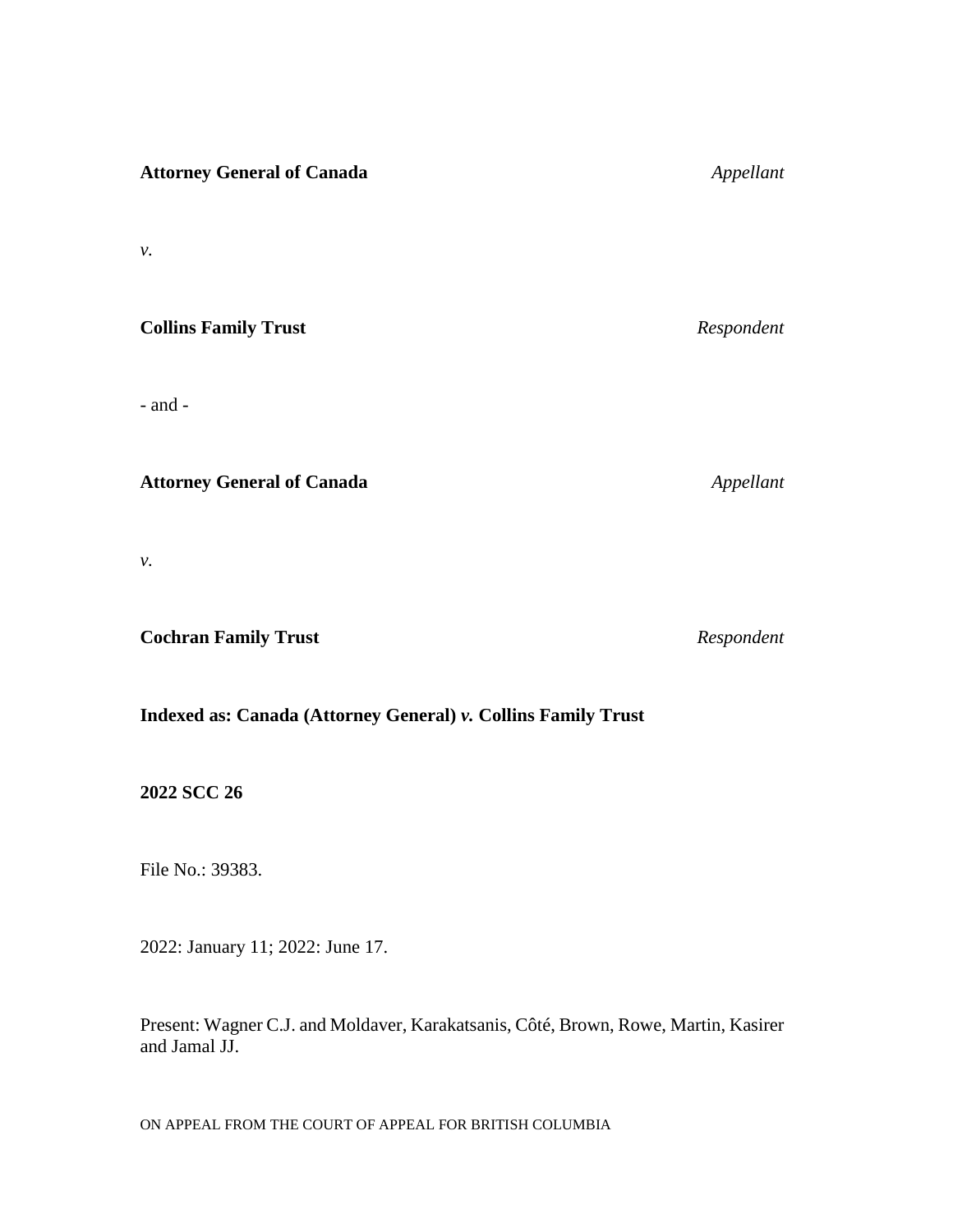**Attorney General of Canada** *Appellant*

*v.*

**Collins Family Trust** *Respondent*

- and -

**Attorney General of Canada** *Appellant*

*v.*

**Cochran Family Trust** *Respondent*

**Indexed as: Canada (Attorney General) *v.* Collins Family Trust**

**2022 SCC 26**

File No.: 39383.

2022: January 11; 2022: June 17.

Present: Wagner C.J. and Moldaver, Karakatsanis, Côté, Brown, Rowe, Martin, Kasirer and Jamal JJ.

ON APPEAL FROM THE COURT OF APPEAL FOR BRITISH COLUMBIA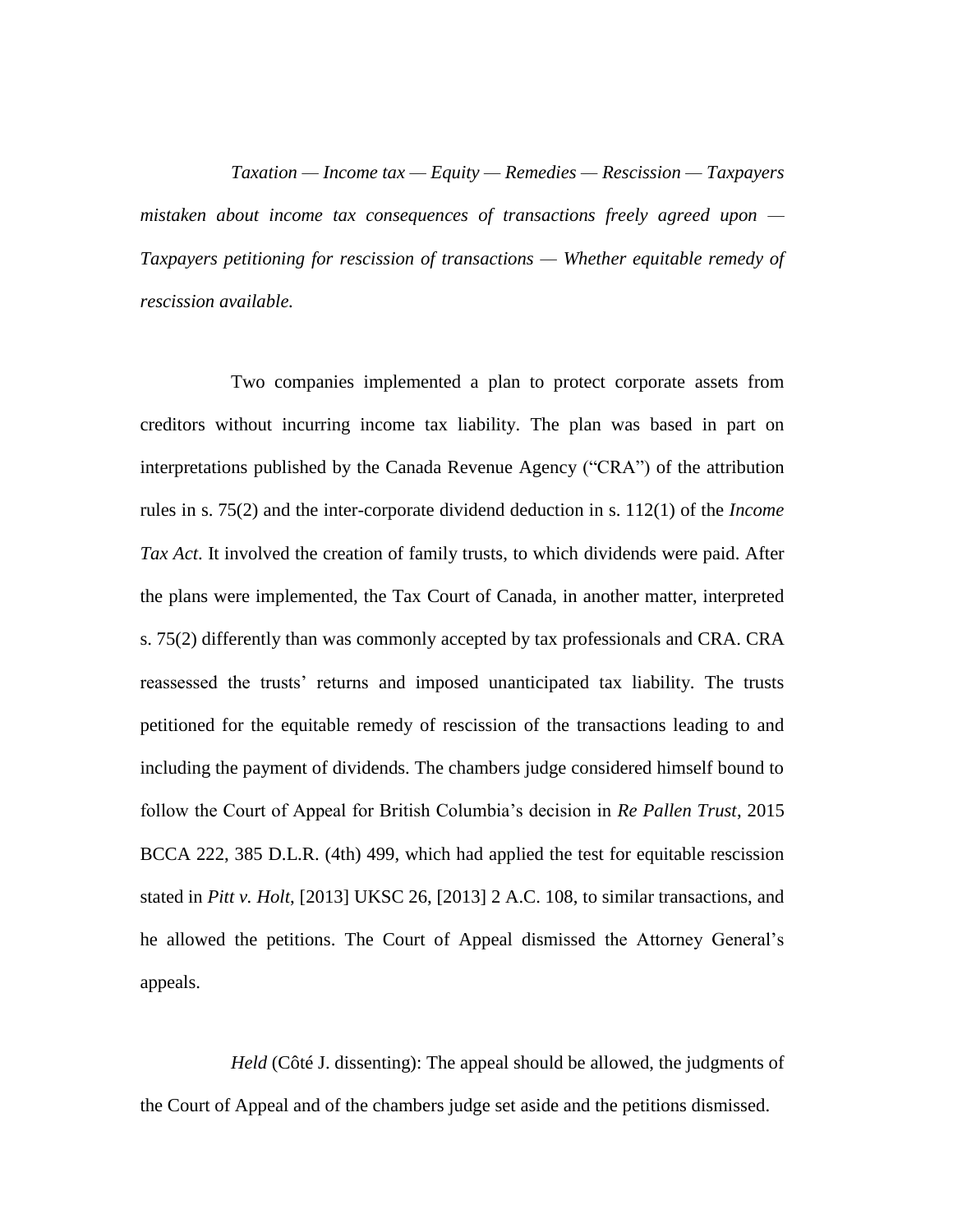*Taxation — Income tax — Equity — Remedies — Rescission — Taxpayers mistaken about income tax consequences of transactions freely agreed upon — Taxpayers petitioning for rescission of transactions — Whether equitable remedy of rescission available.*

Two companies implemented a plan to protect corporate assets from creditors without incurring income tax liability. The plan was based in part on interpretations published by the Canada Revenue Agency ("CRA") of the attribution rules in s. 75(2) and the inter-corporate dividend deduction in s. 112(1) of the *Income Tax Act*. It involved the creation of family trusts, to which dividends were paid. After the plans were implemented, the Tax Court of Canada, in another matter, interpreted s. 75(2) differently than was commonly accepted by tax professionals and CRA. CRA reassessed the trusts' returns and imposed unanticipated tax liability. The trusts petitioned for the equitable remedy of rescission of the transactions leading to and including the payment of dividends. The chambers judge considered himself bound to follow the Court of Appeal for British Columbia's decision in *Re Pallen Trust*, 2015 BCCA 222, 385 D.L.R. (4th) 499, which had applied the test for equitable rescission stated in *Pitt v. Holt*, [2013] UKSC 26, [2013] 2 A.C. 108, to similar transactions, and he allowed the petitions. The Court of Appeal dismissed the Attorney General's appeals.

*Held* (Côté J. dissenting): The appeal should be allowed, the judgments of the Court of Appeal and of the chambers judge set aside and the petitions dismissed.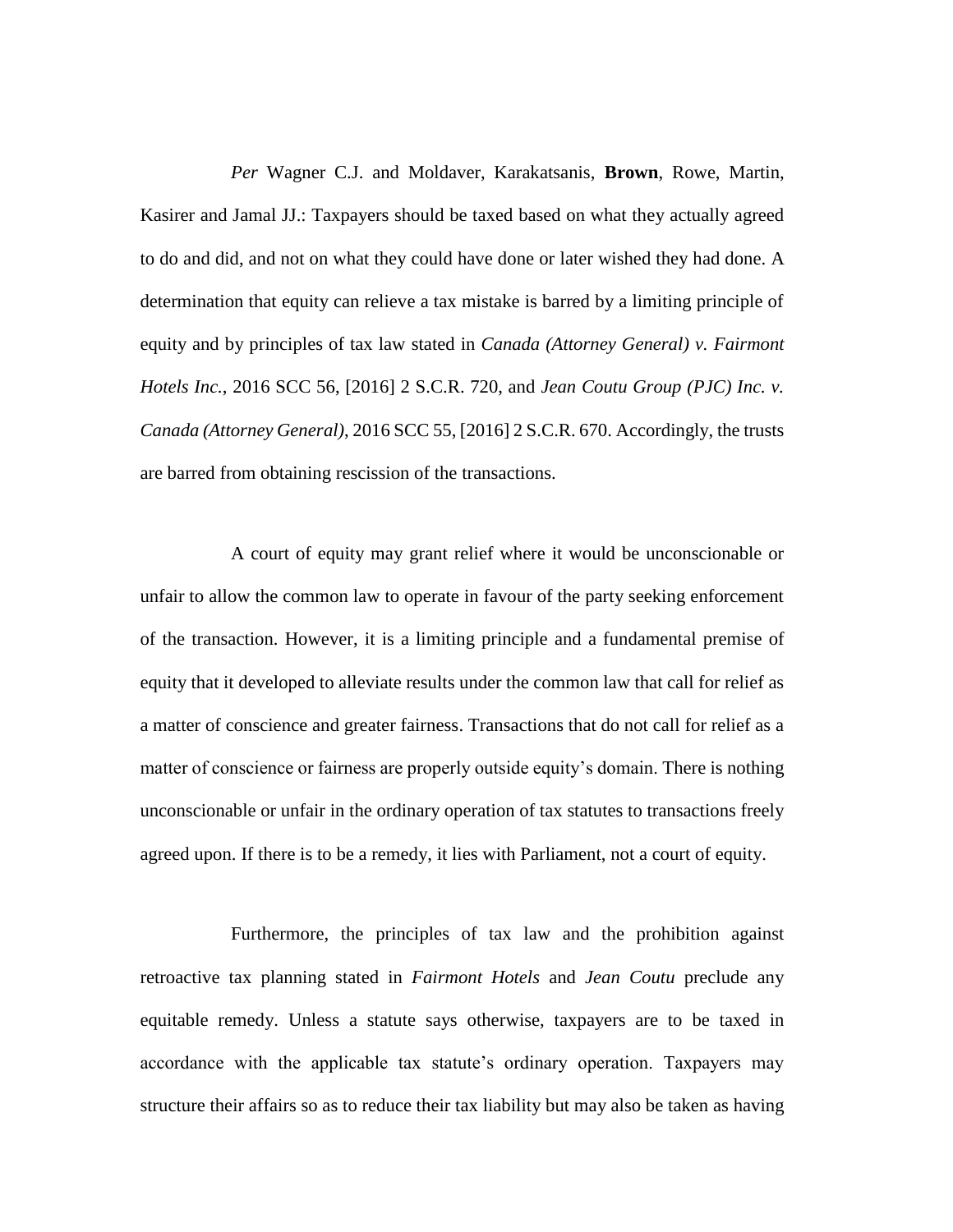*Per* Wagner C.J. and Moldaver, Karakatsanis, **Brown**, Rowe, Martin, Kasirer and Jamal JJ.: Taxpayers should be taxed based on what they actually agreed to do and did, and not on what they could have done or later wished they had done. A determination that equity can relieve a tax mistake is barred by a limiting principle of equity and by principles of tax law stated in *Canada (Attorney General) v. Fairmont Hotels Inc.*, 2016 SCC 56, [2016] 2 S.C.R. 720, and *Jean Coutu Group (PJC) Inc. v. Canada (Attorney General)*, 2016 SCC 55, [2016] 2 S.C.R. 670. Accordingly, the trusts are barred from obtaining rescission of the transactions.

A court of equity may grant relief where it would be unconscionable or unfair to allow the common law to operate in favour of the party seeking enforcement of the transaction. However, it is a limiting principle and a fundamental premise of equity that it developed to alleviate results under the common law that call for relief as a matter of conscience and greater fairness. Transactions that do not call for relief as a matter of conscience or fairness are properly outside equity's domain. There is nothing unconscionable or unfair in the ordinary operation of tax statutes to transactions freely agreed upon. If there is to be a remedy, it lies with Parliament, not a court of equity.

Furthermore, the principles of tax law and the prohibition against retroactive tax planning stated in *Fairmont Hotels* and *Jean Coutu* preclude any equitable remedy. Unless a statute says otherwise, taxpayers are to be taxed in accordance with the applicable tax statute's ordinary operation. Taxpayers may structure their affairs so as to reduce their tax liability but may also be taken as having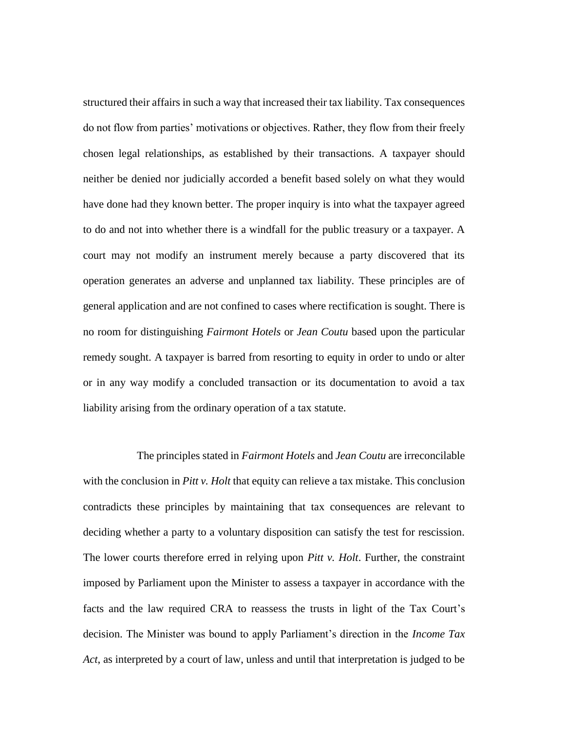structured their affairs in such a way that increased their tax liability. Tax consequences do not flow from parties' motivations or objectives. Rather, they flow from their freely chosen legal relationships, as established by their transactions. A taxpayer should neither be denied nor judicially accorded a benefit based solely on what they would have done had they known better. The proper inquiry is into what the taxpayer agreed to do and not into whether there is a windfall for the public treasury or a taxpayer. A court may not modify an instrument merely because a party discovered that its operation generates an adverse and unplanned tax liability. These principles are of general application and are not confined to cases where rectification is sought. There is no room for distinguishing *Fairmont Hotels* or *Jean Coutu* based upon the particular remedy sought. A taxpayer is barred from resorting to equity in order to undo or alter or in any way modify a concluded transaction or its documentation to avoid a tax liability arising from the ordinary operation of a tax statute.

The principles stated in *Fairmont Hotels* and *Jean Coutu* are irreconcilable with the conclusion in *Pitt v. Holt* that equity can relieve a tax mistake. This conclusion contradicts these principles by maintaining that tax consequences are relevant to deciding whether a party to a voluntary disposition can satisfy the test for rescission. The lower courts therefore erred in relying upon *Pitt v. Holt*. Further, the constraint imposed by Parliament upon the Minister to assess a taxpayer in accordance with the facts and the law required CRA to reassess the trusts in light of the Tax Court's decision. The Minister was bound to apply Parliament's direction in the *Income Tax Act*, as interpreted by a court of law, unless and until that interpretation is judged to be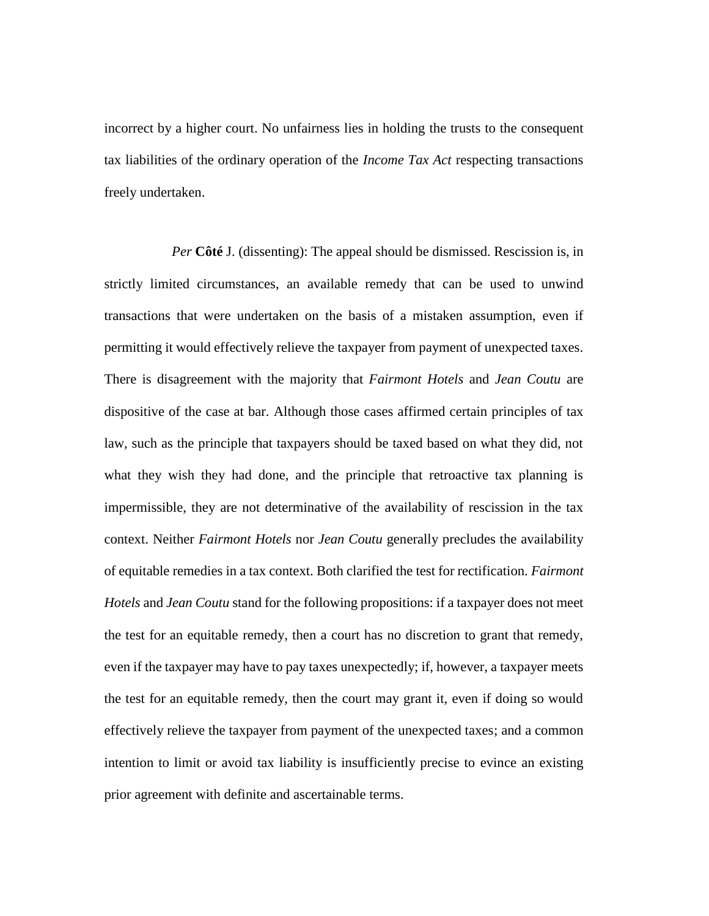incorrect by a higher court. No unfairness lies in holding the trusts to the consequent tax liabilities of the ordinary operation of the *Income Tax Act* respecting transactions freely undertaken.

*Per* **Côté** J. (dissenting): The appeal should be dismissed. Rescission is, in strictly limited circumstances, an available remedy that can be used to unwind transactions that were undertaken on the basis of a mistaken assumption, even if permitting it would effectively relieve the taxpayer from payment of unexpected taxes. There is disagreement with the majority that *Fairmont Hotels* and *Jean Coutu* are dispositive of the case at bar. Although those cases affirmed certain principles of tax law, such as the principle that taxpayers should be taxed based on what they did, not what they wish they had done, and the principle that retroactive tax planning is impermissible, they are not determinative of the availability of rescission in the tax context. Neither *Fairmont Hotels* nor *Jean Coutu* generally precludes the availability of equitable remedies in a tax context. Both clarified the test for rectification. *Fairmont Hotels* and *Jean Coutu* stand for the following propositions: if a taxpayer does not meet the test for an equitable remedy, then a court has no discretion to grant that remedy, even if the taxpayer may have to pay taxes unexpectedly; if, however, a taxpayer meets the test for an equitable remedy, then the court may grant it, even if doing so would effectively relieve the taxpayer from payment of the unexpected taxes; and a common intention to limit or avoid tax liability is insufficiently precise to evince an existing prior agreement with definite and ascertainable terms.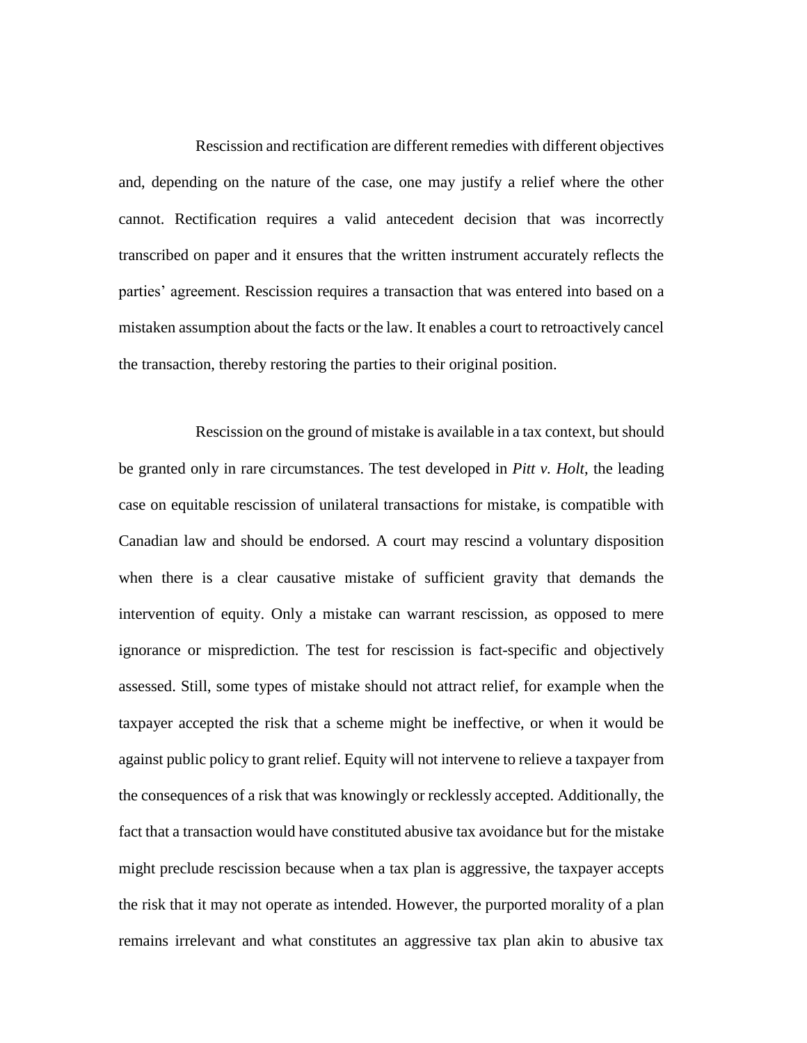Rescission and rectification are different remedies with different objectives and, depending on the nature of the case, one may justify a relief where the other cannot. Rectification requires a valid antecedent decision that was incorrectly transcribed on paper and it ensures that the written instrument accurately reflects the parties' agreement. Rescission requires a transaction that was entered into based on a mistaken assumption about the facts or the law. It enables a court to retroactively cancel the transaction, thereby restoring the parties to their original position.

Rescission on the ground of mistake is available in a tax context, but should be granted only in rare circumstances. The test developed in *Pitt v. Holt*, the leading case on equitable rescission of unilateral transactions for mistake, is compatible with Canadian law and should be endorsed. A court may rescind a voluntary disposition when there is a clear causative mistake of sufficient gravity that demands the intervention of equity. Only a mistake can warrant rescission, as opposed to mere ignorance or misprediction. The test for rescission is fact-specific and objectively assessed. Still, some types of mistake should not attract relief, for example when the taxpayer accepted the risk that a scheme might be ineffective, or when it would be against public policy to grant relief. Equity will not intervene to relieve a taxpayer from the consequences of a risk that was knowingly or recklessly accepted. Additionally, the fact that a transaction would have constituted abusive tax avoidance but for the mistake might preclude rescission because when a tax plan is aggressive, the taxpayer accepts the risk that it may not operate as intended. However, the purported morality of a plan remains irrelevant and what constitutes an aggressive tax plan akin to abusive tax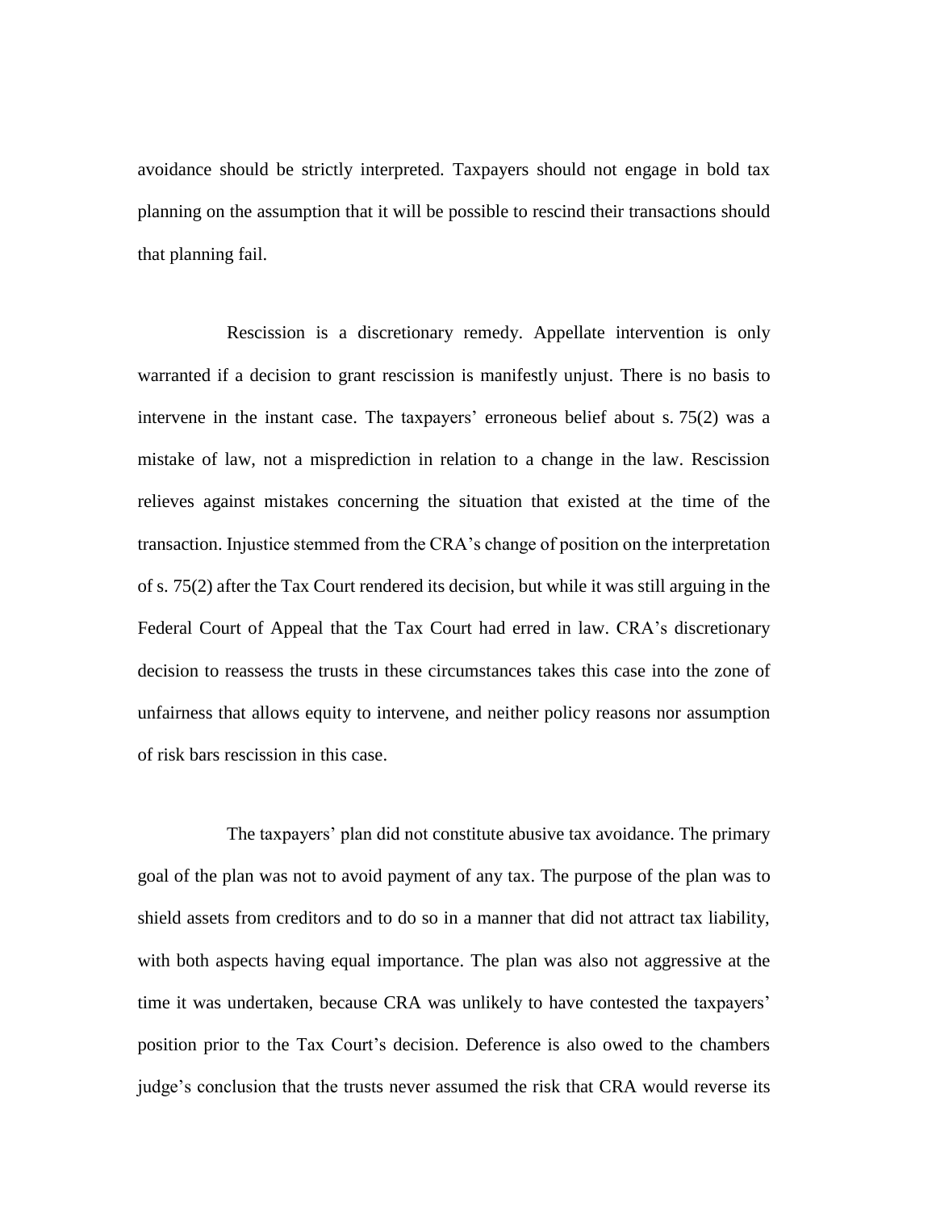avoidance should be strictly interpreted. Taxpayers should not engage in bold tax planning on the assumption that it will be possible to rescind their transactions should that planning fail.

Rescission is a discretionary remedy. Appellate intervention is only warranted if a decision to grant rescission is manifestly unjust. There is no basis to intervene in the instant case. The taxpayers' erroneous belief about s. 75(2) was a mistake of law, not a misprediction in relation to a change in the law. Rescission relieves against mistakes concerning the situation that existed at the time of the transaction. Injustice stemmed from the CRA's change of position on the interpretation of s. 75(2) after the Tax Court rendered its decision, but while it was still arguing in the Federal Court of Appeal that the Tax Court had erred in law. CRA's discretionary decision to reassess the trusts in these circumstances takes this case into the zone of unfairness that allows equity to intervene, and neither policy reasons nor assumption of risk bars rescission in this case.

The taxpayers' plan did not constitute abusive tax avoidance. The primary goal of the plan was not to avoid payment of any tax. The purpose of the plan was to shield assets from creditors and to do so in a manner that did not attract tax liability, with both aspects having equal importance. The plan was also not aggressive at the time it was undertaken, because CRA was unlikely to have contested the taxpayers' position prior to the Tax Court's decision. Deference is also owed to the chambers judge's conclusion that the trusts never assumed the risk that CRA would reverse its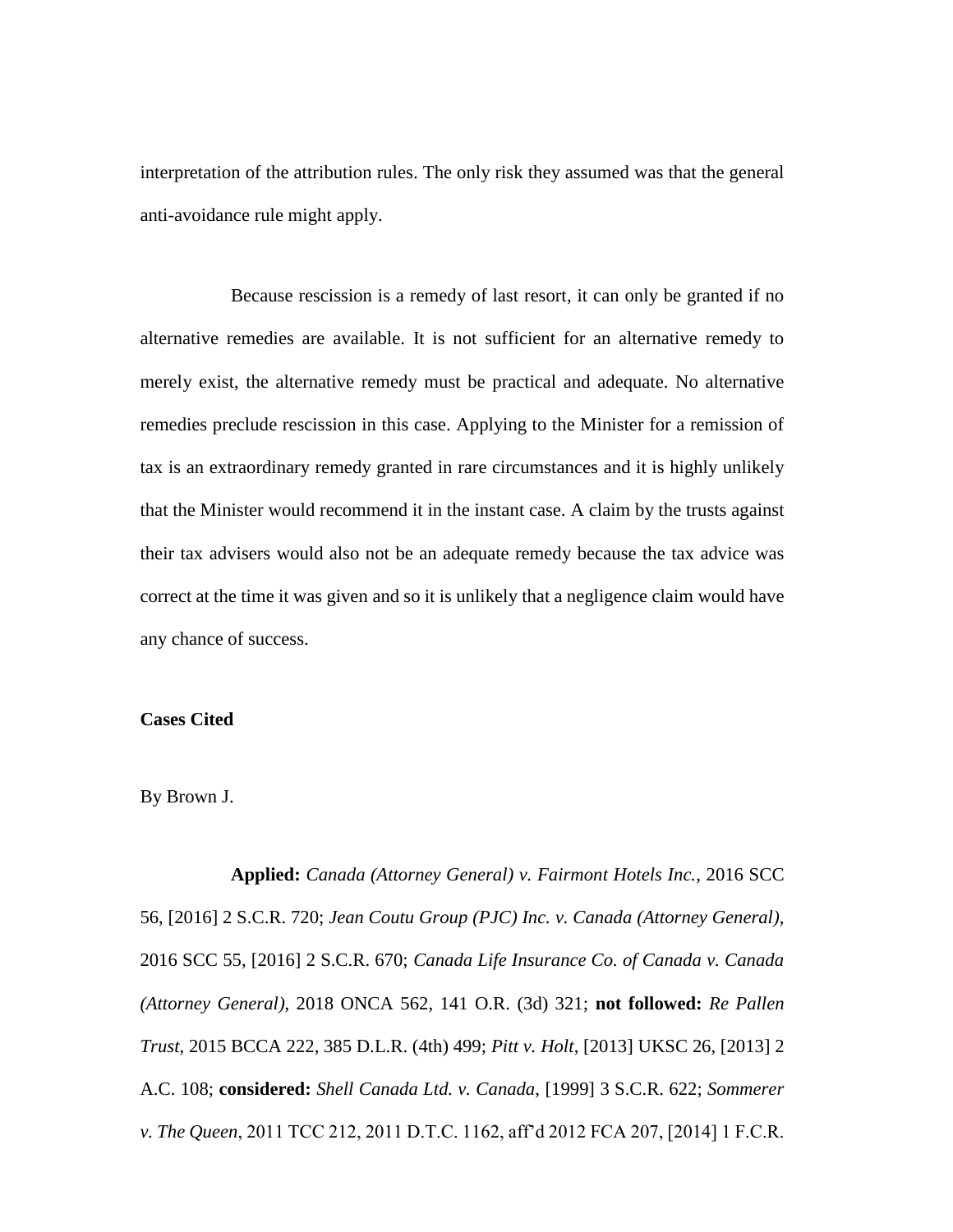interpretation of the attribution rules. The only risk they assumed was that the general anti-avoidance rule might apply.

Because rescission is a remedy of last resort, it can only be granted if no alternative remedies are available. It is not sufficient for an alternative remedy to merely exist, the alternative remedy must be practical and adequate. No alternative remedies preclude rescission in this case. Applying to the Minister for a remission of tax is an extraordinary remedy granted in rare circumstances and it is highly unlikely that the Minister would recommend it in the instant case. A claim by the trusts against their tax advisers would also not be an adequate remedy because the tax advice was correct at the time it was given and so it is unlikely that a negligence claim would have any chance of success.

**Cases Cited**

By Brown J.

**Applied:** *Canada (Attorney General) v. Fairmont Hotels Inc.*, 2016 SCC 56, [2016] 2 S.C.R. 720; *Jean Coutu Group (PJC) Inc. v. Canada (Attorney General)*, 2016 SCC 55, [2016] 2 S.C.R. 670; *Canada Life Insurance Co. of Canada v. Canada (Attorney General)*, 2018 ONCA 562, 141 O.R. (3d) 321; **not followed:** *Re Pallen Trust*, 2015 BCCA 222, 385 D.L.R. (4th) 499; *Pitt v. Holt*, [2013] UKSC 26, [2013] 2 A.C. 108; **considered:** *Shell Canada Ltd. v. Canada*, [1999] 3 S.C.R. 622; *Sommerer v. The Queen*, 2011 TCC 212, 2011 D.T.C. 1162, aff'd 2012 FCA 207, [2014] 1 F.C.R.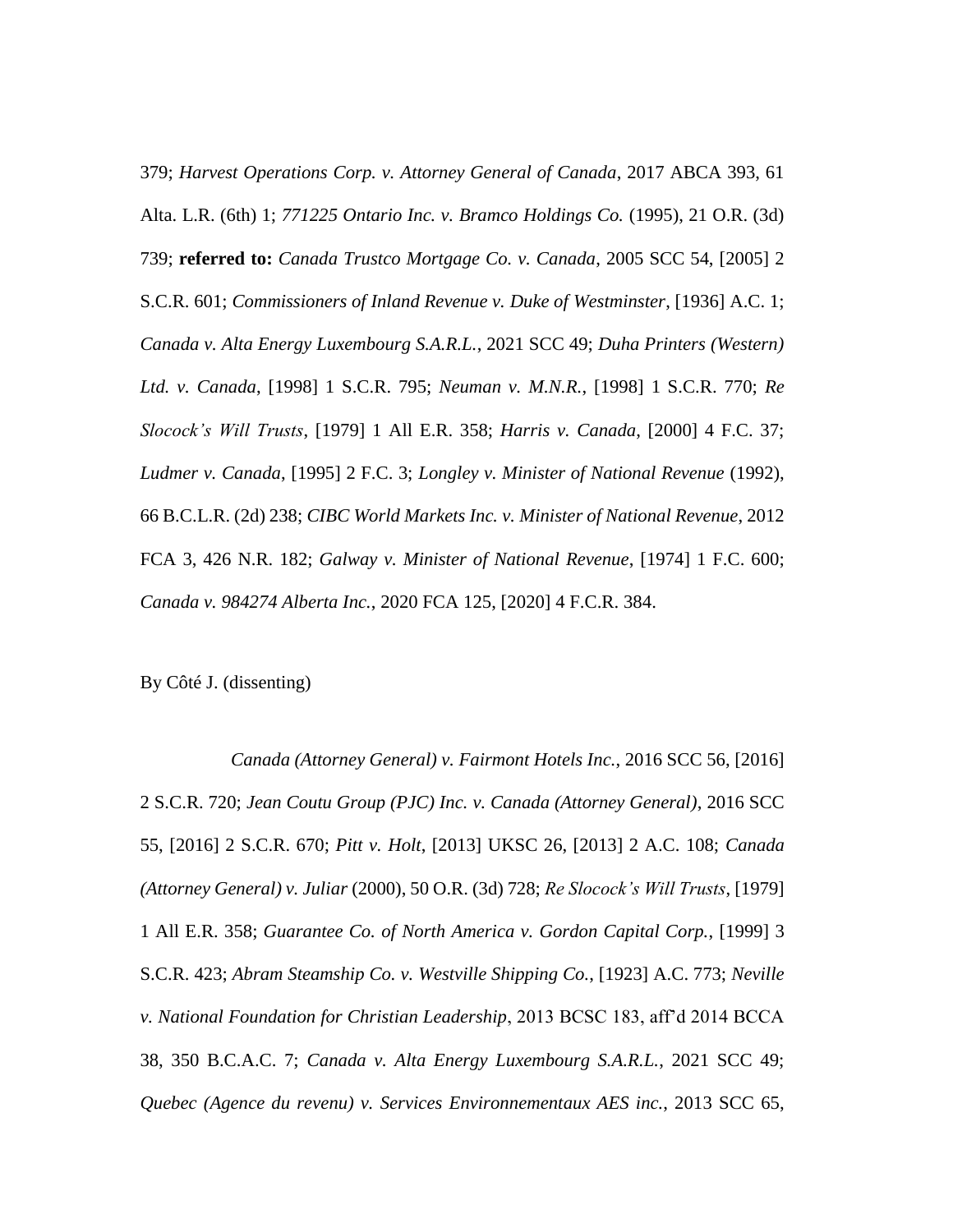379; *Harvest Operations Corp. v. Attorney General of Canada*, 2017 ABCA 393, 61 Alta. L.R. (6th) 1; *771225 Ontario Inc. v. Bramco Holdings Co.* (1995), 21 O.R. (3d) 739; **referred to:** *Canada Trustco Mortgage Co. v. Canada*, 2005 SCC 54, [2005] 2 S.C.R. 601; *Commissioners of Inland Revenue v. Duke of Westminster*, [1936] A.C. 1; *Canada v. Alta Energy Luxembourg S.A.R.L.*, 2021 SCC 49; *Duha Printers (Western) Ltd. v. Canada*, [1998] 1 S.C.R. 795; *Neuman v. M.N.R.*, [1998] 1 S.C.R. 770; *Re Slocock's Will Trusts*, [1979] 1 All E.R. 358; *Harris v. Canada*, [2000] 4 F.C. 37; *Ludmer v. Canada*, [1995] 2 F.C. 3; *Longley v. Minister of National Revenue* (1992), 66 B.C.L.R. (2d) 238; *CIBC World Markets Inc. v. Minister of National Revenue*, 2012 FCA 3, 426 N.R. 182; *Galway v. Minister of National Revenue*, [1974] 1 F.C. 600; *Canada v. 984274 Alberta Inc.*, 2020 FCA 125, [2020] 4 F.C.R. 384.

By Côté J. (dissenting)

*Canada (Attorney General) v. Fairmont Hotels Inc.*, 2016 SCC 56, [2016] 2 S.C.R. 720; *Jean Coutu Group (PJC) Inc. v. Canada (Attorney General)*, 2016 SCC 55, [2016] 2 S.C.R. 670; *Pitt v. Holt*, [2013] UKSC 26, [2013] 2 A.C. 108; *Canada (Attorney General) v. Juliar* (2000), 50 O.R. (3d) 728; *Re Slocock's Will Trusts*, [1979] 1 All E.R. 358; *Guarantee Co. of North America v. Gordon Capital Corp.*, [1999] 3 S.C.R. 423; *Abram Steamship Co. v. Westville Shipping Co.*, [1923] A.C. 773; *Neville v. National Foundation for Christian Leadership*, 2013 BCSC 183, aff'd 2014 BCCA 38, 350 B.C.A.C. 7; *Canada v. Alta Energy Luxembourg S.A.R.L.*, 2021 SCC 49; *Quebec (Agence du revenu) v. Services Environnementaux AES inc.*, 2013 SCC 65,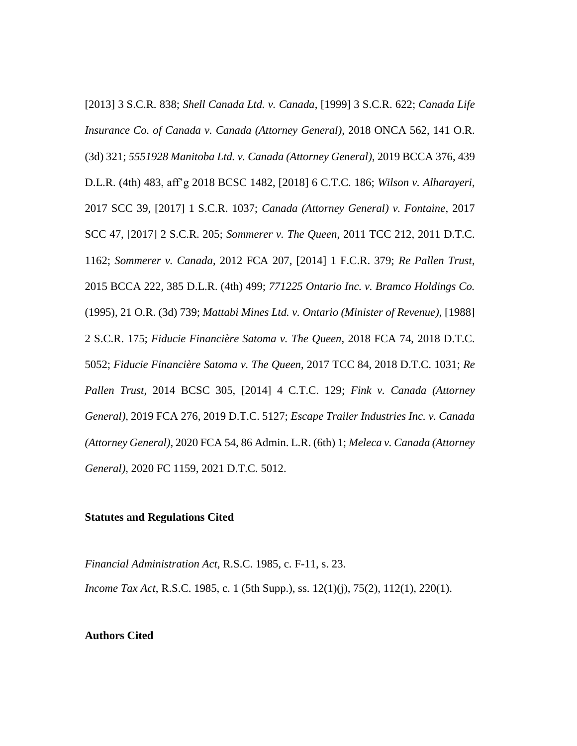[2013] 3 S.C.R. 838; *Shell Canada Ltd. v. Canada*, [1999] 3 S.C.R. 622; *Canada Life Insurance Co. of Canada v. Canada (Attorney General)*, 2018 ONCA 562, 141 O.R. (3d) 321; *5551928 Manitoba Ltd. v. Canada (Attorney General)*, 2019 BCCA 376, 439 D.L.R. (4th) 483, aff'g 2018 BCSC 1482, [2018] 6 C.T.C. 186; *Wilson v. Alharayeri*, 2017 SCC 39, [2017] 1 S.C.R. 1037; *Canada (Attorney General) v. Fontaine*, 2017 SCC 47, [2017] 2 S.C.R. 205; *Sommerer v. The Queen*, 2011 TCC 212, 2011 D.T.C. 1162; *Sommerer v. Canada*, 2012 FCA 207, [2014] 1 F.C.R. 379; *Re Pallen Trust*, 2015 BCCA 222, 385 D.L.R. (4th) 499; *771225 Ontario Inc. v. Bramco Holdings Co.* (1995), 21 O.R. (3d) 739; *Mattabi Mines Ltd. v. Ontario (Minister of Revenue)*, [1988] 2 S.C.R. 175; *Fiducie Financière Satoma v. The Queen*, 2018 FCA 74, 2018 D.T.C. 5052; *Fiducie Financière Satoma v. The Queen*, 2017 TCC 84, 2018 D.T.C. 1031; *Re Pallen Trust*, 2014 BCSC 305, [2014] 4 C.T.C. 129; *Fink v. Canada (Attorney General)*, 2019 FCA 276, 2019 D.T.C. 5127; *Escape Trailer Industries Inc. v. Canada (Attorney General)*, 2020 FCA 54, 86 Admin. L.R. (6th) 1; *Meleca v. Canada (Attorney General)*, 2020 FC 1159, 2021 D.T.C. 5012.

**Statutes and Regulations Cited**

*Financial Administration Act*, R.S.C. 1985, c. F-11, s. 23.

*Income Tax Act*, R.S.C. 1985, c. 1 (5th Supp.), ss. 12(1)(j), 75(2), 112(1), 220(1).

**Authors Cited**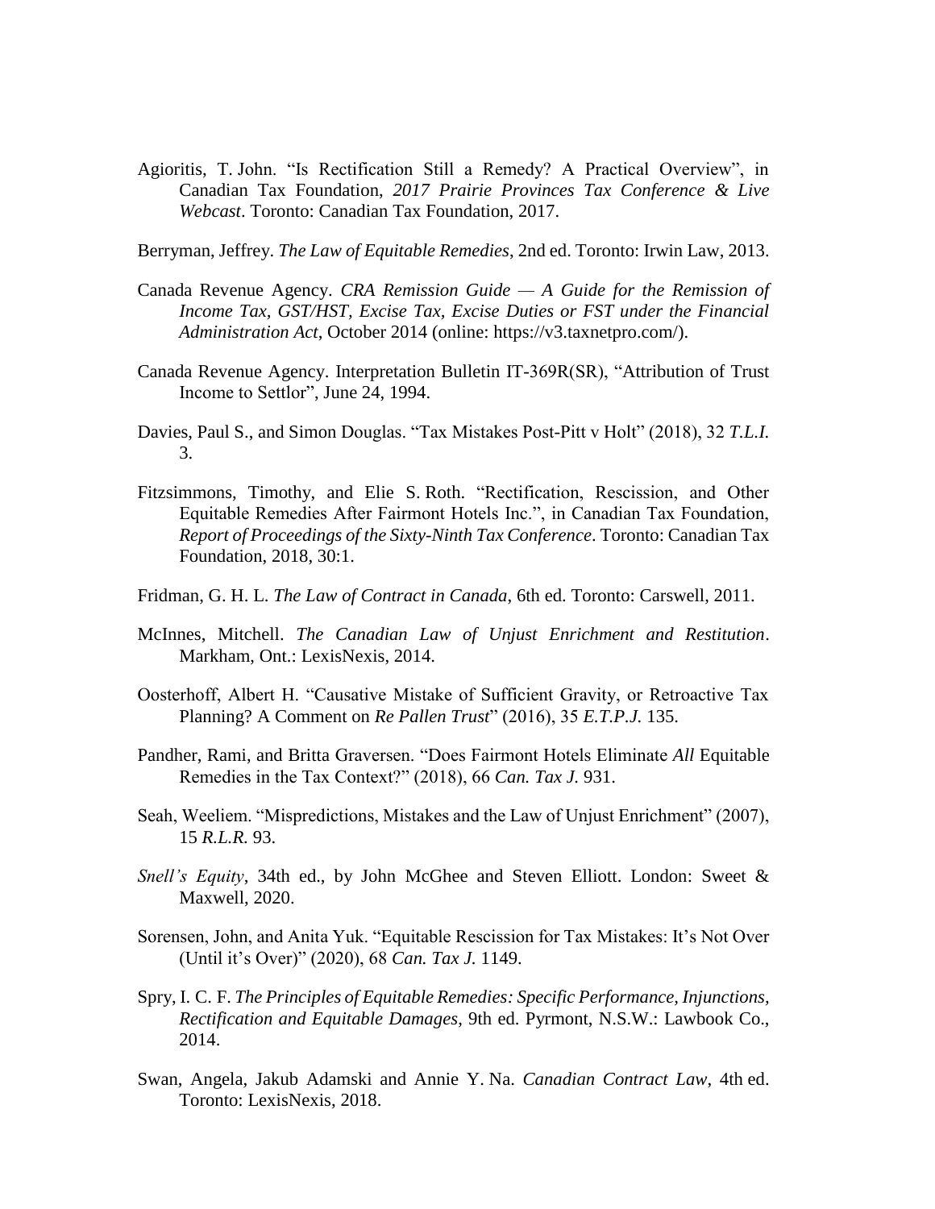Agioritis, T. John. "Is Rectification Still a Remedy? A Practical Overview", in Canadian Tax Foundation, *2017 Prairie Provinces Tax Conference & Live Webcast*. Toronto: Canadian Tax Foundation, 2017.

Berryman, Jeffrey. *The Law of Equitable Remedies*, 2nd ed. Toronto: Irwin Law, 2013.

Canada Revenue Agency. *CRA Remission Guide — A Guide for the Remission of Income Tax, GST/HST, Excise Tax, Excise Duties or FST under the Financial Administration Act*, October 2014 (online: https://v3.taxnetpro.com/).

Canada Revenue Agency. Interpretation Bulletin IT-369R(SR), "Attribution of Trust Income to Settlor", June 24, 1994.

Davies, Paul S., and Simon Douglas. "Tax Mistakes Post-Pitt v Holt" (2018), 32 *T.L.I.* 3.

Fitzsimmons, Timothy, and Elie S. Roth. "Rectification, Rescission, and Other Equitable Remedies After Fairmont Hotels Inc.", in Canadian Tax Foundation, *Report of Proceedings of the Sixty-Ninth Tax Conference*. Toronto: Canadian Tax Foundation, 2018, 30:1.

Fridman, G. H. L. *The Law of Contract in Canada*, 6th ed. Toronto: Carswell, 2011.

McInnes, Mitchell. *The Canadian Law of Unjust Enrichment and Restitution*. Markham, Ont.: LexisNexis, 2014.

Oosterhoff, Albert H. "Causative Mistake of Sufficient Gravity, or Retroactive Tax Planning? A Comment on *Re Pallen Trust*" (2016), 35 *E.T.P.J.* 135.

Pandher, Rami, and Britta Graversen. "Does Fairmont Hotels Eliminate *All* Equitable Remedies in the Tax Context?" (2018), 66 *Can. Tax J.* 931.

Seah, Weeliem. "Mispredictions, Mistakes and the Law of Unjust Enrichment" (2007), 15 *R.L.R.* 93.

*Snell's Equity*, 34th ed., by John McGhee and Steven Elliott. London: Sweet & Maxwell, 2020.

Sorensen, John, and Anita Yuk. "Equitable Rescission for Tax Mistakes: It's Not Over (Until it's Over)" (2020), 68 *Can. Tax J.* 1149.

Spry, I. C. F. *The Principles of Equitable Remedies: Specific Performance, Injunctions, Rectification and Equitable Damages*, 9th ed. Pyrmont, N.S.W.: Lawbook Co., 2014.

Swan, Angela, Jakub Adamski and Annie Y. Na. *Canadian Contract Law*, 4th ed. Toronto: LexisNexis, 2018.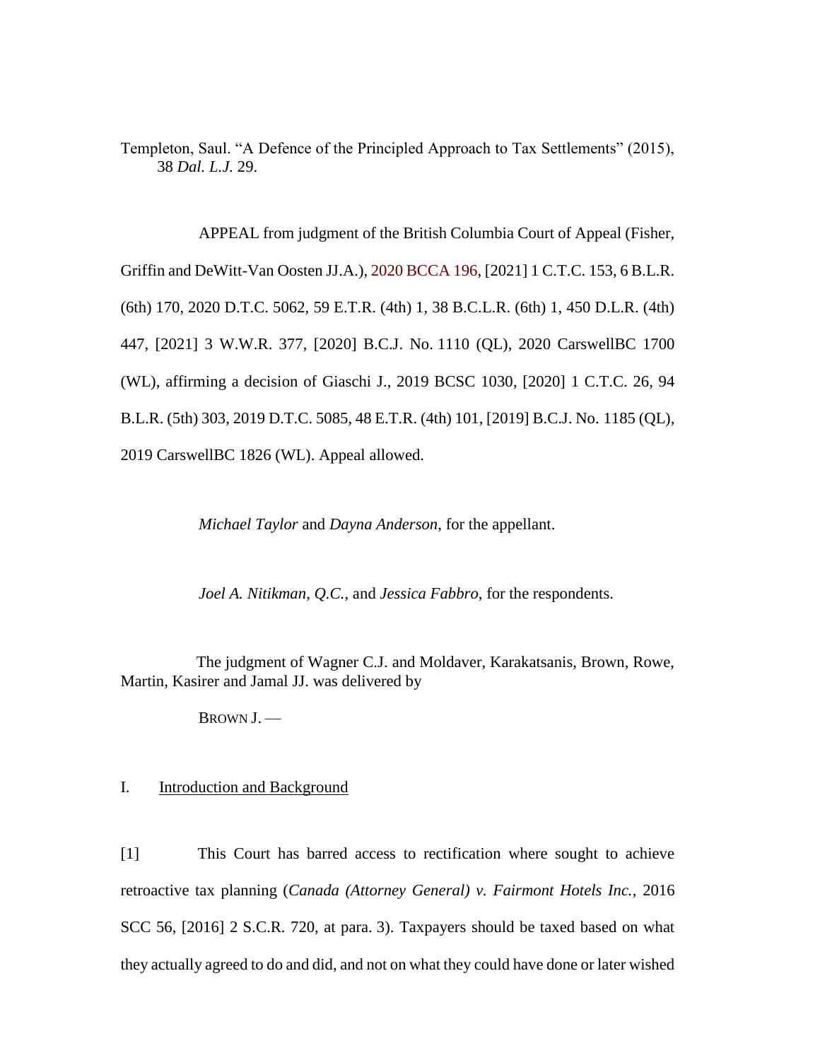Templeton, Saul. "A Defence of the Principled Approach to Tax Settlements" (2015), 38 *Dal. L.J.* 29.

APPEAL from judgment of the British Columbia Court of Appeal (Fisher, Griffin and DeWitt-Van Oosten JJ.A.), 2020 BCCA 196, [2021] 1 C.T.C. 153, 6 B.L.R. (6th) 170, 2020 D.T.C. 5062, 59 E.T.R. (4th) 1, 38 B.C.L.R. (6th) 1, 450 D.L.R. (4th) 447, [2021] 3 W.W.R. 377, [2020] B.C.J. No. 1110 (QL), 2020 CarswellBC 1700 (WL), affirming a decision of Giaschi J., 2019 BCSC 1030, [2020] 1 C.T.C. 26, 94 B.L.R. (5th) 303, 2019 D.T.C. 5085, 48 E.T.R. (4th) 101, [2019] B.C.J. No. 1185 (QL), 2019 CarswellBC 1826 (WL). Appeal allowed.

*Michael Taylor* and *Dayna Anderson*, for the appellant.

*Joel A. Nitikman, Q.C.*, and *Jessica Fabbro*, for the respondents.

The judgment of Wagner C.J. and Moldaver, Karakatsanis, Brown, Rowe, Martin, Kasirer and Jamal JJ. was delivered by

BROWN J. —

## I. Introduction and Background

[1] This Court has barred access to rectification where sought to achieve retroactive tax planning (*Canada (Attorney General) v. Fairmont Hotels Inc.*, 2016 SCC 56, [2016] 2 S.C.R. 720, at para. 3). Taxpayers should be taxed based on what they actually agreed to do and did, and not on what they could have done or later wished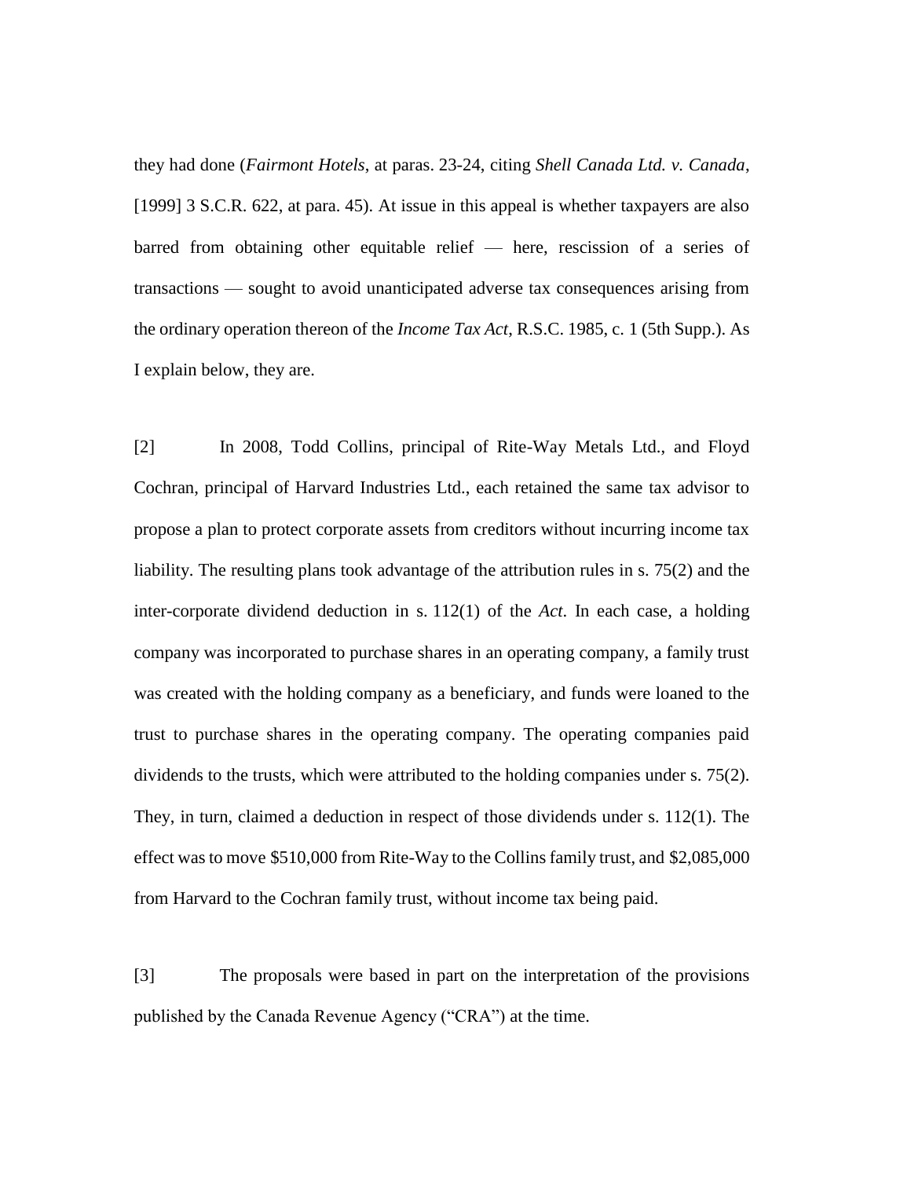they had done (*Fairmont Hotels*, at paras. 23-24, citing *Shell Canada Ltd. v. Canada*, [1999] 3 S.C.R. 622, at para. 45). At issue in this appeal is whether taxpayers are also barred from obtaining other equitable relief — here, rescission of a series of transactions — sought to avoid unanticipated adverse tax consequences arising from the ordinary operation thereon of the *Income Tax Act*, R.S.C. 1985, c. 1 (5th Supp.). As I explain below, they are.

[2] In 2008, Todd Collins, principal of Rite-Way Metals Ltd., and Floyd Cochran, principal of Harvard Industries Ltd., each retained the same tax advisor to propose a plan to protect corporate assets from creditors without incurring income tax liability. The resulting plans took advantage of the attribution rules in s. 75(2) and the inter-corporate dividend deduction in s. 112(1) of the *Act*. In each case, a holding company was incorporated to purchase shares in an operating company, a family trust was created with the holding company as a beneficiary, and funds were loaned to the trust to purchase shares in the operating company. The operating companies paid dividends to the trusts, which were attributed to the holding companies under s. 75(2). They, in turn, claimed a deduction in respect of those dividends under s. 112(1). The effect was to move $510,000 from Rite-Way to the Collins family trust, and $2,085,000 from Harvard to the Cochran family trust, without income tax being paid.

[3] The proposals were based in part on the interpretation of the provisions published by the Canada Revenue Agency ("CRA") at the time.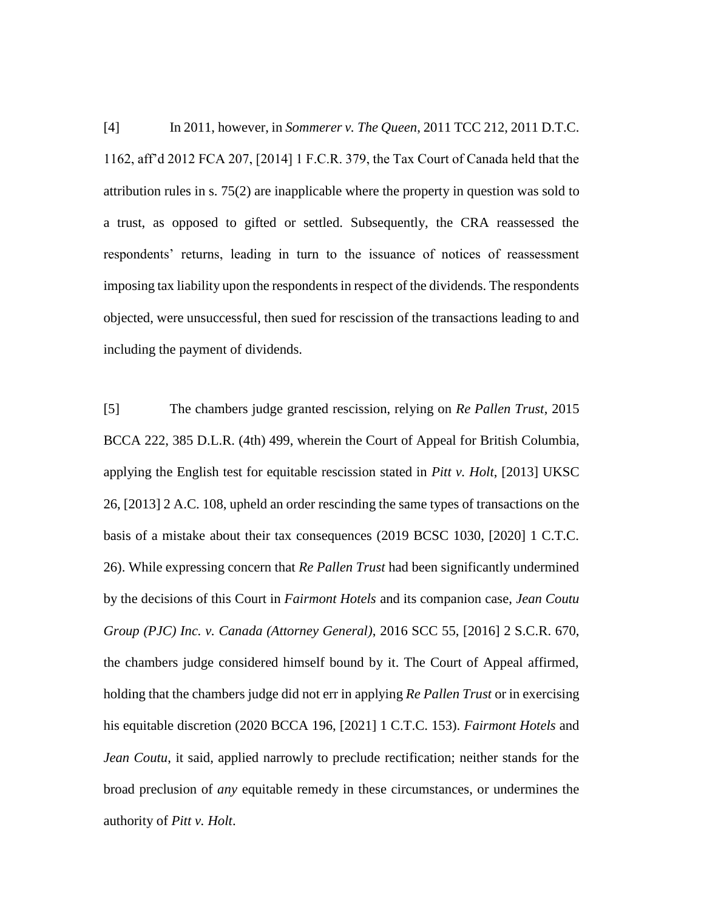[4] In 2011, however, in *Sommerer v. The Queen*, 2011 TCC 212, 2011 D.T.C. 1162, aff'd 2012 FCA 207, [2014] 1 F.C.R. 379, the Tax Court of Canada held that the attribution rules in s. 75(2) are inapplicable where the property in question was sold to a trust, as opposed to gifted or settled. Subsequently, the CRA reassessed the respondents' returns, leading in turn to the issuance of notices of reassessment imposing tax liability upon the respondents in respect of the dividends. The respondents objected, were unsuccessful, then sued for rescission of the transactions leading to and including the payment of dividends.

[5] The chambers judge granted rescission, relying on *Re Pallen Trust*, 2015 BCCA 222, 385 D.L.R. (4th) 499, wherein the Court of Appeal for British Columbia, applying the English test for equitable rescission stated in *Pitt v. Holt*, [2013] UKSC 26, [2013] 2 A.C. 108, upheld an order rescinding the same types of transactions on the basis of a mistake about their tax consequences (2019 BCSC 1030, [2020] 1 C.T.C. 26). While expressing concern that *Re Pallen Trust* had been significantly undermined by the decisions of this Court in *Fairmont Hotels* and its companion case, *Jean Coutu Group (PJC) Inc. v. Canada (Attorney General)*, 2016 SCC 55, [2016] 2 S.C.R. 670, the chambers judge considered himself bound by it. The Court of Appeal affirmed, holding that the chambers judge did not err in applying *Re Pallen Trust* or in exercising his equitable discretion (2020 BCCA 196, [2021] 1 C.T.C. 153). *Fairmont Hotels* and *Jean Coutu*, it said, applied narrowly to preclude rectification; neither stands for the broad preclusion of *any* equitable remedy in these circumstances, or undermines the authority of *Pitt v. Holt*.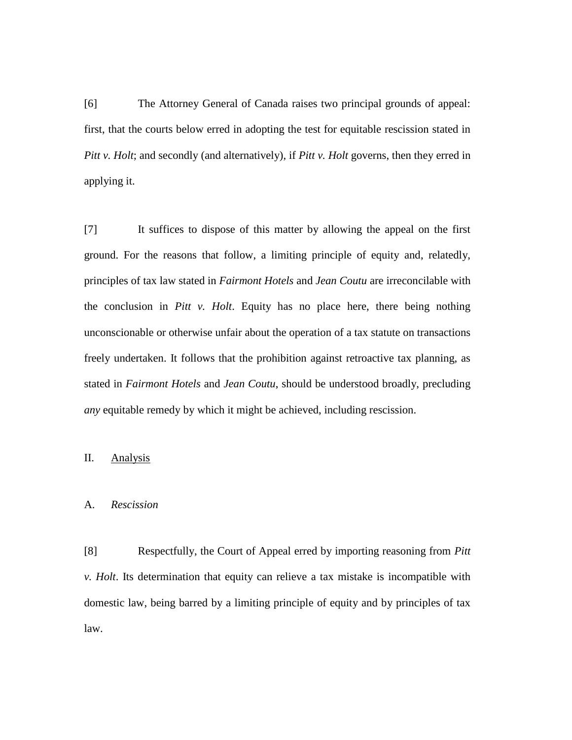[6] The Attorney General of Canada raises two principal grounds of appeal: first, that the courts below erred in adopting the test for equitable rescission stated in *Pitt v. Holt*; and secondly (and alternatively), if *Pitt v. Holt* governs, then they erred in applying it.

[7] It suffices to dispose of this matter by allowing the appeal on the first ground. For the reasons that follow, a limiting principle of equity and, relatedly, principles of tax law stated in *Fairmont Hotels* and *Jean Coutu* are irreconcilable with the conclusion in *Pitt v. Holt*. Equity has no place here, there being nothing unconscionable or otherwise unfair about the operation of a tax statute on transactions freely undertaken. It follows that the prohibition against retroactive tax planning, as stated in *Fairmont Hotels* and *Jean Coutu*, should be understood broadly, precluding *any* equitable remedy by which it might be achieved, including rescission.

## II. Analysis

### A. *Rescission*

[8] Respectfully, the Court of Appeal erred by importing reasoning from *Pitt v. Holt*. Its determination that equity can relieve a tax mistake is incompatible with domestic law, being barred by a limiting principle of equity and by principles of tax law.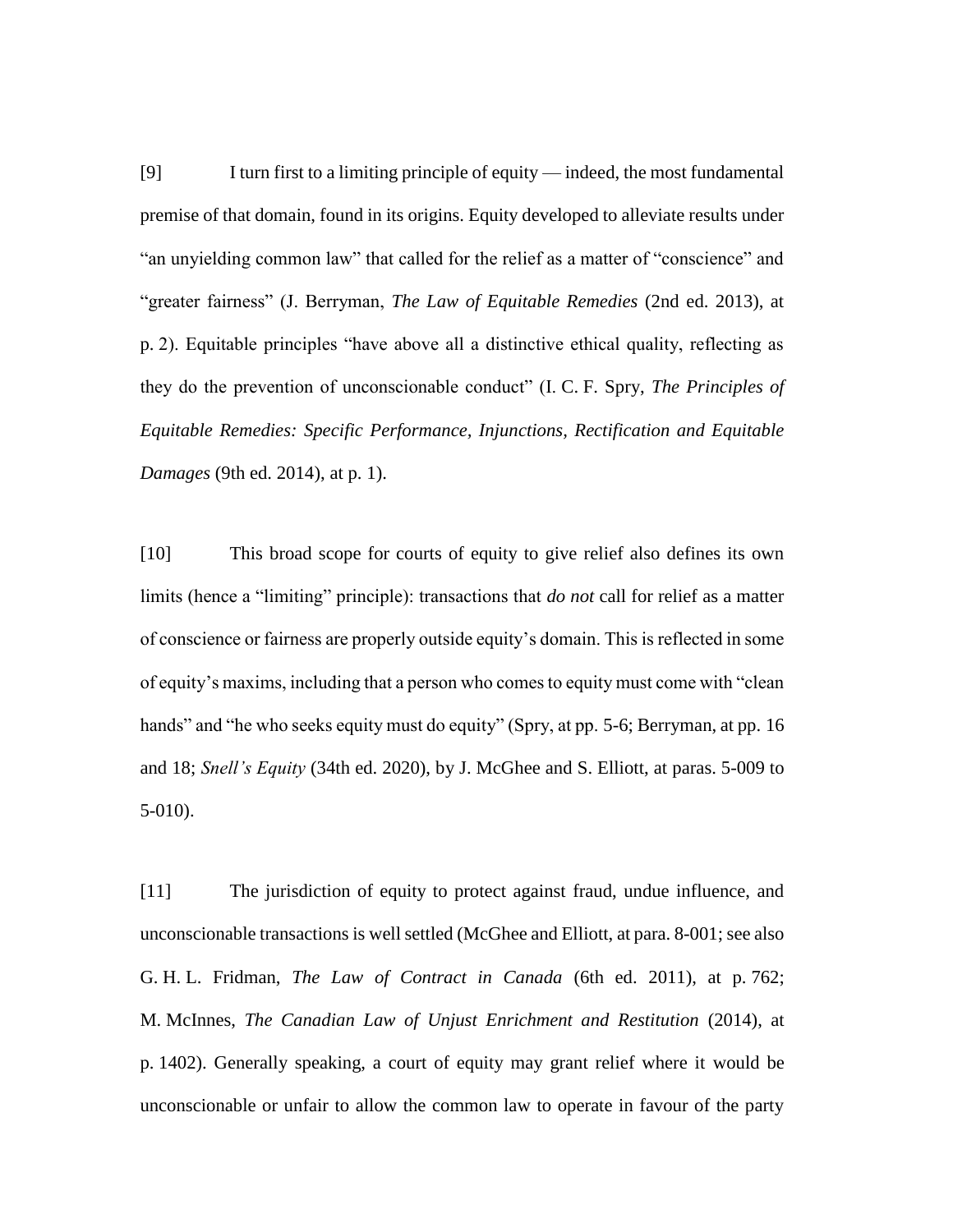[9] I turn first to a limiting principle of equity — indeed, the most fundamental premise of that domain, found in its origins. Equity developed to alleviate results under "an unyielding common law" that called for the relief as a matter of "conscience" and "greater fairness" (J. Berryman, *The Law of Equitable Remedies* (2nd ed. 2013), at p. 2). Equitable principles "have above all a distinctive ethical quality, reflecting as they do the prevention of unconscionable conduct" (I. C. F. Spry, *The Principles of Equitable Remedies: Specific Performance, Injunctions, Rectification and Equitable Damages* (9th ed. 2014), at p. 1).

[10] This broad scope for courts of equity to give relief also defines its own limits (hence a "limiting" principle): transactions that *do not* call for relief as a matter of conscience or fairness are properly outside equity's domain. This is reflected in some of equity's maxims, including that a person who comes to equity must come with "clean hands" and "he who seeks equity must do equity" (Spry, at pp. 5-6; Berryman, at pp. 16 and 18; *Snell's Equity* (34th ed. 2020), by J. McGhee and S. Elliott, at paras. 5-009 to 5-010).

[11] The jurisdiction of equity to protect against fraud, undue influence, and unconscionable transactions is well settled (McGhee and Elliott, at para. 8-001; see also G. H. L. Fridman, *The Law of Contract in Canada* (6th ed. 2011), at p. 762; M. McInnes, *The Canadian Law of Unjust Enrichment and Restitution* (2014), at p. 1402). Generally speaking, a court of equity may grant relief where it would be unconscionable or unfair to allow the common law to operate in favour of the party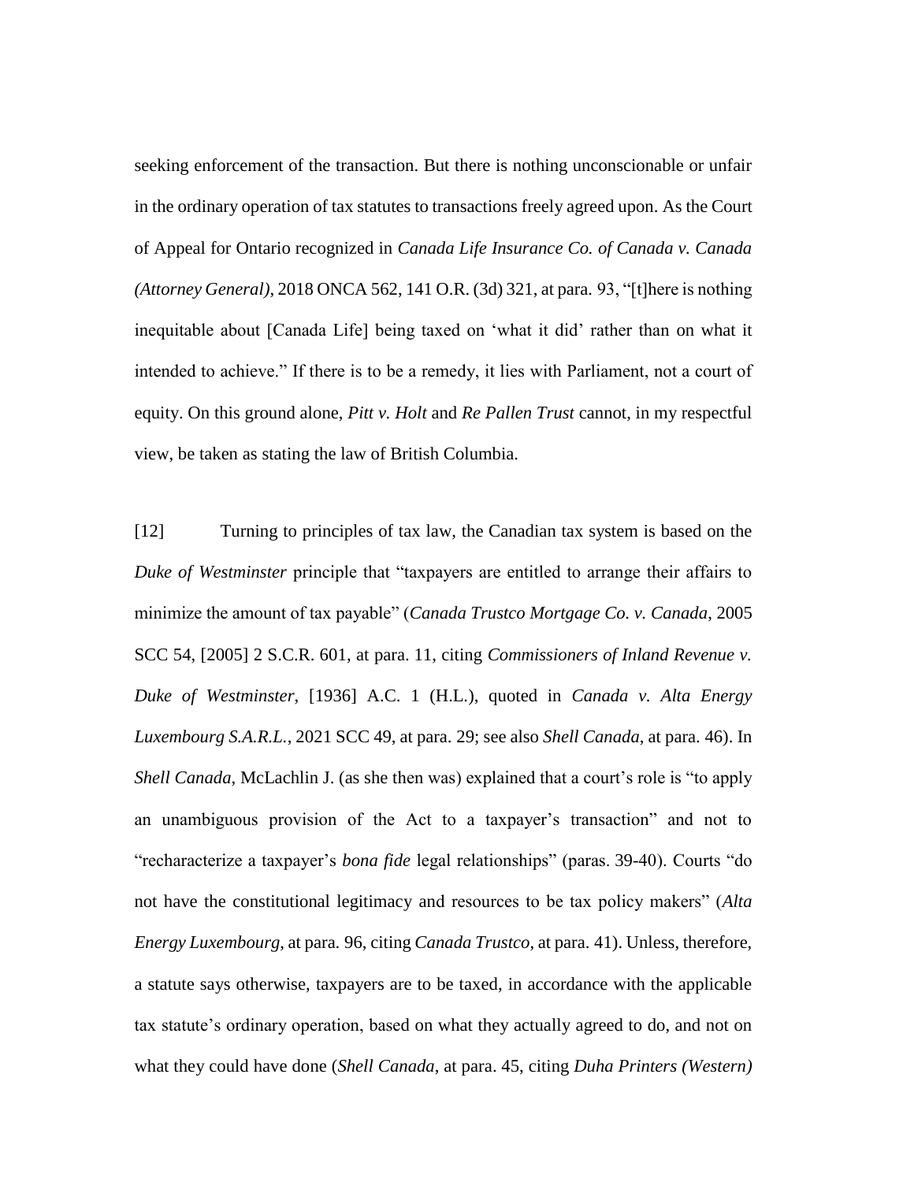seeking enforcement of the transaction. But there is nothing unconscionable or unfair in the ordinary operation of tax statutes to transactions freely agreed upon. As the Court of Appeal for Ontario recognized in *Canada Life Insurance Co. of Canada v. Canada (Attorney General)*, 2018 ONCA 562, 141 O.R. (3d) 321, at para. 93, "[t]here is nothing inequitable about [Canada Life] being taxed on 'what it did' rather than on what it intended to achieve." If there is to be a remedy, it lies with Parliament, not a court of equity. On this ground alone, *Pitt v. Holt* and *Re Pallen Trust* cannot, in my respectful view, be taken as stating the law of British Columbia.

[12] Turning to principles of tax law, the Canadian tax system is based on the *Duke of Westminster* principle that "taxpayers are entitled to arrange their affairs to minimize the amount of tax payable" (*Canada Trustco Mortgage Co. v. Canada*, 2005 SCC 54, [2005] 2 S.C.R. 601, at para. 11, citing *Commissioners of Inland Revenue v. Duke of Westminster*, [1936] A.C. 1 (H.L.), quoted in *Canada v. Alta Energy Luxembourg S.A.R.L.*, 2021 SCC 49, at para. 29; see also *Shell Canada*, at para. 46). In *Shell Canada*, McLachlin J. (as she then was) explained that a court's role is "to apply an unambiguous provision of the Act to a taxpayer's transaction" and not to "recharacterize a taxpayer's *bona fide* legal relationships" (paras. 39-40). Courts "do not have the constitutional legitimacy and resources to be tax policy makers" (*Alta Energy Luxembourg*, at para. 96, citing *Canada Trustco*, at para. 41). Unless, therefore, a statute says otherwise, taxpayers are to be taxed, in accordance with the applicable tax statute's ordinary operation, based on what they actually agreed to do, and not on what they could have done (*Shell Canada*, at para. 45, citing *Duha Printers (Western)*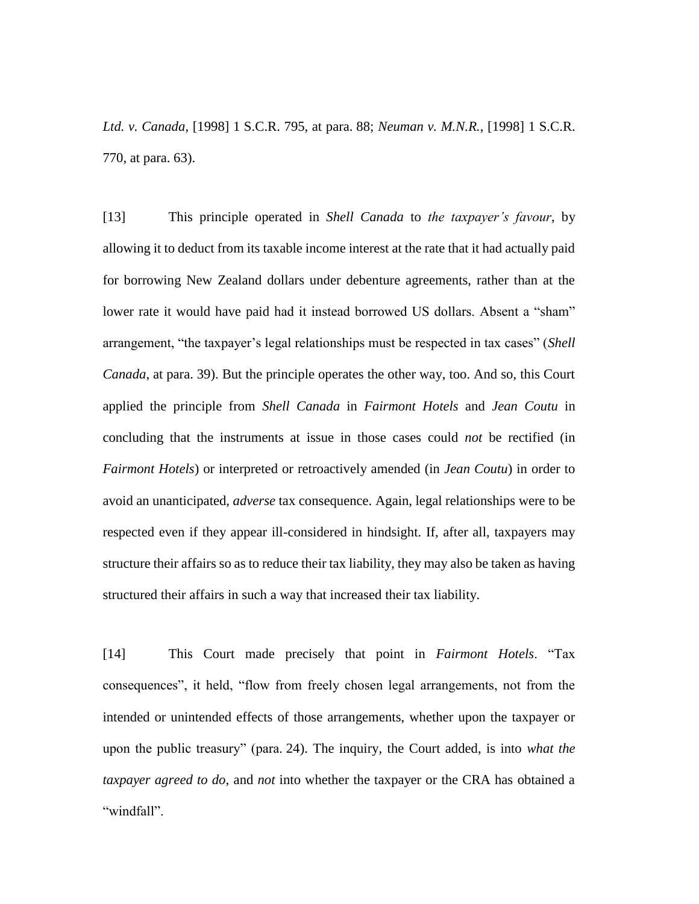*Ltd. v. Canada*, [1998] 1 S.C.R. 795, at para. 88; *Neuman v. M.N.R.*, [1998] 1 S.C.R. 770, at para. 63).

[13] This principle operated in *Shell Canada* to *the taxpayer's favour*, by allowing it to deduct from its taxable income interest at the rate that it had actually paid for borrowing New Zealand dollars under debenture agreements, rather than at the lower rate it would have paid had it instead borrowed US dollars. Absent a "sham" arrangement, "the taxpayer's legal relationships must be respected in tax cases" (*Shell Canada*, at para. 39). But the principle operates the other way, too. And so, this Court applied the principle from *Shell Canada* in *Fairmont Hotels* and *Jean Coutu* in concluding that the instruments at issue in those cases could *not* be rectified (in *Fairmont Hotels*) or interpreted or retroactively amended (in *Jean Coutu*) in order to avoid an unanticipated, *adverse* tax consequence. Again, legal relationships were to be respected even if they appear ill-considered in hindsight. If, after all, taxpayers may structure their affairs so as to reduce their tax liability, they may also be taken as having structured their affairs in such a way that increased their tax liability.

[14] This Court made precisely that point in *Fairmont Hotels*. "Tax consequences", it held, "flow from freely chosen legal arrangements, not from the intended or unintended effects of those arrangements, whether upon the taxpayer or upon the public treasury" (para. 24). The inquiry, the Court added, is into *what the taxpayer agreed to do*, and *not* into whether the taxpayer or the CRA has obtained a "windfall".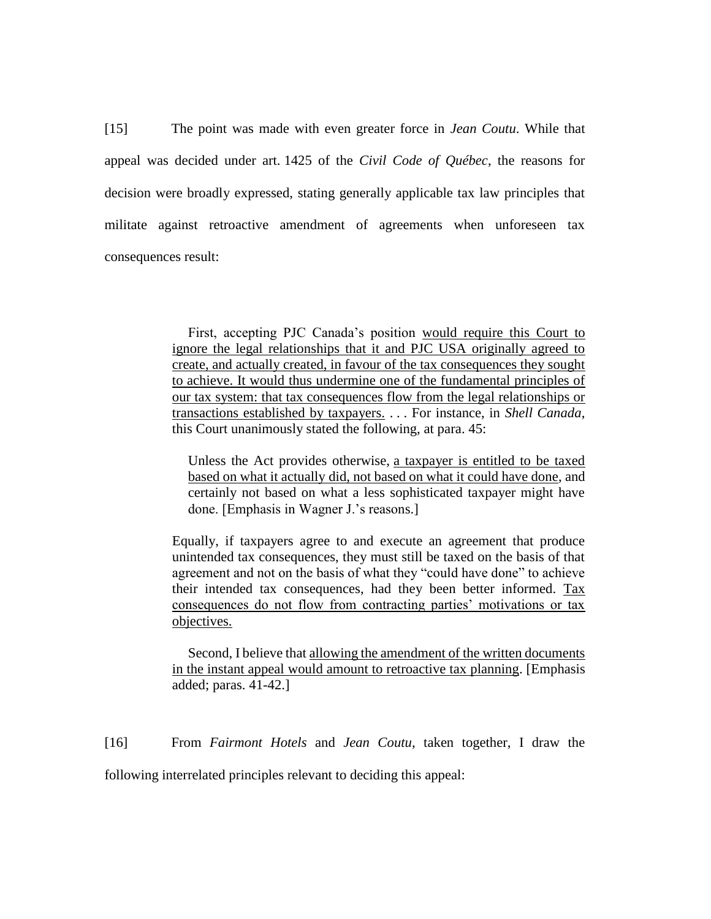[15] The point was made with even greater force in *Jean Coutu*. While that appeal was decided under art. 1425 of the *Civil Code of Québec*, the reasons for decision were broadly expressed, stating generally applicable tax law principles that militate against retroactive amendment of agreements when unforeseen tax consequences result:

> First, accepting PJC Canada's position <u>would require this Court to ignore the legal relationships that it and PJC USA originally agreed to create, and actually created, in favour of the tax consequences they sought to achieve. It would thus undermine one of the fundamental principles of our tax system: that tax consequences flow from the legal relationships or transactions established by taxpayers.</u> . . . For instance, in *Shell Canada*, this Court unanimously stated the following, at para. 45:
>
> > Unless the Act provides otherwise, <u>a taxpayer is entitled to be taxed based on what it actually did, not based on what it could have done</u>, and certainly not based on what a less sophisticated taxpayer might have done. [Emphasis in Wagner J.'s reasons.]
>
> Equally, if taxpayers agree to and execute an agreement that produce unintended tax consequences, they must still be taxed on the basis of that agreement and not on the basis of what they "could have done" to achieve their intended tax consequences, had they been better informed. <u>Tax consequences do not flow from contracting parties' motivations or tax objectives.</u>
>
> Second, I believe that <u>allowing the amendment of the written documents in the instant appeal would amount to retroactive tax planning</u>. [Emphasis added; paras. 41-42.]

[16] From *Fairmont Hotels* and *Jean Coutu*, taken together, I draw the following interrelated principles relevant to deciding this appeal: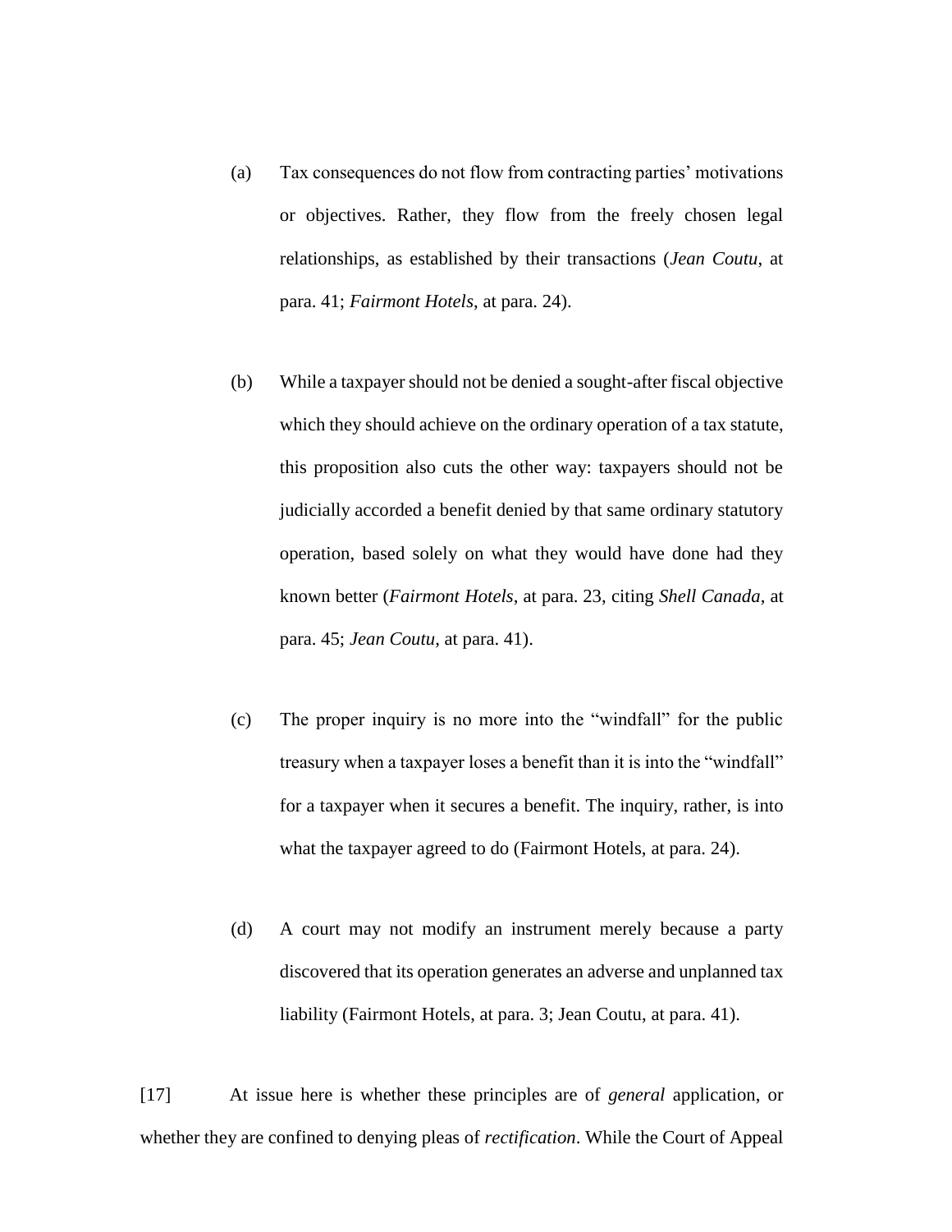(a) Tax consequences do not flow from contracting parties' motivations or objectives. Rather, they flow from the freely chosen legal relationships, as established by their transactions (*Jean Coutu*, at para. 41; *Fairmont Hotels*, at para. 24).

(b) While a taxpayer should not be denied a sought-after fiscal objective which they should achieve on the ordinary operation of a tax statute, this proposition also cuts the other way: taxpayers should not be judicially accorded a benefit denied by that same ordinary statutory operation, based solely on what they would have done had they known better (*Fairmont Hotels*, at para. 23, citing *Shell Canada*, at para. 45; *Jean Coutu*, at para. 41).

(c) The proper inquiry is no more into the "windfall" for the public treasury when a taxpayer loses a benefit than it is into the "windfall" for a taxpayer when it secures a benefit. The inquiry, rather, is into what the taxpayer agreed to do (Fairmont Hotels, at para. 24).

(d) A court may not modify an instrument merely because a party discovered that its operation generates an adverse and unplanned tax liability (Fairmont Hotels, at para. 3; Jean Coutu, at para. 41).

[17] At issue here is whether these principles are of *general* application, or whether they are confined to denying pleas of *rectification*. While the Court of Appeal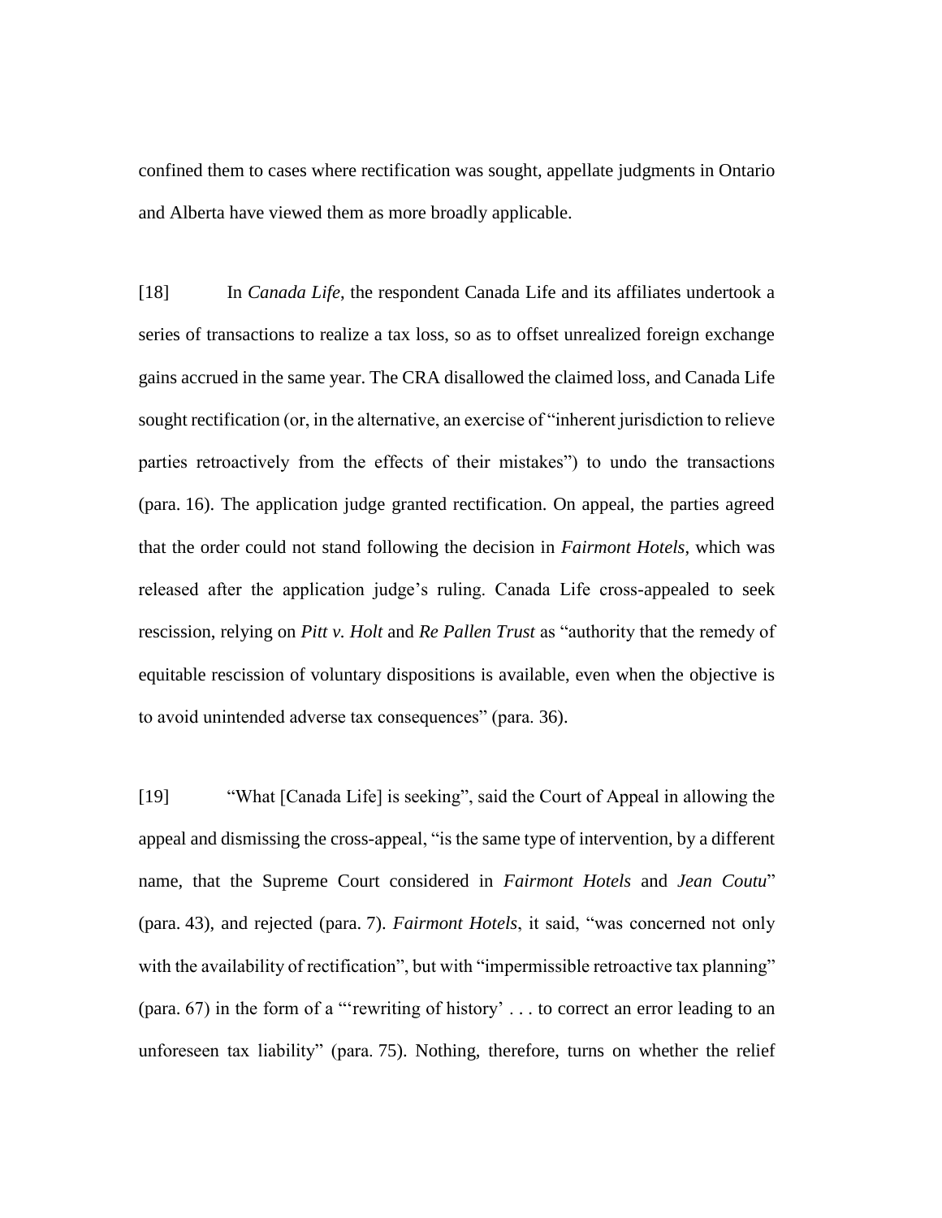confined them to cases where rectification was sought, appellate judgments in Ontario and Alberta have viewed them as more broadly applicable.

[18] In *Canada Life*, the respondent Canada Life and its affiliates undertook a series of transactions to realize a tax loss, so as to offset unrealized foreign exchange gains accrued in the same year. The CRA disallowed the claimed loss, and Canada Life sought rectification (or, in the alternative, an exercise of "inherent jurisdiction to relieve parties retroactively from the effects of their mistakes") to undo the transactions (para. 16). The application judge granted rectification. On appeal, the parties agreed that the order could not stand following the decision in *Fairmont Hotels*, which was released after the application judge's ruling. Canada Life cross-appealed to seek rescission, relying on *Pitt v. Holt* and *Re Pallen Trust* as "authority that the remedy of equitable rescission of voluntary dispositions is available, even when the objective is to avoid unintended adverse tax consequences" (para. 36).

[19] "What [Canada Life] is seeking", said the Court of Appeal in allowing the appeal and dismissing the cross-appeal, "is the same type of intervention, by a different name, that the Supreme Court considered in *Fairmont Hotels* and *Jean Coutu*" (para. 43), and rejected (para. 7). *Fairmont Hotels*, it said, "was concerned not only with the availability of rectification", but with "impermissible retroactive tax planning" (para. 67) in the form of a "'rewriting of history' . . . to correct an error leading to an unforeseen tax liability" (para. 75). Nothing, therefore, turns on whether the relief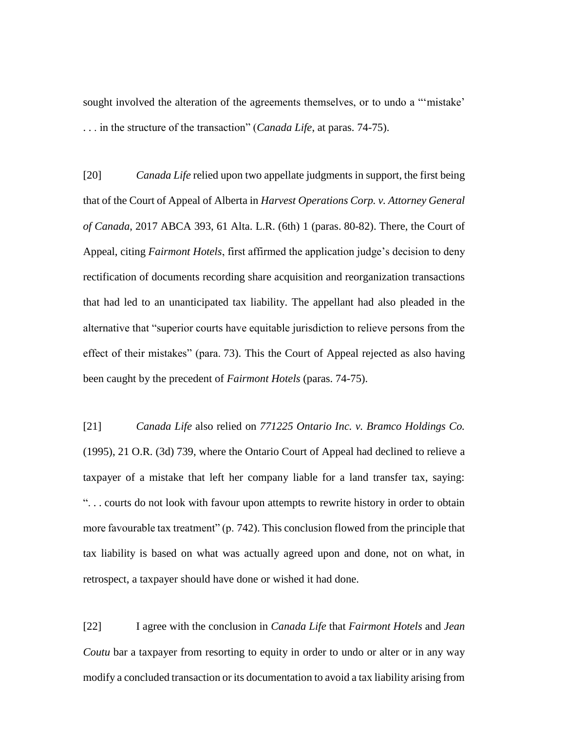sought involved the alteration of the agreements themselves, or to undo a "'mistake' . . . in the structure of the transaction" (*Canada Life*, at paras. 74-75).

[20] *Canada Life* relied upon two appellate judgments in support, the first being that of the Court of Appeal of Alberta in *Harvest Operations Corp. v. Attorney General of Canada*, 2017 ABCA 393, 61 Alta. L.R. (6th) 1 (paras. 80-82). There, the Court of Appeal, citing *Fairmont Hotels*, first affirmed the application judge's decision to deny rectification of documents recording share acquisition and reorganization transactions that had led to an unanticipated tax liability. The appellant had also pleaded in the alternative that "superior courts have equitable jurisdiction to relieve persons from the effect of their mistakes" (para. 73). This the Court of Appeal rejected as also having been caught by the precedent of *Fairmont Hotels* (paras. 74-75).

[21] *Canada Life* also relied on *771225 Ontario Inc. v. Bramco Holdings Co.* (1995), 21 O.R. (3d) 739, where the Ontario Court of Appeal had declined to relieve a taxpayer of a mistake that left her company liable for a land transfer tax, saying: ". . . courts do not look with favour upon attempts to rewrite history in order to obtain more favourable tax treatment" (p. 742). This conclusion flowed from the principle that tax liability is based on what was actually agreed upon and done, not on what, in retrospect, a taxpayer should have done or wished it had done.

[22] I agree with the conclusion in *Canada Life* that *Fairmont Hotels* and *Jean Coutu* bar a taxpayer from resorting to equity in order to undo or alter or in any way modify a concluded transaction or its documentation to avoid a tax liability arising from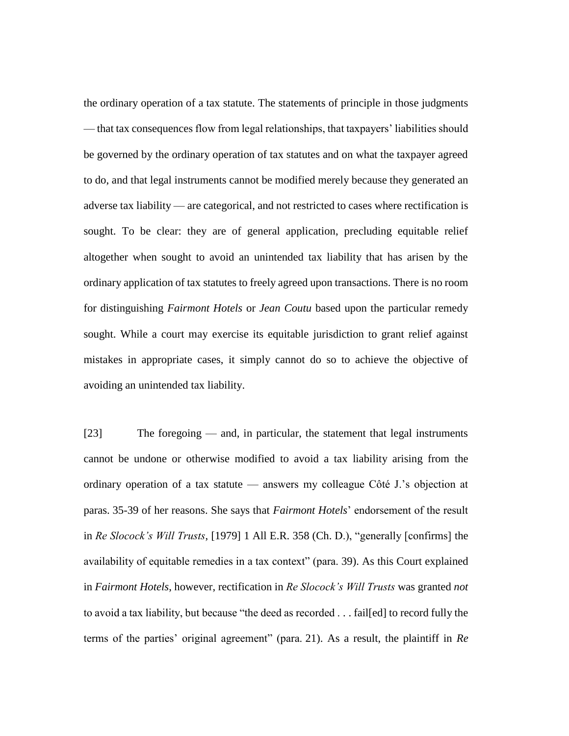the ordinary operation of a tax statute. The statements of principle in those judgments — that tax consequences flow from legal relationships, that taxpayers' liabilities should be governed by the ordinary operation of tax statutes and on what the taxpayer agreed to do, and that legal instruments cannot be modified merely because they generated an adverse tax liability — are categorical, and not restricted to cases where rectification is sought. To be clear: they are of general application, precluding equitable relief altogether when sought to avoid an unintended tax liability that has arisen by the ordinary application of tax statutes to freely agreed upon transactions. There is no room for distinguishing *Fairmont Hotels* or *Jean Coutu* based upon the particular remedy sought. While a court may exercise its equitable jurisdiction to grant relief against mistakes in appropriate cases, it simply cannot do so to achieve the objective of avoiding an unintended tax liability.

[23] The foregoing — and, in particular, the statement that legal instruments cannot be undone or otherwise modified to avoid a tax liability arising from the ordinary operation of a tax statute — answers my colleague Côté J.'s objection at paras. 35-39 of her reasons. She says that *Fairmont Hotels*' endorsement of the result in *Re Slocock's Will Trusts*, [1979] 1 All E.R. 358 (Ch. D.), "generally [confirms] the availability of equitable remedies in a tax context" (para. 39). As this Court explained in *Fairmont Hotels*, however, rectification in *Re Slocock's Will Trusts* was granted *not* to avoid a tax liability, but because "the deed as recorded . . . fail[ed] to record fully the terms of the parties' original agreement" (para. 21). As a result, the plaintiff in *Re*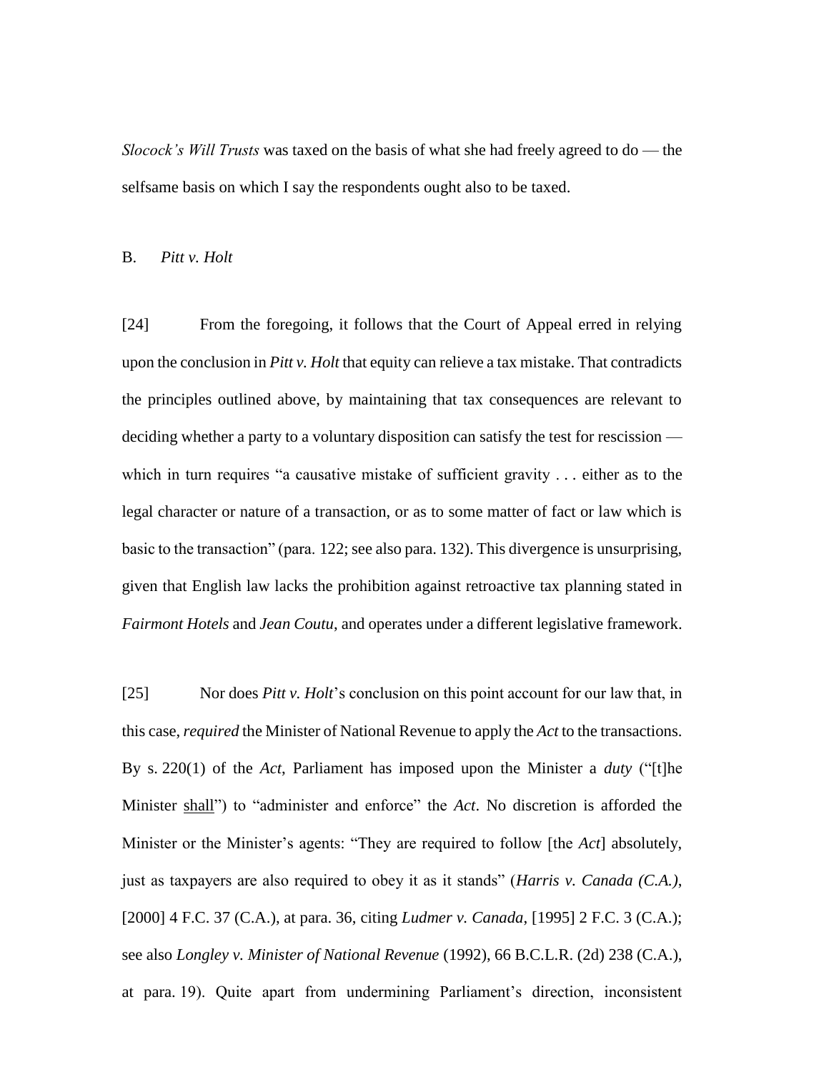*Slocock's Will Trusts* was taxed on the basis of what she had freely agreed to do — the selfsame basis on which I say the respondents ought also to be taxed.

B. *Pitt v. Holt*

[24] From the foregoing, it follows that the Court of Appeal erred in relying upon the conclusion in *Pitt v. Holt* that equity can relieve a tax mistake. That contradicts the principles outlined above, by maintaining that tax consequences are relevant to deciding whether a party to a voluntary disposition can satisfy the test for rescission — which in turn requires "a causative mistake of sufficient gravity . . . either as to the legal character or nature of a transaction, or as to some matter of fact or law which is basic to the transaction" (para. 122; see also para. 132). This divergence is unsurprising, given that English law lacks the prohibition against retroactive tax planning stated in *Fairmont Hotels* and *Jean Coutu*, and operates under a different legislative framework.

[25] Nor does *Pitt v. Holt*'s conclusion on this point account for our law that, in this case, *required* the Minister of National Revenue to apply the *Act* to the transactions. By s. 220(1) of the *Act*, Parliament has imposed upon the Minister a *duty* ("[t]he Minister <u>shall</u>") to "administer and enforce" the *Act*. No discretion is afforded the Minister or the Minister's agents: "They are required to follow [the *Act*] absolutely, just as taxpayers are also required to obey it as it stands" (*Harris v. Canada (C.A.)*, [2000] 4 F.C. 37 (C.A.), at para. 36, citing *Ludmer v. Canada*, [1995] 2 F.C. 3 (C.A.); see also *Longley v. Minister of National Revenue* (1992), 66 B.C.L.R. (2d) 238 (C.A.), at para. 19). Quite apart from undermining Parliament's direction, inconsistent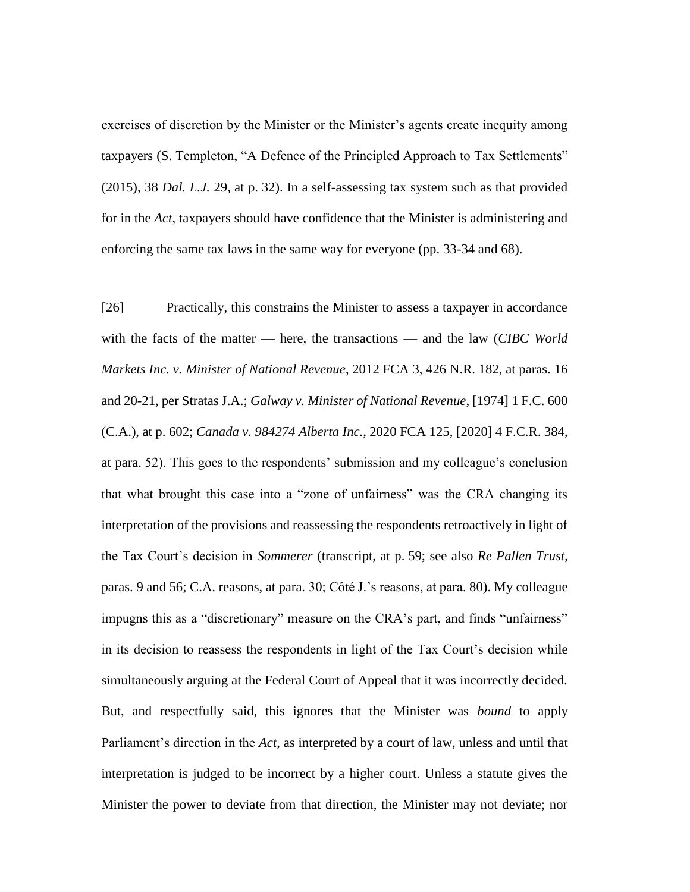exercises of discretion by the Minister or the Minister's agents create inequity among taxpayers (S. Templeton, "A Defence of the Principled Approach to Tax Settlements" (2015), 38 *Dal. L.J.* 29, at p. 32). In a self-assessing tax system such as that provided for in the *Act*, taxpayers should have confidence that the Minister is administering and enforcing the same tax laws in the same way for everyone (pp. 33-34 and 68).

[26] Practically, this constrains the Minister to assess a taxpayer in accordance with the facts of the matter — here, the transactions — and the law (*CIBC World Markets Inc. v. Minister of National Revenue*, 2012 FCA 3, 426 N.R. 182, at paras. 16 and 20-21, per Stratas J.A.; *Galway v. Minister of National Revenue*, [1974] 1 F.C. 600 (C.A.), at p. 602; *Canada v. 984274 Alberta Inc.*, 2020 FCA 125, [2020] 4 F.C.R. 384, at para. 52). This goes to the respondents' submission and my colleague's conclusion that what brought this case into a "zone of unfairness" was the CRA changing its interpretation of the provisions and reassessing the respondents retroactively in light of the Tax Court's decision in *Sommerer* (transcript, at p. 59; see also *Re Pallen Trust*, paras. 9 and 56; C.A. reasons, at para. 30; Côté J.'s reasons, at para. 80). My colleague impugns this as a "discretionary" measure on the CRA's part, and finds "unfairness" in its decision to reassess the respondents in light of the Tax Court's decision while simultaneously arguing at the Federal Court of Appeal that it was incorrectly decided. But, and respectfully said, this ignores that the Minister was *bound* to apply Parliament's direction in the *Act*, as interpreted by a court of law, unless and until that interpretation is judged to be incorrect by a higher court. Unless a statute gives the Minister the power to deviate from that direction, the Minister may not deviate; nor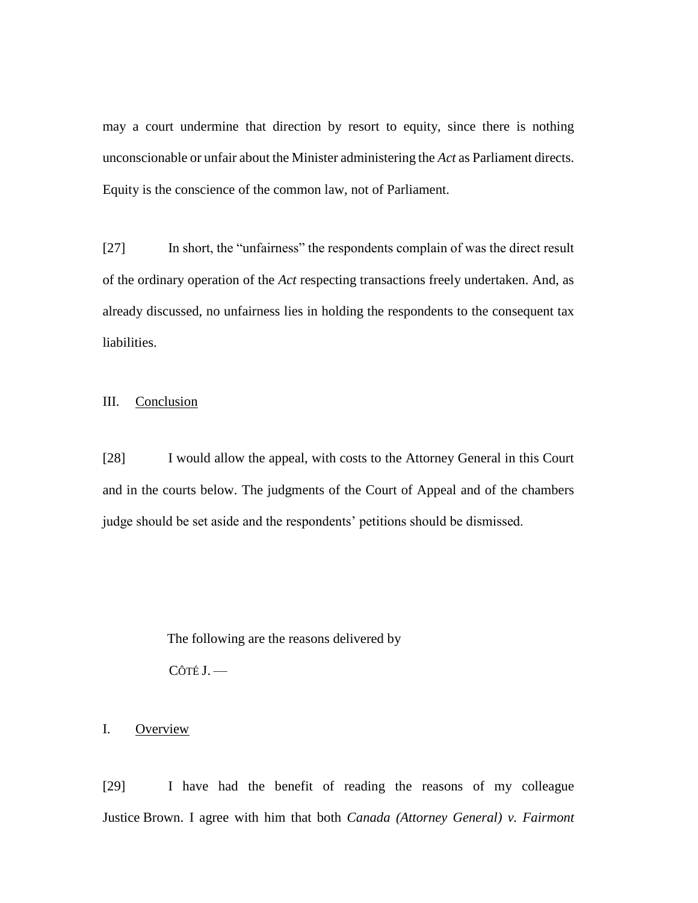may a court undermine that direction by resort to equity, since there is nothing unconscionable or unfair about the Minister administering the *Act* as Parliament directs. Equity is the conscience of the common law, not of Parliament.

[27] In short, the "unfairness" the respondents complain of was the direct result of the ordinary operation of the *Act* respecting transactions freely undertaken. And, as already discussed, no unfairness lies in holding the respondents to the consequent tax liabilities.

## III. Conclusion

[28] I would allow the appeal, with costs to the Attorney General in this Court and in the courts below. The judgments of the Court of Appeal and of the chambers judge should be set aside and the respondents' petitions should be dismissed.

The following are the reasons delivered by

CÔTÉ J. —

## I. Overview

[29] I have had the benefit of reading the reasons of my colleague Justice Brown. I agree with him that both *Canada (Attorney General) v. Fairmont*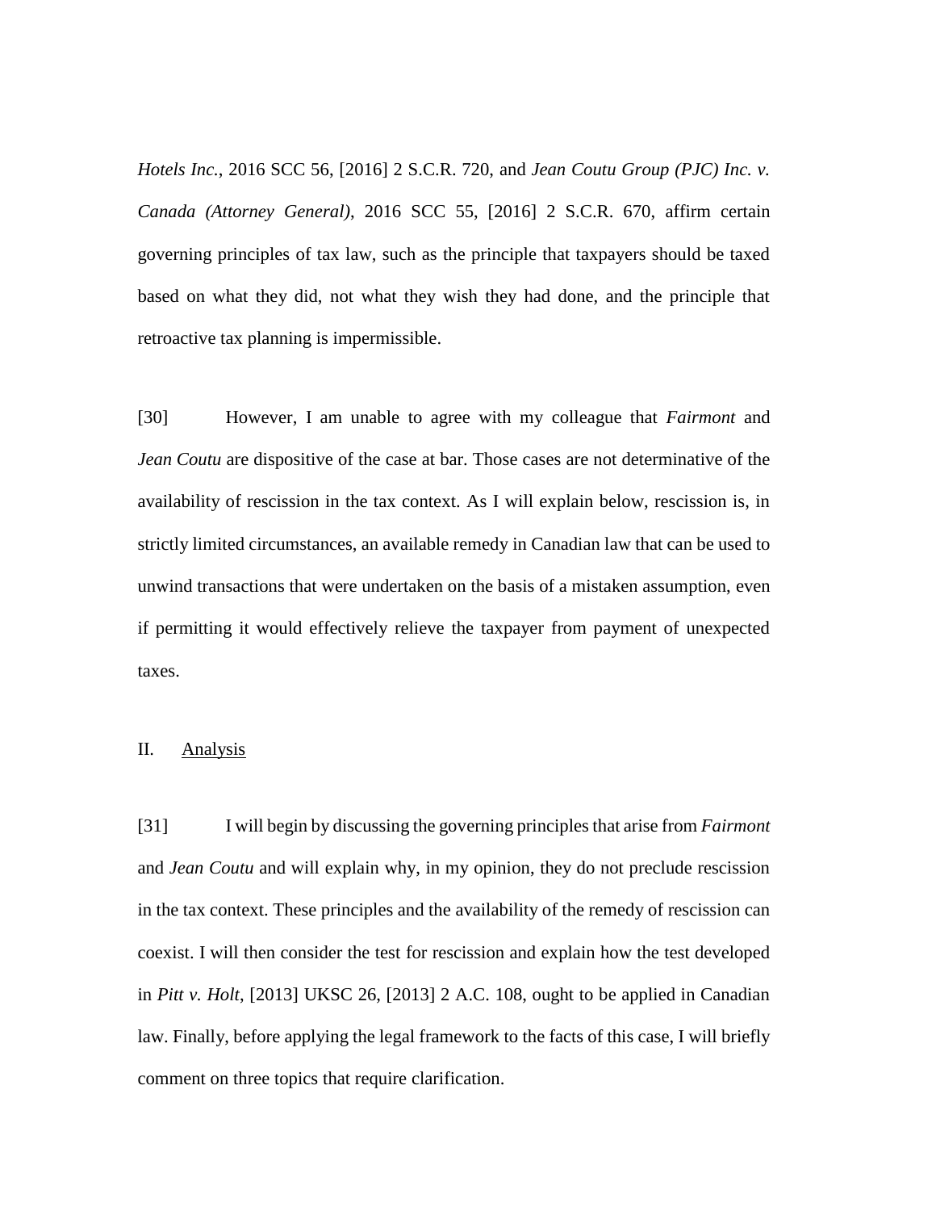*Hotels Inc.*, 2016 SCC 56, [2016] 2 S.C.R. 720, and *Jean Coutu Group (PJC) Inc. v. Canada (Attorney General)*, 2016 SCC 55, [2016] 2 S.C.R. 670, affirm certain governing principles of tax law, such as the principle that taxpayers should be taxed based on what they did, not what they wish they had done, and the principle that retroactive tax planning is impermissible.

[30] However, I am unable to agree with my colleague that *Fairmont* and *Jean Coutu* are dispositive of the case at bar. Those cases are not determinative of the availability of rescission in the tax context. As I will explain below, rescission is, in strictly limited circumstances, an available remedy in Canadian law that can be used to unwind transactions that were undertaken on the basis of a mistaken assumption, even if permitting it would effectively relieve the taxpayer from payment of unexpected taxes.

## II. Analysis

[31] I will begin by discussing the governing principles that arise from *Fairmont* and *Jean Coutu* and will explain why, in my opinion, they do not preclude rescission in the tax context. These principles and the availability of the remedy of rescission can coexist. I will then consider the test for rescission and explain how the test developed in *Pitt v. Holt*, [2013] UKSC 26, [2013] 2 A.C. 108, ought to be applied in Canadian law. Finally, before applying the legal framework to the facts of this case, I will briefly comment on three topics that require clarification.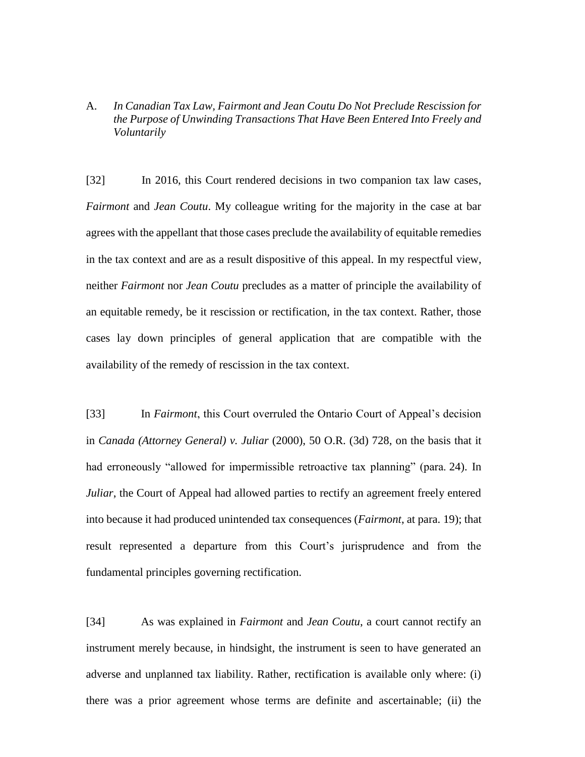### A. *In Canadian Tax Law, Fairmont and Jean Coutu Do Not Preclude Rescission for the Purpose of Unwinding Transactions That Have Been Entered Into Freely and Voluntarily*

[32] In 2016, this Court rendered decisions in two companion tax law cases, *Fairmont* and *Jean Coutu*. My colleague writing for the majority in the case at bar agrees with the appellant that those cases preclude the availability of equitable remedies in the tax context and are as a result dispositive of this appeal. In my respectful view, neither *Fairmont* nor *Jean Coutu* precludes as a matter of principle the availability of an equitable remedy, be it rescission or rectification, in the tax context. Rather, those cases lay down principles of general application that are compatible with the availability of the remedy of rescission in the tax context.

[33] In *Fairmont*, this Court overruled the Ontario Court of Appeal's decision in *Canada (Attorney General) v. Juliar* (2000), 50 O.R. (3d) 728, on the basis that it had erroneously "allowed for impermissible retroactive tax planning" (para. 24). In *Juliar*, the Court of Appeal had allowed parties to rectify an agreement freely entered into because it had produced unintended tax consequences (*Fairmont*, at para. 19); that result represented a departure from this Court's jurisprudence and from the fundamental principles governing rectification.

[34] As was explained in *Fairmont* and *Jean Coutu*, a court cannot rectify an instrument merely because, in hindsight, the instrument is seen to have generated an adverse and unplanned tax liability. Rather, rectification is available only where: (i) there was a prior agreement whose terms are definite and ascertainable; (ii) the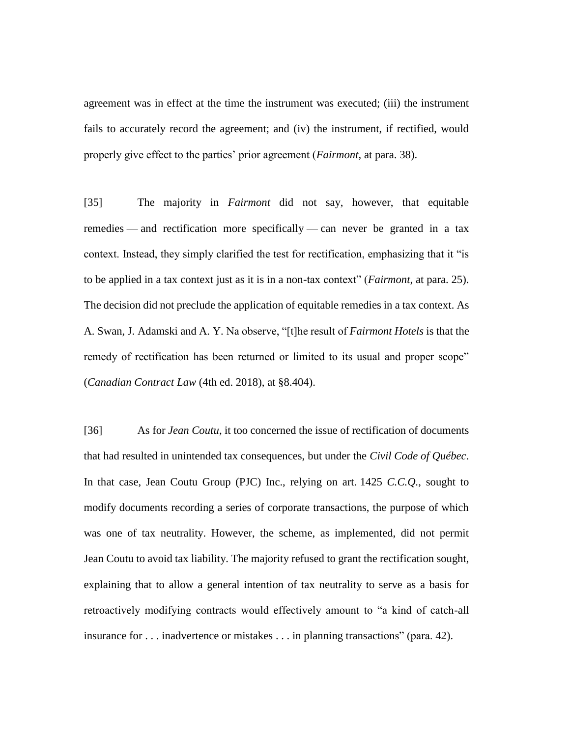agreement was in effect at the time the instrument was executed; (iii) the instrument fails to accurately record the agreement; and (iv) the instrument, if rectified, would properly give effect to the parties' prior agreement (*Fairmont*, at para. 38).

[35] The majority in *Fairmont* did not say, however, that equitable remedies — and rectification more specifically — can never be granted in a tax context. Instead, they simply clarified the test for rectification, emphasizing that it "is to be applied in a tax context just as it is in a non-tax context" (*Fairmont*, at para. 25). The decision did not preclude the application of equitable remedies in a tax context. As A. Swan, J. Adamski and A. Y. Na observe, "[t]he result of *Fairmont Hotels* is that the remedy of rectification has been returned or limited to its usual and proper scope" (*Canadian Contract Law* (4th ed. 2018), at §8.404).

[36] As for *Jean Coutu*, it too concerned the issue of rectification of documents that had resulted in unintended tax consequences, but under the *Civil Code of Québec*. In that case, Jean Coutu Group (PJC) Inc., relying on art. 1425 *C.C.Q.*, sought to modify documents recording a series of corporate transactions, the purpose of which was one of tax neutrality. However, the scheme, as implemented, did not permit Jean Coutu to avoid tax liability. The majority refused to grant the rectification sought, explaining that to allow a general intention of tax neutrality to serve as a basis for retroactively modifying contracts would effectively amount to "a kind of catch-all insurance for . . . inadvertence or mistakes . . . in planning transactions" (para. 42).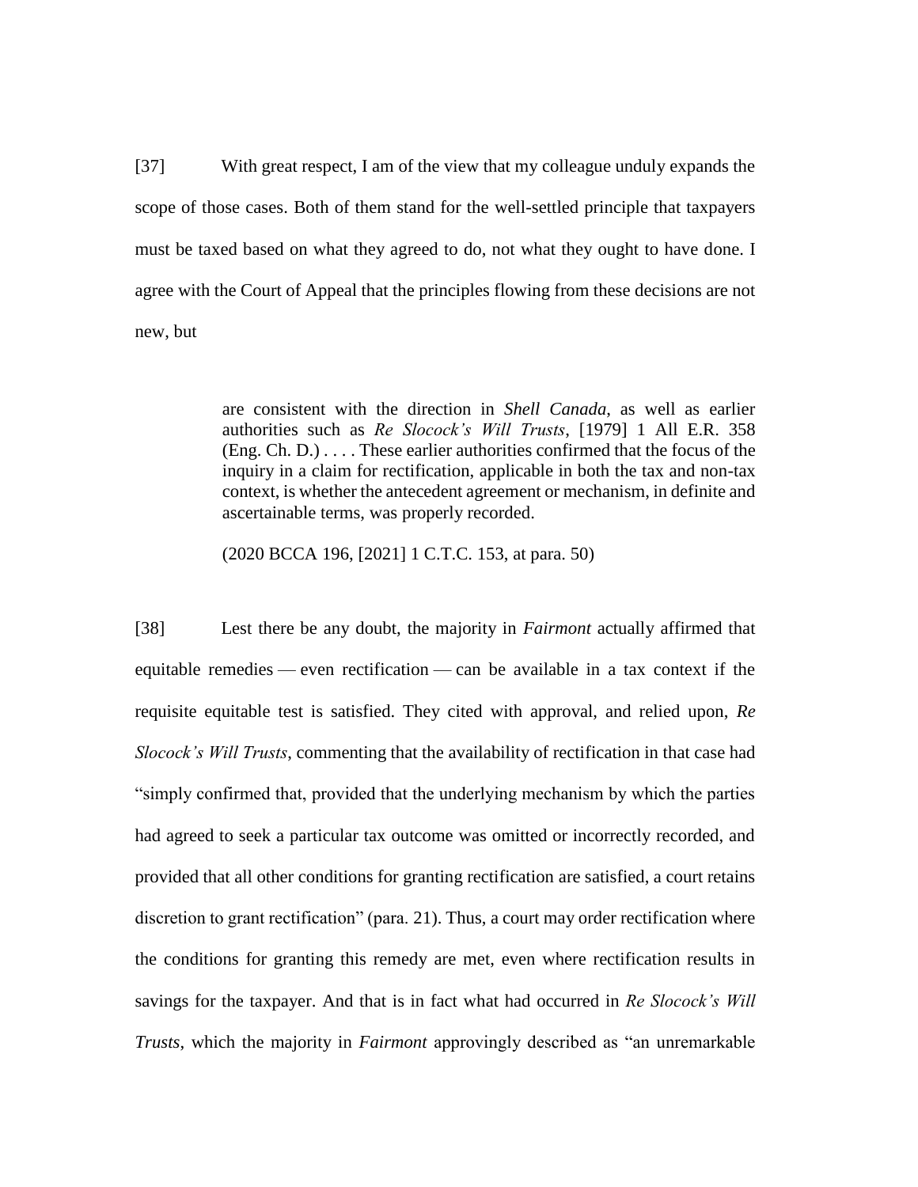[37] With great respect, I am of the view that my colleague unduly expands the scope of those cases. Both of them stand for the well-settled principle that taxpayers must be taxed based on what they agreed to do, not what they ought to have done. I agree with the Court of Appeal that the principles flowing from these decisions are not new, but

> are consistent with the direction in *Shell Canada*, as well as earlier authorities such as *Re Slocock's Will Trusts*, [1979] 1 All E.R. 358 (Eng. Ch. D.) . . . . These earlier authorities confirmed that the focus of the inquiry in a claim for rectification, applicable in both the tax and non-tax context, is whether the antecedent agreement or mechanism, in definite and ascertainable terms, was properly recorded.
>
> (2020 BCCA 196, [2021] 1 C.T.C. 153, at para. 50)

[38] Lest there be any doubt, the majority in *Fairmont* actually affirmed that equitable remedies — even rectification — can be available in a tax context if the requisite equitable test is satisfied. They cited with approval, and relied upon, *Re Slocock's Will Trusts*, commenting that the availability of rectification in that case had "simply confirmed that, provided that the underlying mechanism by which the parties had agreed to seek a particular tax outcome was omitted or incorrectly recorded, and provided that all other conditions for granting rectification are satisfied, a court retains discretion to grant rectification" (para. 21). Thus, a court may order rectification where the conditions for granting this remedy are met, even where rectification results in savings for the taxpayer. And that is in fact what had occurred in *Re Slocock's Will Trusts*, which the majority in *Fairmont* approvingly described as "an unremarkable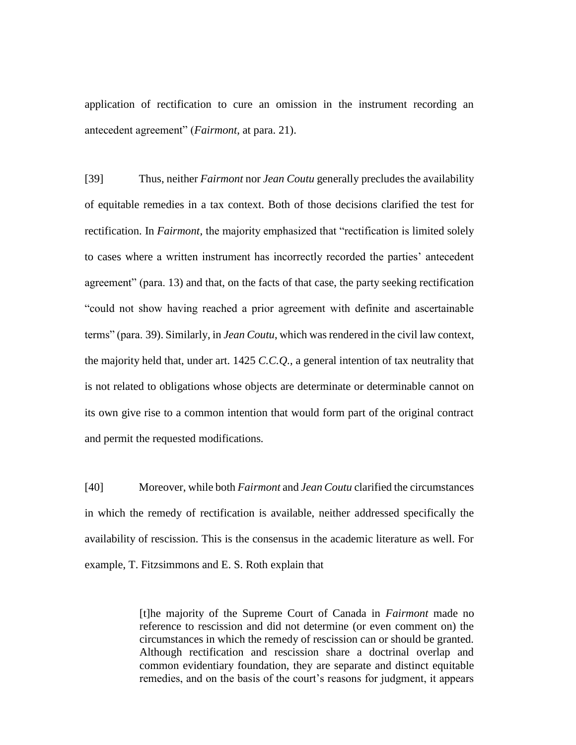application of rectification to cure an omission in the instrument recording an antecedent agreement" (*Fairmont*, at para. 21).

[39] Thus, neither *Fairmont* nor *Jean Coutu* generally precludes the availability of equitable remedies in a tax context. Both of those decisions clarified the test for rectification. In *Fairmont*, the majority emphasized that "rectification is limited solely to cases where a written instrument has incorrectly recorded the parties' antecedent agreement" (para. 13) and that, on the facts of that case, the party seeking rectification "could not show having reached a prior agreement with definite and ascertainable terms" (para. 39). Similarly, in *Jean Coutu*, which was rendered in the civil law context, the majority held that, under art. 1425 *C.C.Q.*, a general intention of tax neutrality that is not related to obligations whose objects are determinate or determinable cannot on its own give rise to a common intention that would form part of the original contract and permit the requested modifications.

[40] Moreover, while both *Fairmont* and *Jean Coutu* clarified the circumstances in which the remedy of rectification is available, neither addressed specifically the availability of rescission. This is the consensus in the academic literature as well. For example, T. Fitzsimmons and E. S. Roth explain that

> [t]he majority of the Supreme Court of Canada in *Fairmont* made no reference to rescission and did not determine (or even comment on) the circumstances in which the remedy of rescission can or should be granted. Although rectification and rescission share a doctrinal overlap and common evidentiary foundation, they are separate and distinct equitable remedies, and on the basis of the court's reasons for judgment, it appears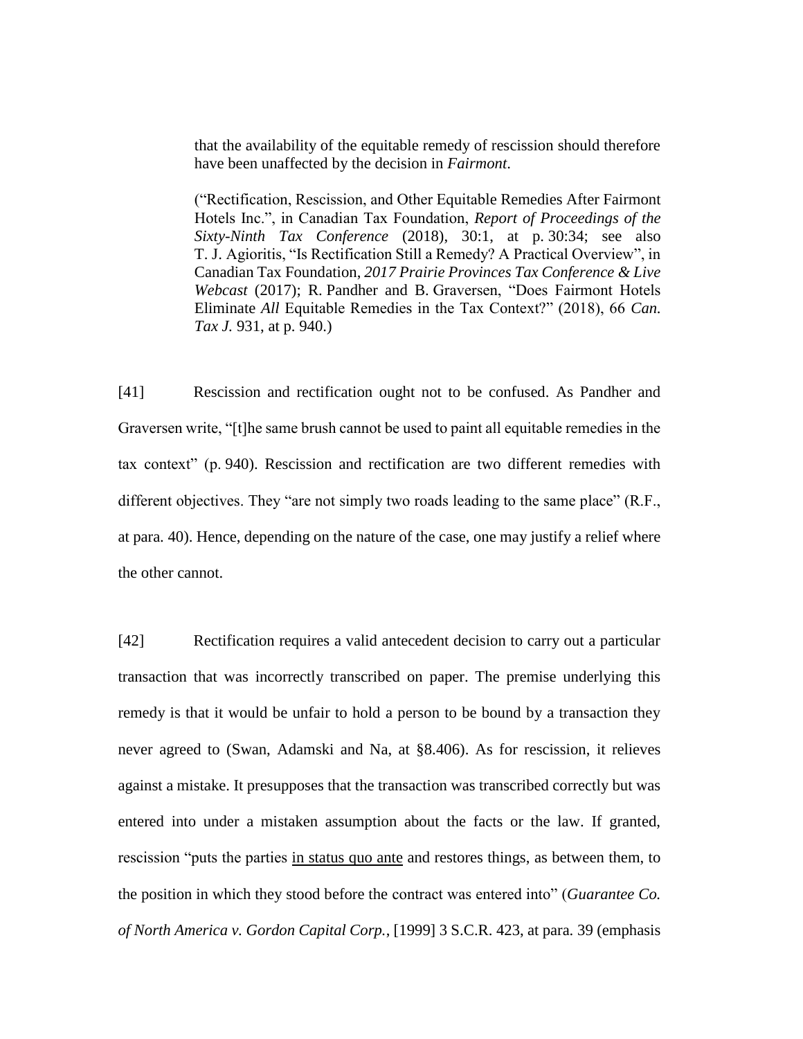> that the availability of the equitable remedy of rescission should therefore have been unaffected by the decision in *Fairmont*.
>
> ("Rectification, Rescission, and Other Equitable Remedies After Fairmont Hotels Inc.", in Canadian Tax Foundation, *Report of Proceedings of the Sixty-Ninth Tax Conference* (2018), 30:1, at p. 30:34; see also T. J. Agioritis, "Is Rectification Still a Remedy? A Practical Overview", in Canadian Tax Foundation, *2017 Prairie Provinces Tax Conference & Live Webcast* (2017); R. Pandher and B. Graversen, "Does Fairmont Hotels Eliminate *All* Equitable Remedies in the Tax Context?" (2018), 66 *Can. Tax J.* 931, at p. 940.)

[41] Rescission and rectification ought not to be confused. As Pandher and Graversen write, "[t]he same brush cannot be used to paint all equitable remedies in the tax context" (p. 940). Rescission and rectification are two different remedies with different objectives. They "are not simply two roads leading to the same place" (R.F., at para. 40). Hence, depending on the nature of the case, one may justify a relief where the other cannot.

[42] Rectification requires a valid antecedent decision to carry out a particular transaction that was incorrectly transcribed on paper. The premise underlying this remedy is that it would be unfair to hold a person to be bound by a transaction they never agreed to (Swan, Adamski and Na, at §8.406). As for rescission, it relieves against a mistake. It presupposes that the transaction was transcribed correctly but was entered into under a mistaken assumption about the facts or the law. If granted, rescission "puts the parties <u>in status quo ante</u> and restores things, as between them, to the position in which they stood before the contract was entered into" (*Guarantee Co. of North America v. Gordon Capital Corp.*, [1999] 3 S.C.R. 423, at para. 39 (emphasis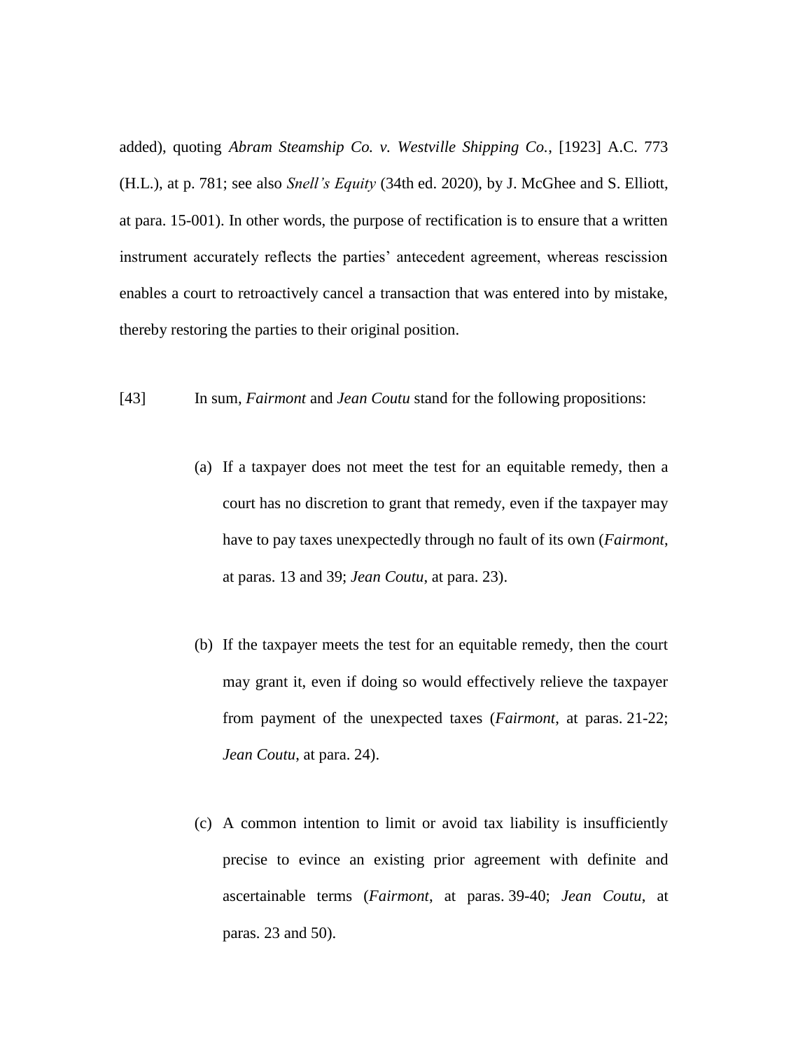added), quoting *Abram Steamship Co. v. Westville Shipping Co.*, [1923] A.C. 773 (H.L.), at p. 781; see also *Snell's Equity* (34th ed. 2020), by J. McGhee and S. Elliott, at para. 15-001). In other words, the purpose of rectification is to ensure that a written instrument accurately reflects the parties' antecedent agreement, whereas rescission enables a court to retroactively cancel a transaction that was entered into by mistake, thereby restoring the parties to their original position.

[43] In sum, *Fairmont* and *Jean Coutu* stand for the following propositions:

(a) If a taxpayer does not meet the test for an equitable remedy, then a court has no discretion to grant that remedy, even if the taxpayer may have to pay taxes unexpectedly through no fault of its own (*Fairmont*, at paras. 13 and 39; *Jean Coutu*, at para. 23).

(b) If the taxpayer meets the test for an equitable remedy, then the court may grant it, even if doing so would effectively relieve the taxpayer from payment of the unexpected taxes (*Fairmont*, at paras. 21-22; *Jean Coutu*, at para. 24).

(c) A common intention to limit or avoid tax liability is insufficiently precise to evince an existing prior agreement with definite and ascertainable terms (*Fairmont*, at paras. 39-40; *Jean Coutu*, at paras. 23 and 50).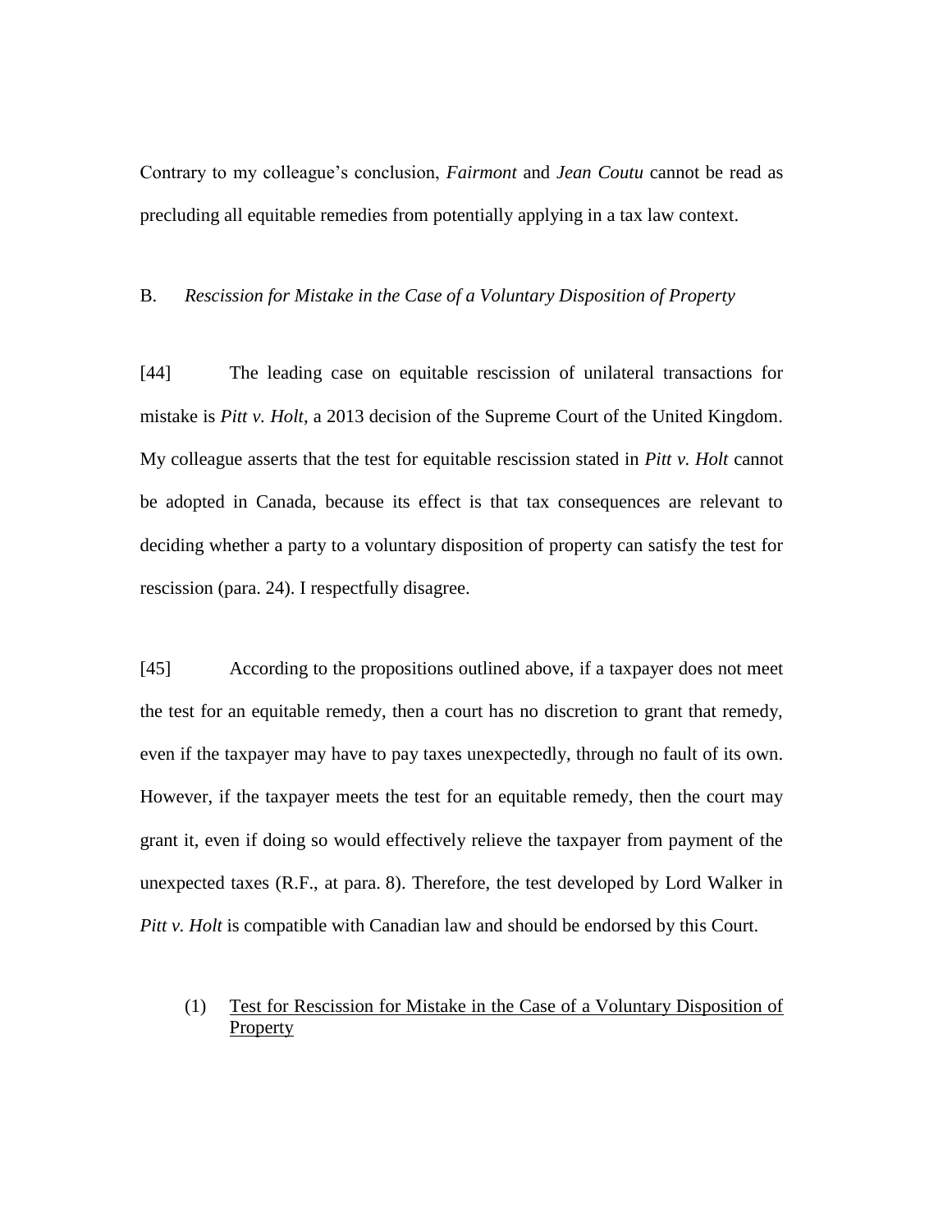Contrary to my colleague's conclusion, *Fairmont* and *Jean Coutu* cannot be read as precluding all equitable remedies from potentially applying in a tax law context.

### B. *Rescission for Mistake in the Case of a Voluntary Disposition of Property*

[44] The leading case on equitable rescission of unilateral transactions for mistake is *Pitt v. Holt*, a 2013 decision of the Supreme Court of the United Kingdom. My colleague asserts that the test for equitable rescission stated in *Pitt v. Holt* cannot be adopted in Canada, because its effect is that tax consequences are relevant to deciding whether a party to a voluntary disposition of property can satisfy the test for rescission (para. 24). I respectfully disagree.

[45] According to the propositions outlined above, if a taxpayer does not meet the test for an equitable remedy, then a court has no discretion to grant that remedy, even if the taxpayer may have to pay taxes unexpectedly, through no fault of its own. However, if the taxpayer meets the test for an equitable remedy, then the court may grant it, even if doing so would effectively relieve the taxpayer from payment of the unexpected taxes (R.F., at para. 8). Therefore, the test developed by Lord Walker in *Pitt v. Holt* is compatible with Canadian law and should be endorsed by this Court.

#### (1) Test for Rescission for Mistake in the Case of a Voluntary Disposition of Property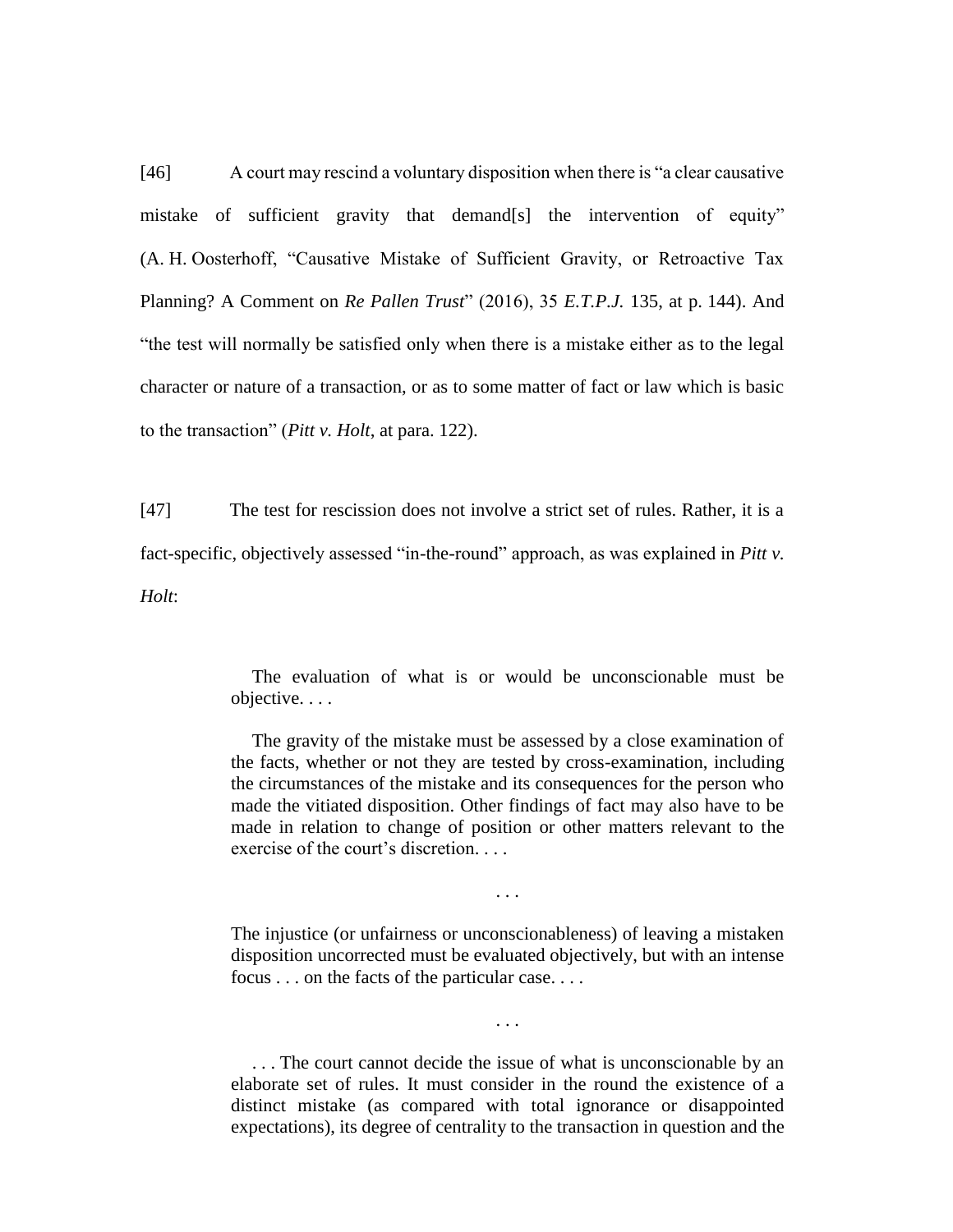[46] A court may rescind a voluntary disposition when there is "a clear causative mistake of sufficient gravity that demand[s] the intervention of equity" (A. H. Oosterhoff, "Causative Mistake of Sufficient Gravity, or Retroactive Tax Planning? A Comment on *Re Pallen Trust*" (2016), 35 *E.T.P.J.* 135, at p. 144). And "the test will normally be satisfied only when there is a mistake either as to the legal character or nature of a transaction, or as to some matter of fact or law which is basic to the transaction" (*Pitt v. Holt*, at para. 122).

[47] The test for rescission does not involve a strict set of rules. Rather, it is a fact-specific, objectively assessed "in-the-round" approach, as was explained in *Pitt v. Holt*:

> The evaluation of what is or would be unconscionable must be objective. . . .
>
> The gravity of the mistake must be assessed by a close examination of the facts, whether or not they are tested by cross-examination, including the circumstances of the mistake and its consequences for the person who made the vitiated disposition. Other findings of fact may also have to be made in relation to change of position or other matters relevant to the exercise of the court's discretion. . . .
>
> . . .
>
> The injustice (or unfairness or unconscionableness) of leaving a mistaken disposition uncorrected must be evaluated objectively, but with an intense focus . . . on the facts of the particular case. . . .
>
> . . .
>
> . . . The court cannot decide the issue of what is unconscionable by an elaborate set of rules. It must consider in the round the existence of a distinct mistake (as compared with total ignorance or disappointed expectations), its degree of centrality to the transaction in question and the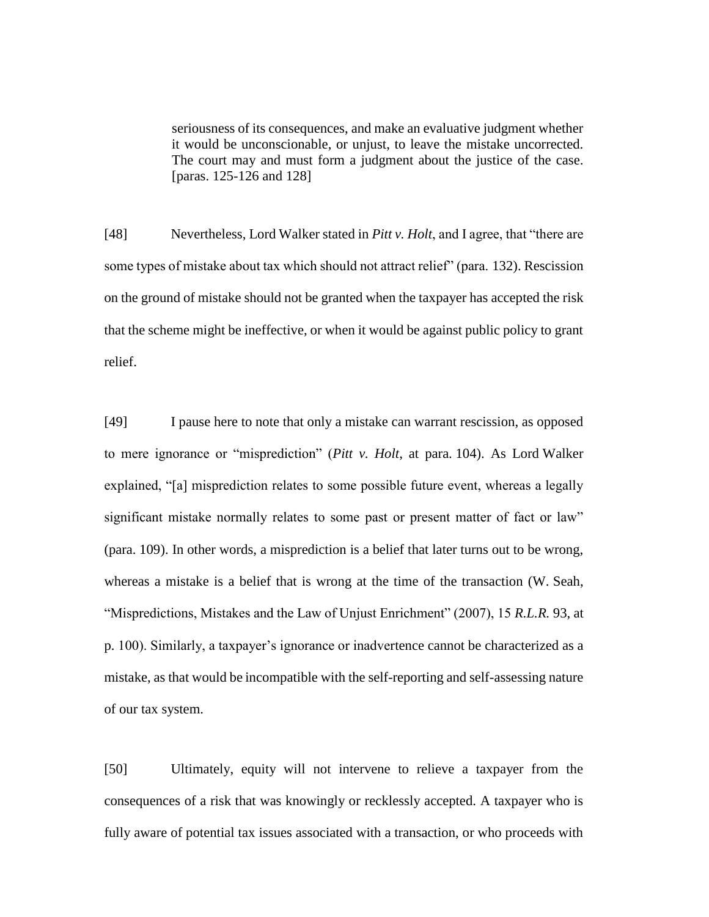> seriousness of its consequences, and make an evaluative judgment whether it would be unconscionable, or unjust, to leave the mistake uncorrected. The court may and must form a judgment about the justice of the case. [paras. 125-126 and 128]

[48] Nevertheless, Lord Walker stated in *Pitt v. Holt*, and I agree, that "there are some types of mistake about tax which should not attract relief" (para. 132). Rescission on the ground of mistake should not be granted when the taxpayer has accepted the risk that the scheme might be ineffective, or when it would be against public policy to grant relief.

[49] I pause here to note that only a mistake can warrant rescission, as opposed to mere ignorance or "misprediction" (*Pitt v. Holt*, at para. 104). As Lord Walker explained, "[a] misprediction relates to some possible future event, whereas a legally significant mistake normally relates to some past or present matter of fact or law" (para. 109). In other words, a misprediction is a belief that later turns out to be wrong, whereas a mistake is a belief that is wrong at the time of the transaction (W. Seah, "Mispredictions, Mistakes and the Law of Unjust Enrichment" (2007), 15 *R.L.R.* 93, at p. 100). Similarly, a taxpayer's ignorance or inadvertence cannot be characterized as a mistake, as that would be incompatible with the self-reporting and self-assessing nature of our tax system.

[50] Ultimately, equity will not intervene to relieve a taxpayer from the consequences of a risk that was knowingly or recklessly accepted. A taxpayer who is fully aware of potential tax issues associated with a transaction, or who proceeds with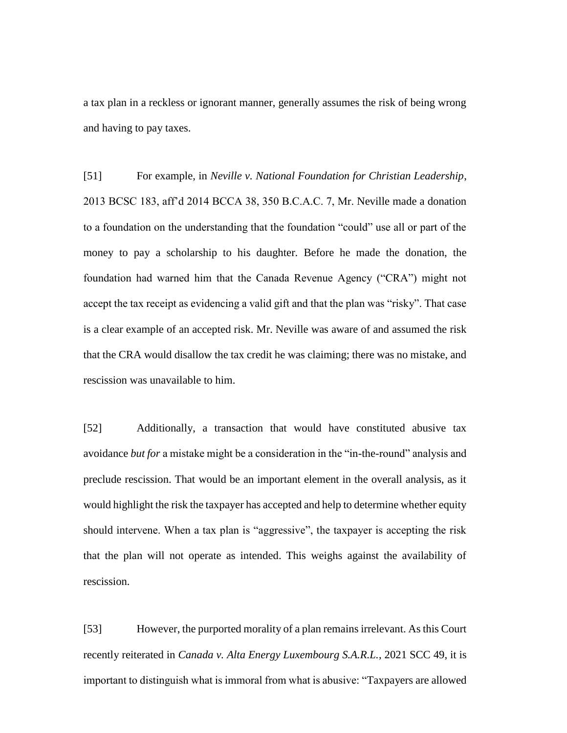a tax plan in a reckless or ignorant manner, generally assumes the risk of being wrong and having to pay taxes.

[51] For example, in *Neville v. National Foundation for Christian Leadership*, 2013 BCSC 183, aff'd 2014 BCCA 38, 350 B.C.A.C. 7, Mr. Neville made a donation to a foundation on the understanding that the foundation "could" use all or part of the money to pay a scholarship to his daughter. Before he made the donation, the foundation had warned him that the Canada Revenue Agency ("CRA") might not accept the tax receipt as evidencing a valid gift and that the plan was "risky". That case is a clear example of an accepted risk. Mr. Neville was aware of and assumed the risk that the CRA would disallow the tax credit he was claiming; there was no mistake, and rescission was unavailable to him.

[52] Additionally, a transaction that would have constituted abusive tax avoidance *but for* a mistake might be a consideration in the "in-the-round" analysis and preclude rescission. That would be an important element in the overall analysis, as it would highlight the risk the taxpayer has accepted and help to determine whether equity should intervene. When a tax plan is "aggressive", the taxpayer is accepting the risk that the plan will not operate as intended. This weighs against the availability of rescission.

[53] However, the purported morality of a plan remains irrelevant. As this Court recently reiterated in *Canada v. Alta Energy Luxembourg S.A.R.L.*, 2021 SCC 49, it is important to distinguish what is immoral from what is abusive: "Taxpayers are allowed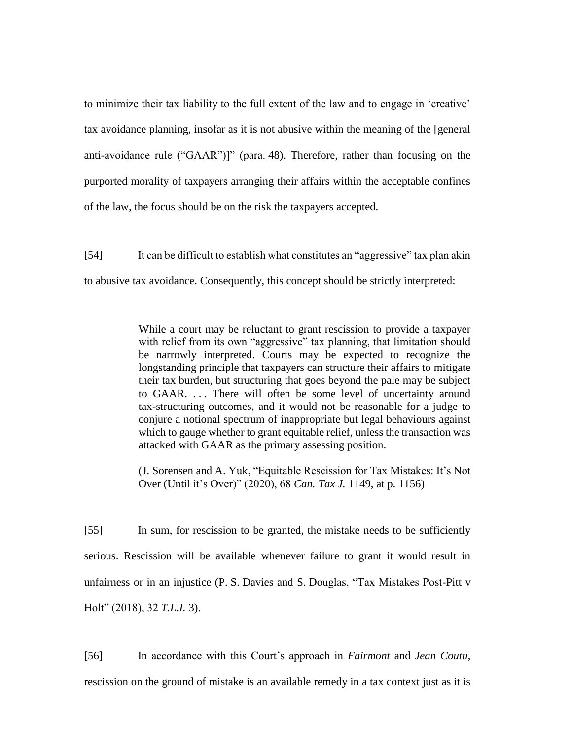to minimize their tax liability to the full extent of the law and to engage in 'creative' tax avoidance planning, insofar as it is not abusive within the meaning of the [general anti-avoidance rule ("GAAR")]" (para. 48). Therefore, rather than focusing on the purported morality of taxpayers arranging their affairs within the acceptable confines of the law, the focus should be on the risk the taxpayers accepted.

[54] It can be difficult to establish what constitutes an "aggressive" tax plan akin to abusive tax avoidance. Consequently, this concept should be strictly interpreted:

> While a court may be reluctant to grant rescission to provide a taxpayer with relief from its own "aggressive" tax planning, that limitation should be narrowly interpreted. Courts may be expected to recognize the longstanding principle that taxpayers can structure their affairs to mitigate their tax burden, but structuring that goes beyond the pale may be subject to GAAR. . . . There will often be some level of uncertainty around tax-structuring outcomes, and it would not be reasonable for a judge to conjure a notional spectrum of inappropriate but legal behaviours against which to gauge whether to grant equitable relief, unless the transaction was attacked with GAAR as the primary assessing position.
>
> (J. Sorensen and A. Yuk, "Equitable Rescission for Tax Mistakes: It's Not Over (Until it's Over)" (2020), 68 *Can. Tax J.* 1149, at p. 1156)

[55] In sum, for rescission to be granted, the mistake needs to be sufficiently serious. Rescission will be available whenever failure to grant it would result in unfairness or in an injustice (P. S. Davies and S. Douglas, "Tax Mistakes Post-Pitt v Holt" (2018), 32 *T.L.I.* 3).

[56] In accordance with this Court's approach in *Fairmont* and *Jean Coutu*, rescission on the ground of mistake is an available remedy in a tax context just as it is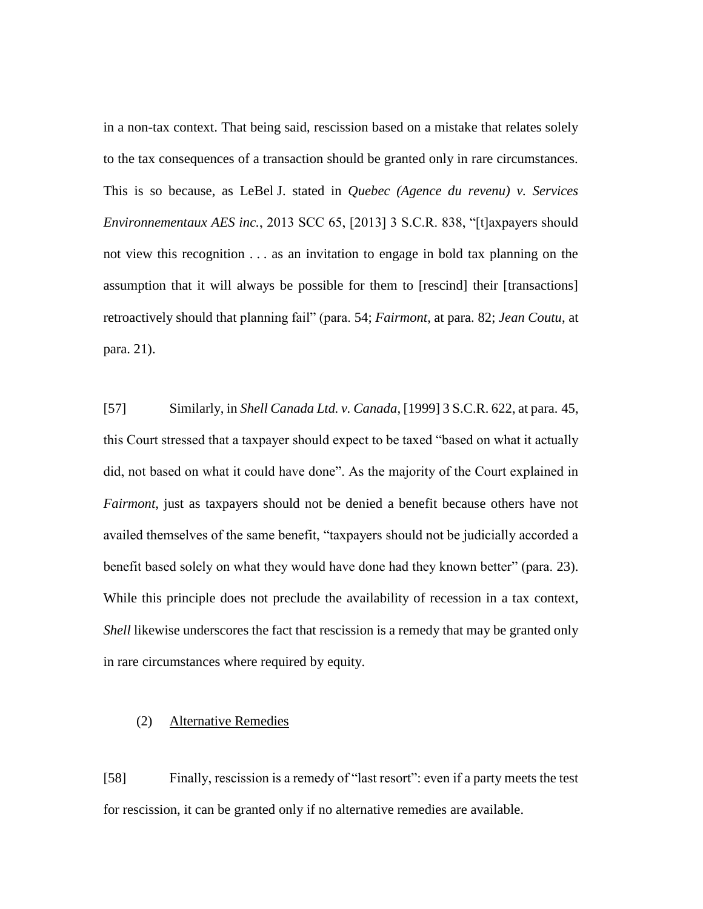in a non-tax context. That being said, rescission based on a mistake that relates solely to the tax consequences of a transaction should be granted only in rare circumstances. This is so because, as LeBel J. stated in *Quebec (Agence du revenu) v. Services Environnementaux AES inc.*, 2013 SCC 65, [2013] 3 S.C.R. 838, "[t]axpayers should not view this recognition . . . as an invitation to engage in bold tax planning on the assumption that it will always be possible for them to [rescind] their [transactions] retroactively should that planning fail" (para. 54; *Fairmont*, at para. 82; *Jean Coutu*, at para. 21).

[57] Similarly, in *Shell Canada Ltd. v. Canada*, [1999] 3 S.C.R. 622, at para. 45, this Court stressed that a taxpayer should expect to be taxed "based on what it actually did, not based on what it could have done". As the majority of the Court explained in *Fairmont*, just as taxpayers should not be denied a benefit because others have not availed themselves of the same benefit, "taxpayers should not be judicially accorded a benefit based solely on what they would have done had they known better" (para. 23). While this principle does not preclude the availability of recession in a tax context, *Shell* likewise underscores the fact that rescission is a remedy that may be granted only in rare circumstances where required by equity.

(2) Alternative Remedies

[58] Finally, rescission is a remedy of "last resort": even if a party meets the test for rescission, it can be granted only if no alternative remedies are available.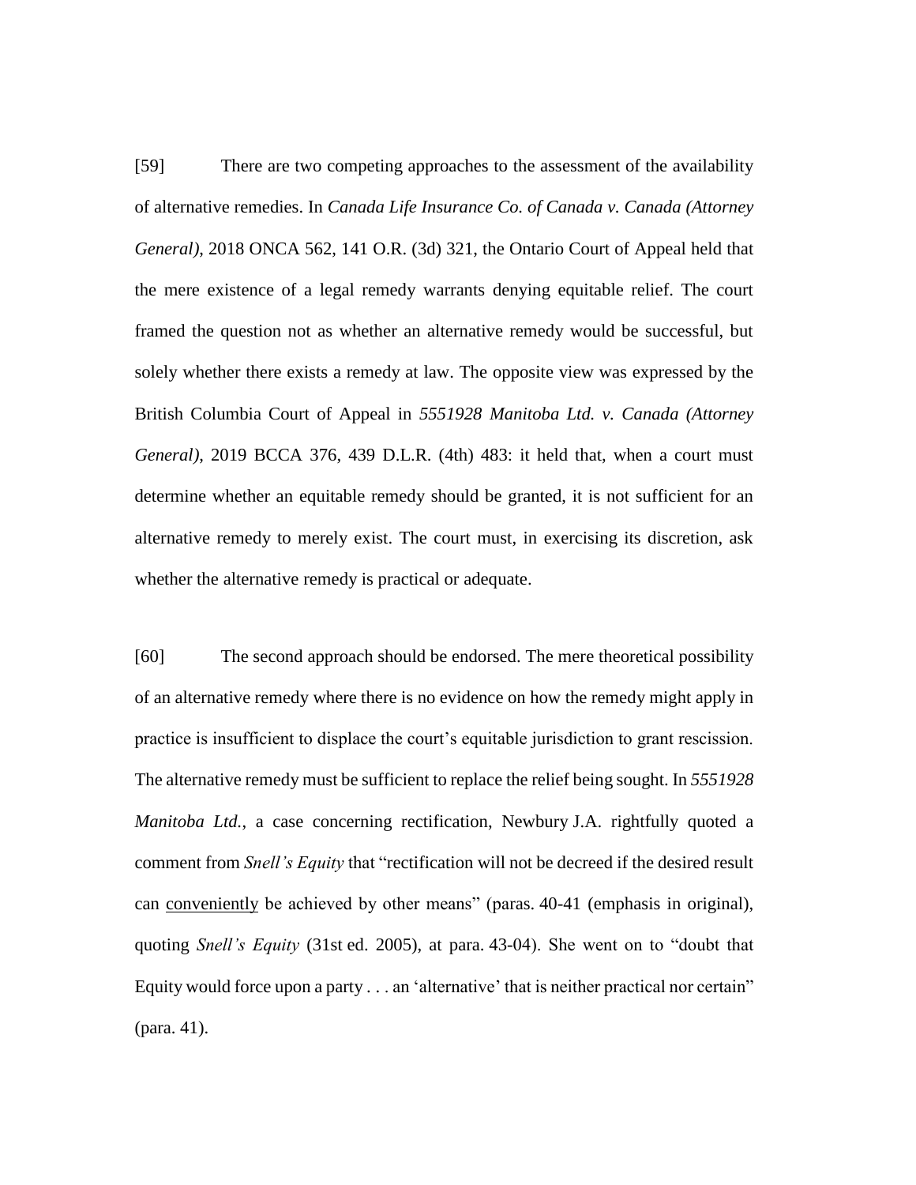[59] There are two competing approaches to the assessment of the availability of alternative remedies. In *Canada Life Insurance Co. of Canada v. Canada (Attorney General)*, 2018 ONCA 562, 141 O.R. (3d) 321, the Ontario Court of Appeal held that the mere existence of a legal remedy warrants denying equitable relief. The court framed the question not as whether an alternative remedy would be successful, but solely whether there exists a remedy at law. The opposite view was expressed by the British Columbia Court of Appeal in *5551928 Manitoba Ltd. v. Canada (Attorney General)*, 2019 BCCA 376, 439 D.L.R. (4th) 483: it held that, when a court must determine whether an equitable remedy should be granted, it is not sufficient for an alternative remedy to merely exist. The court must, in exercising its discretion, ask whether the alternative remedy is practical or adequate.

[60] The second approach should be endorsed. The mere theoretical possibility of an alternative remedy where there is no evidence on how the remedy might apply in practice is insufficient to displace the court's equitable jurisdiction to grant rescission. The alternative remedy must be sufficient to replace the relief being sought. In *5551928 Manitoba Ltd.*, a case concerning rectification, Newbury J.A. rightfully quoted a comment from *Snell's Equity* that "rectification will not be decreed if the desired result can <u>conveniently</u> be achieved by other means" (paras. 40-41 (emphasis in original), quoting *Snell's Equity* (31st ed. 2005), at para. 43-04). She went on to "doubt that Equity would force upon a party . . . an 'alternative' that is neither practical nor certain" (para. 41).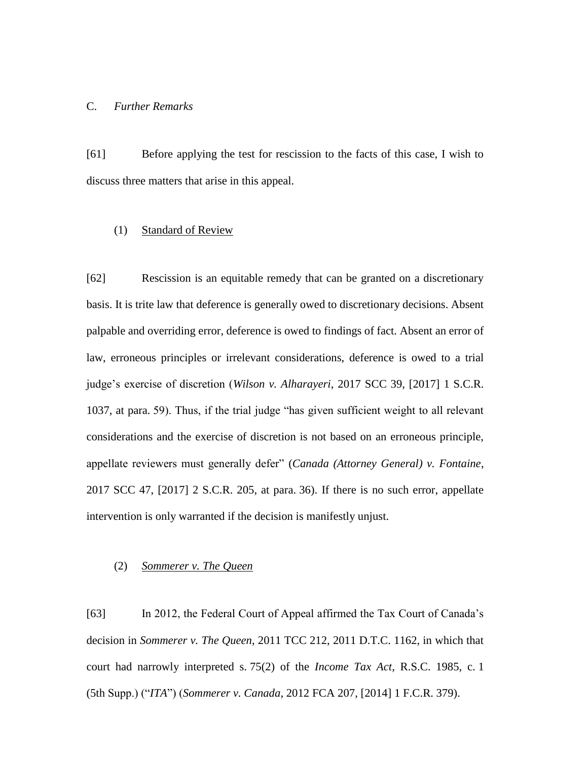### C. *Further Remarks*

[61] Before applying the test for rescission to the facts of this case, I wish to discuss three matters that arise in this appeal.

#### (1) Standard of Review

[62] Rescission is an equitable remedy that can be granted on a discretionary basis. It is trite law that deference is generally owed to discretionary decisions. Absent palpable and overriding error, deference is owed to findings of fact. Absent an error of law, erroneous principles or irrelevant considerations, deference is owed to a trial judge's exercise of discretion (*Wilson v. Alharayeri*, 2017 SCC 39, [2017] 1 S.C.R. 1037, at para. 59). Thus, if the trial judge "has given sufficient weight to all relevant considerations and the exercise of discretion is not based on an erroneous principle, appellate reviewers must generally defer" (*Canada (Attorney General) v. Fontaine*, 2017 SCC 47, [2017] 2 S.C.R. 205, at para. 36). If there is no such error, appellate intervention is only warranted if the decision is manifestly unjust.

#### (2) *Sommerer v. The Queen*

[63] In 2012, the Federal Court of Appeal affirmed the Tax Court of Canada's decision in *Sommerer v. The Queen*, 2011 TCC 212, 2011 D.T.C. 1162, in which that court had narrowly interpreted s. 75(2) of the *Income Tax Act*, R.S.C. 1985, c. 1 (5th Supp.) ("*ITA*") (*Sommerer v. Canada*, 2012 FCA 207, [2014] 1 F.C.R. 379).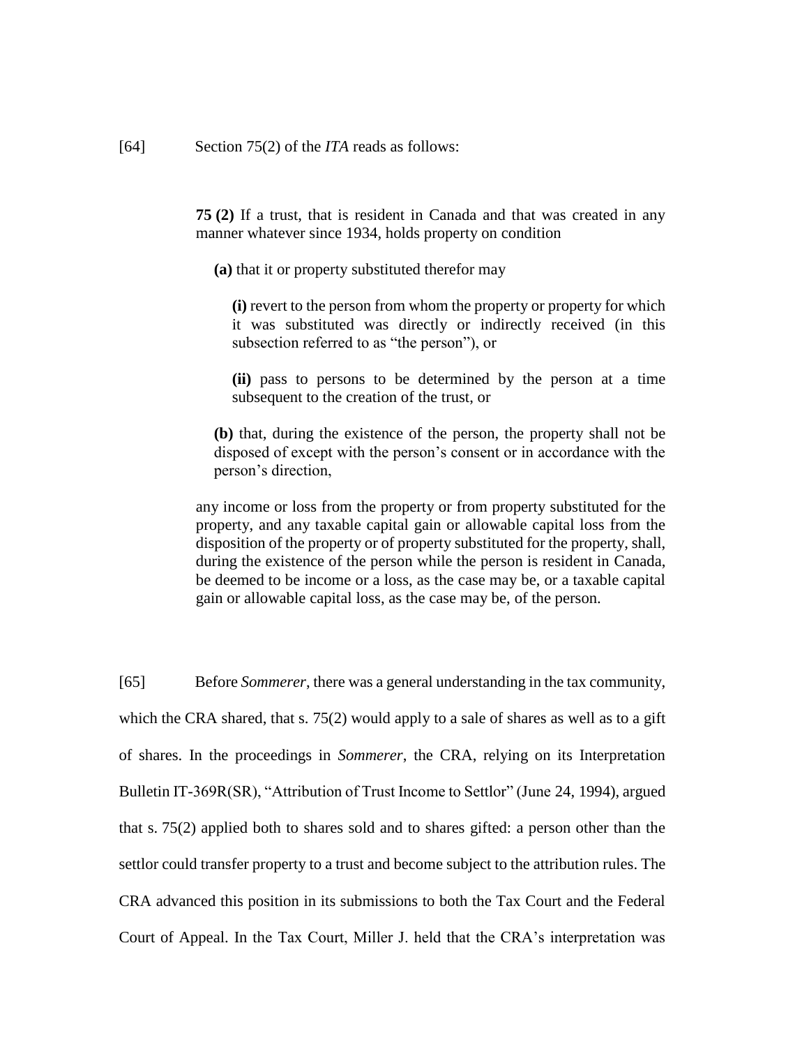[64] Section 75(2) of the *ITA* reads as follows:

> **75 (2)** If a trust, that is resident in Canada and that was created in any manner whatever since 1934, holds property on condition
>
> **(a)** that it or property substituted therefor may
>
> **(i)** revert to the person from whom the property or property for which it was substituted was directly or indirectly received (in this subsection referred to as "the person"), or
>
> **(ii)** pass to persons to be determined by the person at a time subsequent to the creation of the trust, or
>
> **(b)** that, during the existence of the person, the property shall not be disposed of except with the person's consent or in accordance with the person's direction,
>
> any income or loss from the property or from property substituted for the property, and any taxable capital gain or allowable capital loss from the disposition of the property or of property substituted for the property, shall, during the existence of the person while the person is resident in Canada, be deemed to be income or a loss, as the case may be, or a taxable capital gain or allowable capital loss, as the case may be, of the person.

[65] Before *Sommerer*, there was a general understanding in the tax community, which the CRA shared, that s. 75(2) would apply to a sale of shares as well as to a gift of shares. In the proceedings in *Sommerer*, the CRA, relying on its Interpretation Bulletin IT-369R(SR), "Attribution of Trust Income to Settlor" (June 24, 1994), argued that s. 75(2) applied both to shares sold and to shares gifted: a person other than the settlor could transfer property to a trust and become subject to the attribution rules. The CRA advanced this position in its submissions to both the Tax Court and the Federal Court of Appeal. In the Tax Court, Miller J. held that the CRA's interpretation was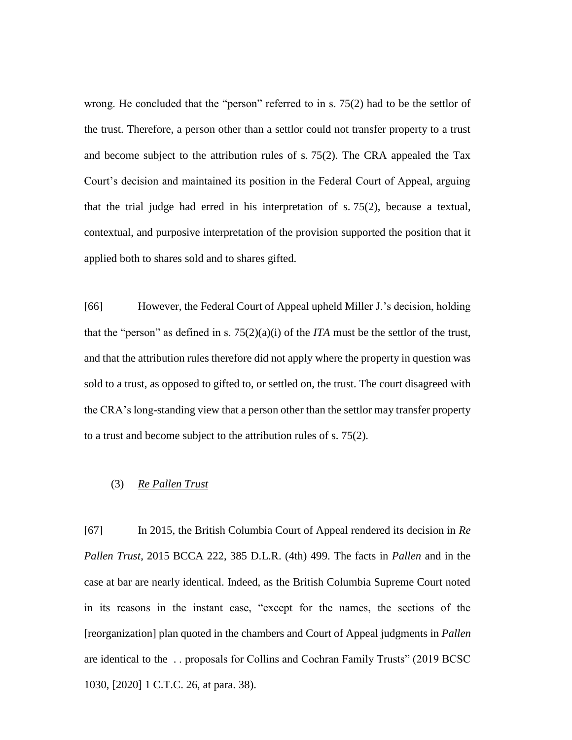wrong. He concluded that the "person" referred to in s. 75(2) had to be the settlor of the trust. Therefore, a person other than a settlor could not transfer property to a trust and become subject to the attribution rules of s. 75(2). The CRA appealed the Tax Court's decision and maintained its position in the Federal Court of Appeal, arguing that the trial judge had erred in his interpretation of s. 75(2), because a textual, contextual, and purposive interpretation of the provision supported the position that it applied both to shares sold and to shares gifted.

[66] However, the Federal Court of Appeal upheld Miller J.'s decision, holding that the "person" as defined in s. 75(2)(a)(i) of the *ITA* must be the settlor of the trust, and that the attribution rules therefore did not apply where the property in question was sold to a trust, as opposed to gifted to, or settled on, the trust. The court disagreed with the CRA's long-standing view that a person other than the settlor may transfer property to a trust and become subject to the attribution rules of s. 75(2).

### (3) *Re Pallen Trust*

[67] In 2015, the British Columbia Court of Appeal rendered its decision in *Re Pallen Trust*, 2015 BCCA 222, 385 D.L.R. (4th) 499. The facts in *Pallen* and in the case at bar are nearly identical. Indeed, as the British Columbia Supreme Court noted in its reasons in the instant case, "except for the names, the sections of the [reorganization] plan quoted in the chambers and Court of Appeal judgments in *Pallen* are identical to the . . proposals for Collins and Cochran Family Trusts" (2019 BCSC 1030, [2020] 1 C.T.C. 26, at para. 38).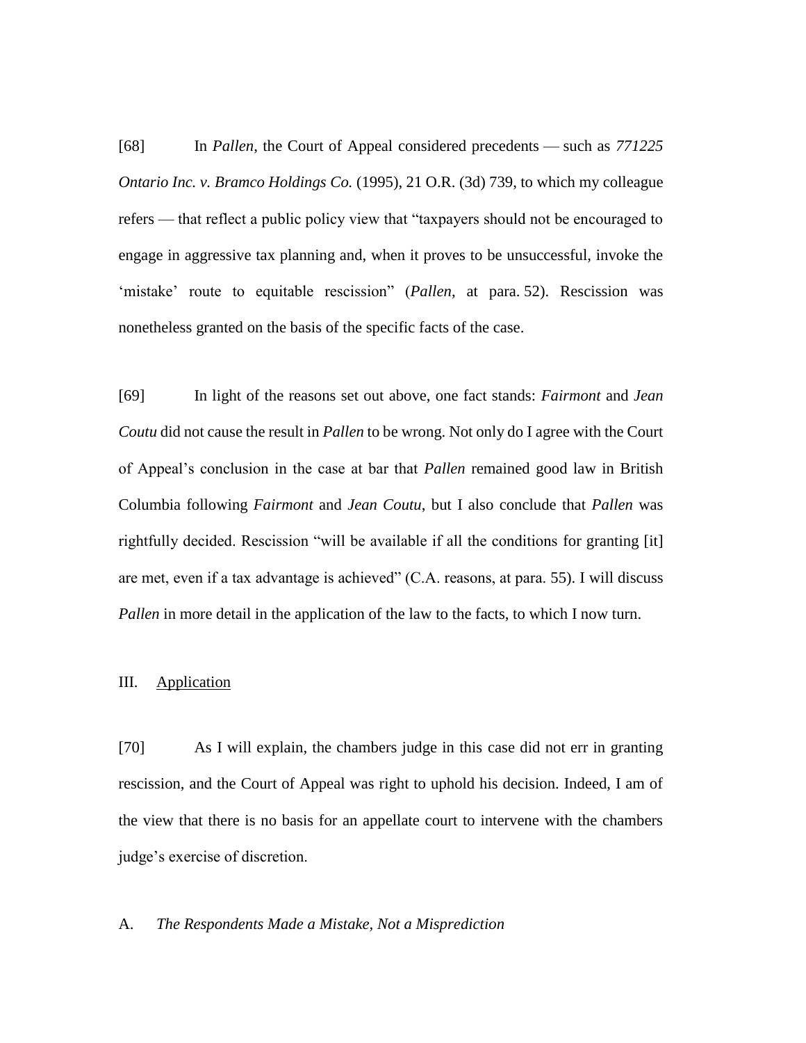[68] In *Pallen*, the Court of Appeal considered precedents — such as *771225 Ontario Inc. v. Bramco Holdings Co.* (1995), 21 O.R. (3d) 739, to which my colleague refers — that reflect a public policy view that "taxpayers should not be encouraged to engage in aggressive tax planning and, when it proves to be unsuccessful, invoke the 'mistake' route to equitable rescission" (*Pallen*, at para. 52). Rescission was nonetheless granted on the basis of the specific facts of the case.

[69] In light of the reasons set out above, one fact stands: *Fairmont* and *Jean Coutu* did not cause the result in *Pallen* to be wrong. Not only do I agree with the Court of Appeal's conclusion in the case at bar that *Pallen* remained good law in British Columbia following *Fairmont* and *Jean Coutu*, but I also conclude that *Pallen* was rightfully decided. Rescission "will be available if all the conditions for granting [it] are met, even if a tax advantage is achieved" (C.A. reasons, at para. 55). I will discuss *Pallen* in more detail in the application of the law to the facts, to which I now turn.

## III. Application

[70] As I will explain, the chambers judge in this case did not err in granting rescission, and the Court of Appeal was right to uphold his decision. Indeed, I am of the view that there is no basis for an appellate court to intervene with the chambers judge's exercise of discretion.

### A. *The Respondents Made a Mistake, Not a Misprediction*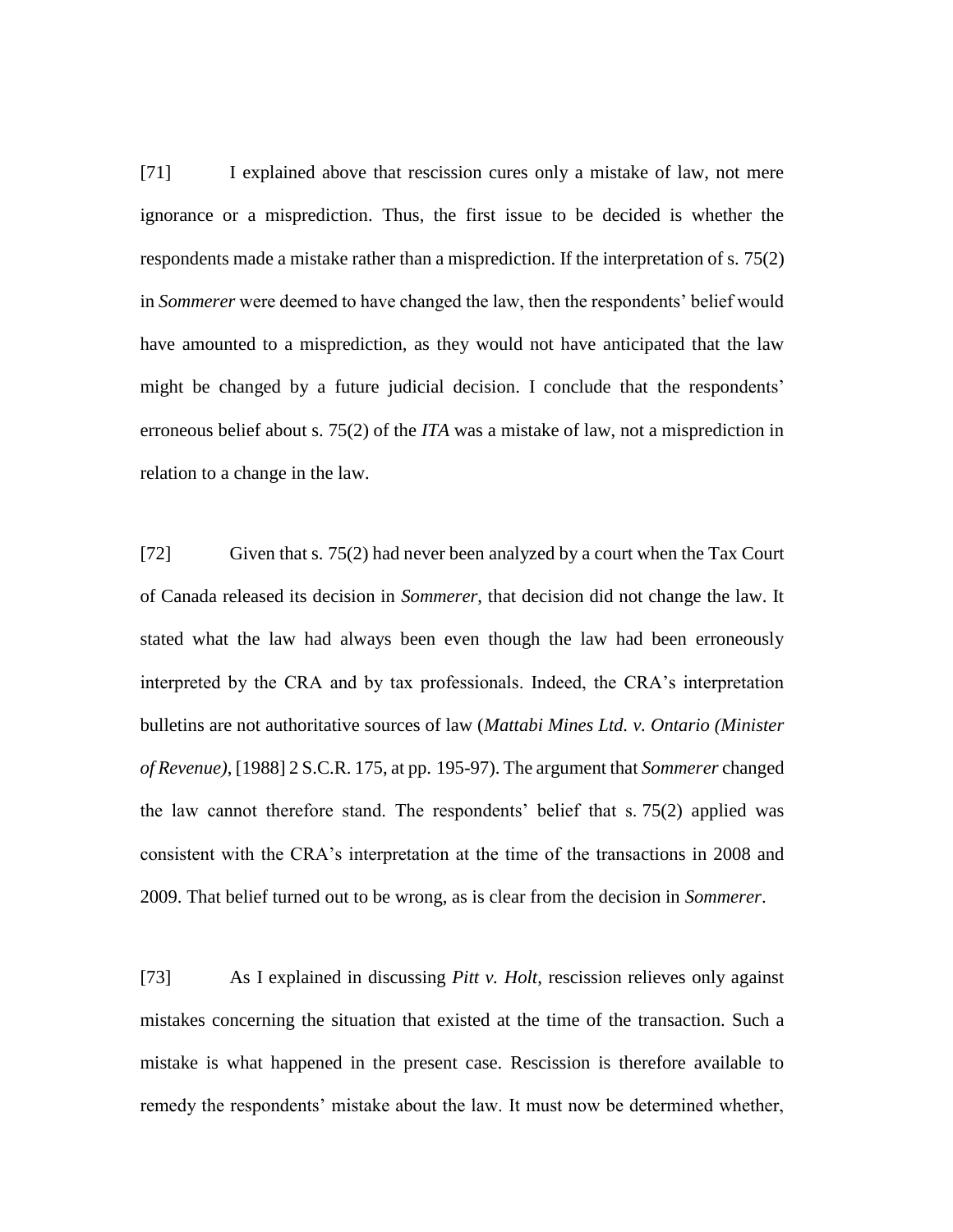[71] I explained above that rescission cures only a mistake of law, not mere ignorance or a misprediction. Thus, the first issue to be decided is whether the respondents made a mistake rather than a misprediction. If the interpretation of s. 75(2) in *Sommerer* were deemed to have changed the law, then the respondents' belief would have amounted to a misprediction, as they would not have anticipated that the law might be changed by a future judicial decision. I conclude that the respondents' erroneous belief about s. 75(2) of the *ITA* was a mistake of law, not a misprediction in relation to a change in the law.

[72] Given that s. 75(2) had never been analyzed by a court when the Tax Court of Canada released its decision in *Sommerer*, that decision did not change the law. It stated what the law had always been even though the law had been erroneously interpreted by the CRA and by tax professionals. Indeed, the CRA's interpretation bulletins are not authoritative sources of law (*Mattabi Mines Ltd. v. Ontario (Minister of Revenue)*, [1988] 2 S.C.R. 175, at pp. 195-97). The argument that *Sommerer* changed the law cannot therefore stand. The respondents' belief that s. 75(2) applied was consistent with the CRA's interpretation at the time of the transactions in 2008 and 2009. That belief turned out to be wrong, as is clear from the decision in *Sommerer*.

[73] As I explained in discussing *Pitt v. Holt*, rescission relieves only against mistakes concerning the situation that existed at the time of the transaction. Such a mistake is what happened in the present case. Rescission is therefore available to remedy the respondents' mistake about the law. It must now be determined whether,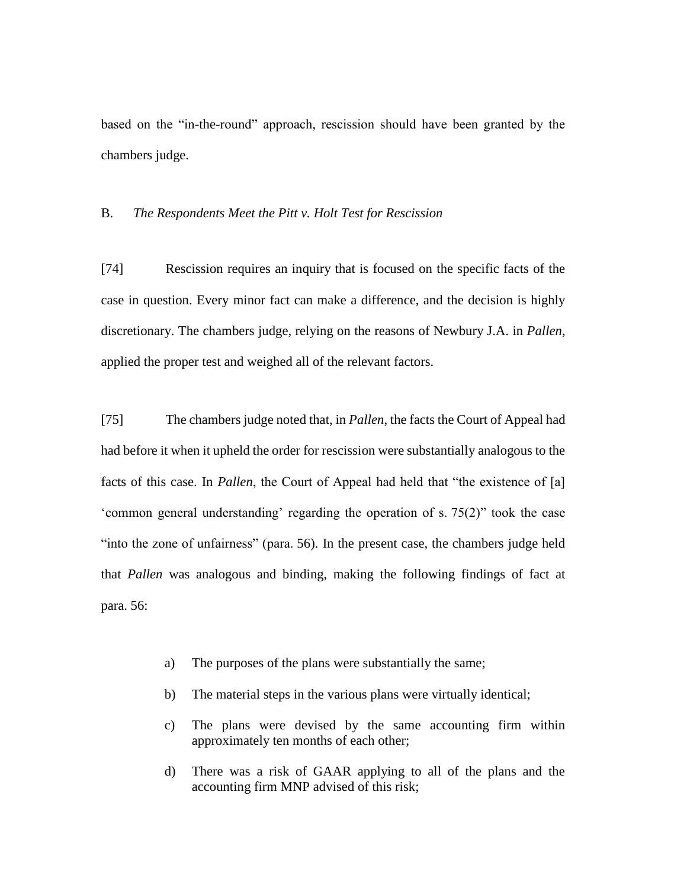based on the "in-the-round" approach, rescission should have been granted by the chambers judge.

B. *The Respondents Meet the Pitt v. Holt Test for Rescission*

[74] Rescission requires an inquiry that is focused on the specific facts of the case in question. Every minor fact can make a difference, and the decision is highly discretionary. The chambers judge, relying on the reasons of Newbury J.A. in *Pallen*, applied the proper test and weighed all of the relevant factors.

[75] The chambers judge noted that, in *Pallen*, the facts the Court of Appeal had had before it when it upheld the order for rescission were substantially analogous to the facts of this case. In *Pallen*, the Court of Appeal had held that "the existence of [a] 'common general understanding' regarding the operation of s. 75(2)" took the case "into the zone of unfairness" (para. 56). In the present case, the chambers judge held that *Pallen* was analogous and binding, making the following findings of fact at para. 56:

> a) The purposes of the plans were substantially the same;
>
> b) The material steps in the various plans were virtually identical;
>
> c) The plans were devised by the same accounting firm within approximately ten months of each other;
>
> d) There was a risk of GAAR applying to all of the plans and the accounting firm MNP advised of this risk;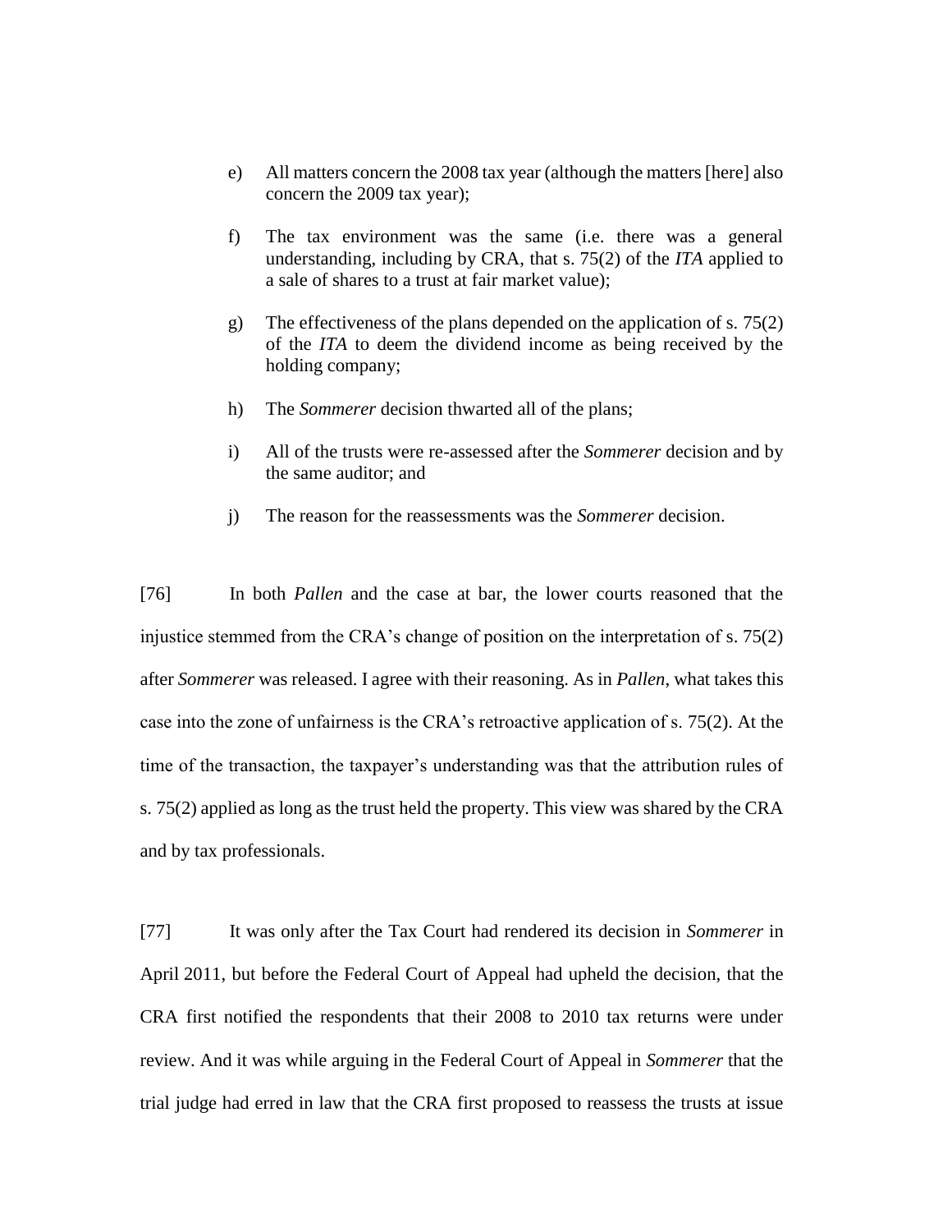e) All matters concern the 2008 tax year (although the matters [here] also concern the 2009 tax year);

f) The tax environment was the same (i.e. there was a general understanding, including by CRA, that s. 75(2) of the *ITA* applied to a sale of shares to a trust at fair market value);

g) The effectiveness of the plans depended on the application of s. 75(2) of the *ITA* to deem the dividend income as being received by the holding company;

h) The *Sommerer* decision thwarted all of the plans;

i) All of the trusts were re-assessed after the *Sommerer* decision and by the same auditor; and

j) The reason for the reassessments was the *Sommerer* decision.

[76] In both *Pallen* and the case at bar, the lower courts reasoned that the injustice stemmed from the CRA's change of position on the interpretation of s. 75(2) after *Sommerer* was released. I agree with their reasoning. As in *Pallen*, what takes this case into the zone of unfairness is the CRA's retroactive application of s. 75(2). At the time of the transaction, the taxpayer's understanding was that the attribution rules of s. 75(2) applied as long as the trust held the property. This view was shared by the CRA and by tax professionals.

[77] It was only after the Tax Court had rendered its decision in *Sommerer* in April 2011, but before the Federal Court of Appeal had upheld the decision, that the CRA first notified the respondents that their 2008 to 2010 tax returns were under review. And it was while arguing in the Federal Court of Appeal in *Sommerer* that the trial judge had erred in law that the CRA first proposed to reassess the trusts at issue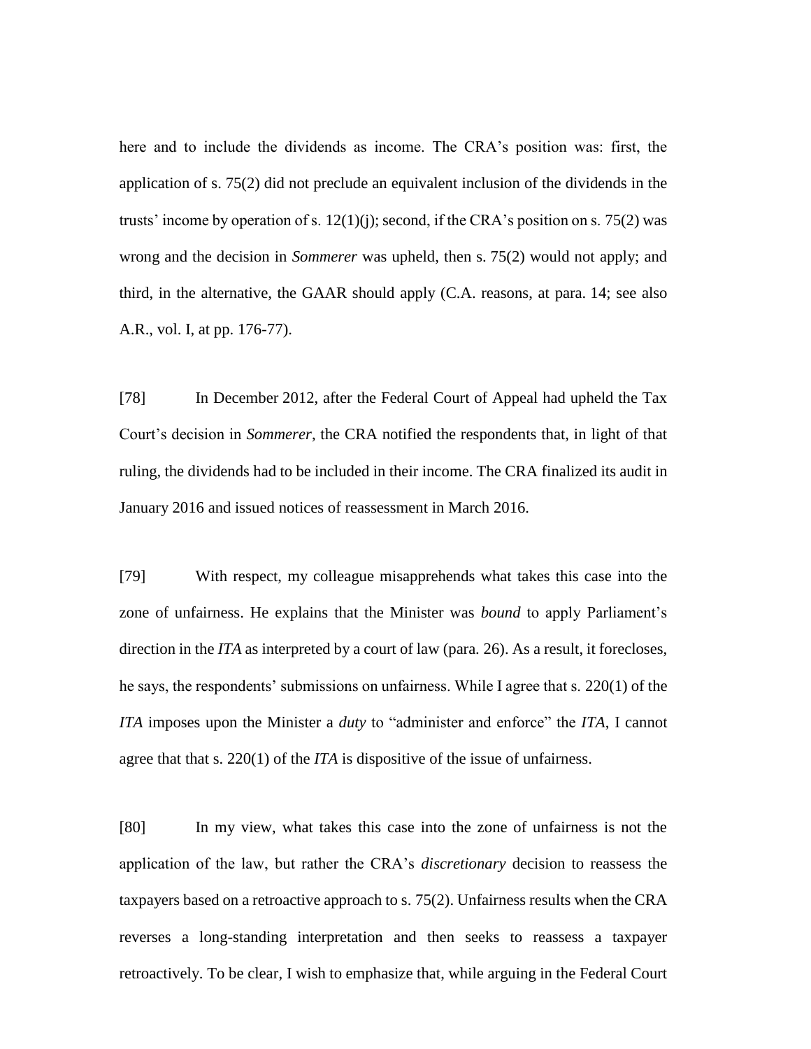here and to include the dividends as income. The CRA's position was: first, the application of s. 75(2) did not preclude an equivalent inclusion of the dividends in the trusts' income by operation of s. 12(1)(j); second, if the CRA's position on s. 75(2) was wrong and the decision in *Sommerer* was upheld, then s. 75(2) would not apply; and third, in the alternative, the GAAR should apply (C.A. reasons, at para. 14; see also A.R., vol. I, at pp. 176-77).

[78] In December 2012, after the Federal Court of Appeal had upheld the Tax Court's decision in *Sommerer*, the CRA notified the respondents that, in light of that ruling, the dividends had to be included in their income. The CRA finalized its audit in January 2016 and issued notices of reassessment in March 2016.

[79] With respect, my colleague misapprehends what takes this case into the zone of unfairness. He explains that the Minister was *bound* to apply Parliament's direction in the *ITA* as interpreted by a court of law (para. 26). As a result, it forecloses, he says, the respondents' submissions on unfairness. While I agree that s. 220(1) of the *ITA* imposes upon the Minister a *duty* to "administer and enforce" the *ITA*, I cannot agree that that s. 220(1) of the *ITA* is dispositive of the issue of unfairness.

[80] In my view, what takes this case into the zone of unfairness is not the application of the law, but rather the CRA's *discretionary* decision to reassess the taxpayers based on a retroactive approach to s. 75(2). Unfairness results when the CRA reverses a long-standing interpretation and then seeks to reassess a taxpayer retroactively. To be clear, I wish to emphasize that, while arguing in the Federal Court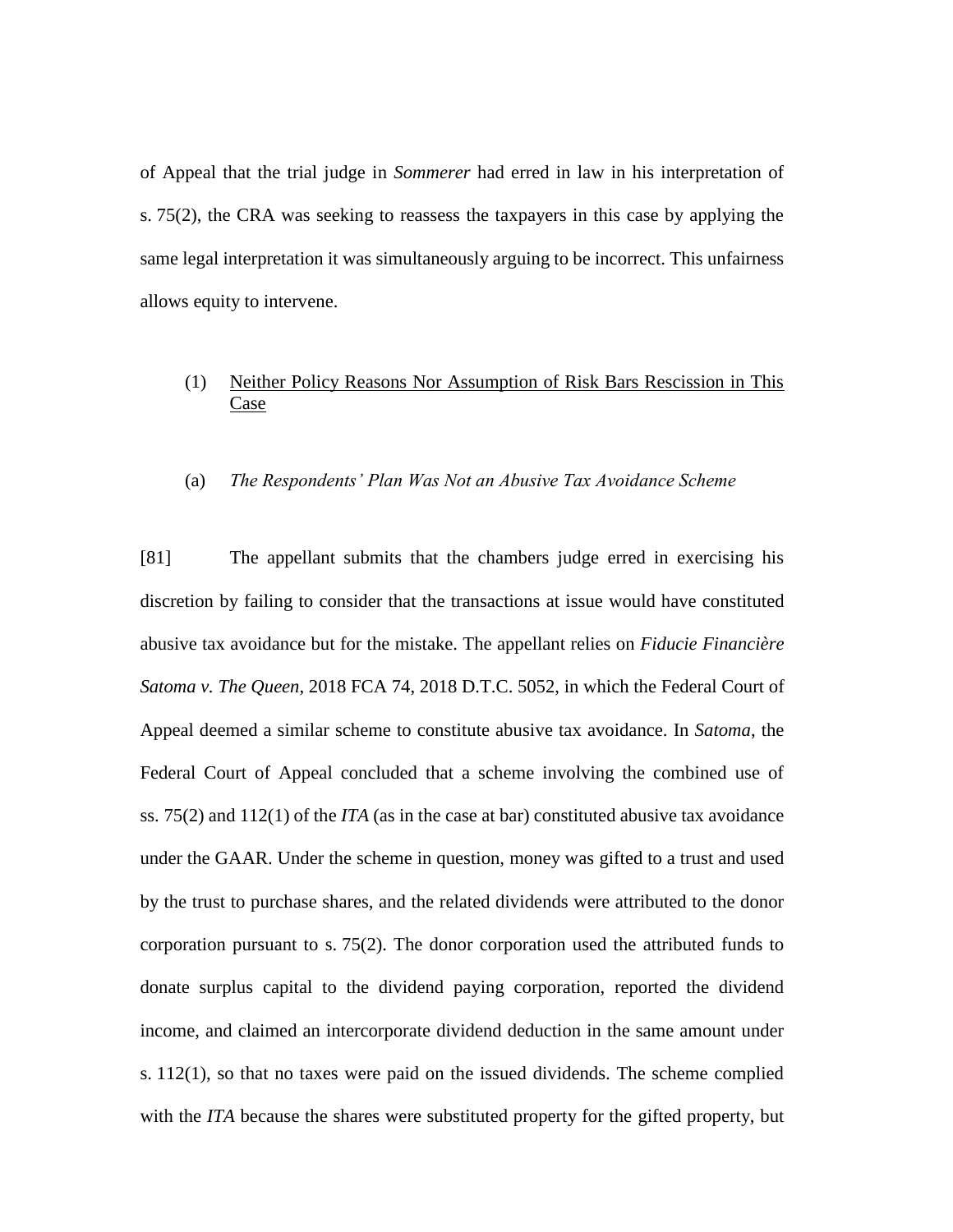of Appeal that the trial judge in *Sommerer* had erred in law in his interpretation of s. 75(2), the CRA was seeking to reassess the taxpayers in this case by applying the same legal interpretation it was simultaneously arguing to be incorrect. This unfairness allows equity to intervene.

### (1) Neither Policy Reasons Nor Assumption of Risk Bars Rescission in This Case

#### (a) *The Respondents' Plan Was Not an Abusive Tax Avoidance Scheme*

[81] The appellant submits that the chambers judge erred in exercising his discretion by failing to consider that the transactions at issue would have constituted abusive tax avoidance but for the mistake. The appellant relies on *Fiducie Financière Satoma v. The Queen*, 2018 FCA 74, 2018 D.T.C. 5052, in which the Federal Court of Appeal deemed a similar scheme to constitute abusive tax avoidance. In *Satoma*, the Federal Court of Appeal concluded that a scheme involving the combined use of ss. 75(2) and 112(1) of the *ITA* (as in the case at bar) constituted abusive tax avoidance under the GAAR. Under the scheme in question, money was gifted to a trust and used by the trust to purchase shares, and the related dividends were attributed to the donor corporation pursuant to s. 75(2). The donor corporation used the attributed funds to donate surplus capital to the dividend paying corporation, reported the dividend income, and claimed an intercorporate dividend deduction in the same amount under s. 112(1), so that no taxes were paid on the issued dividends. The scheme complied with the *ITA* because the shares were substituted property for the gifted property, but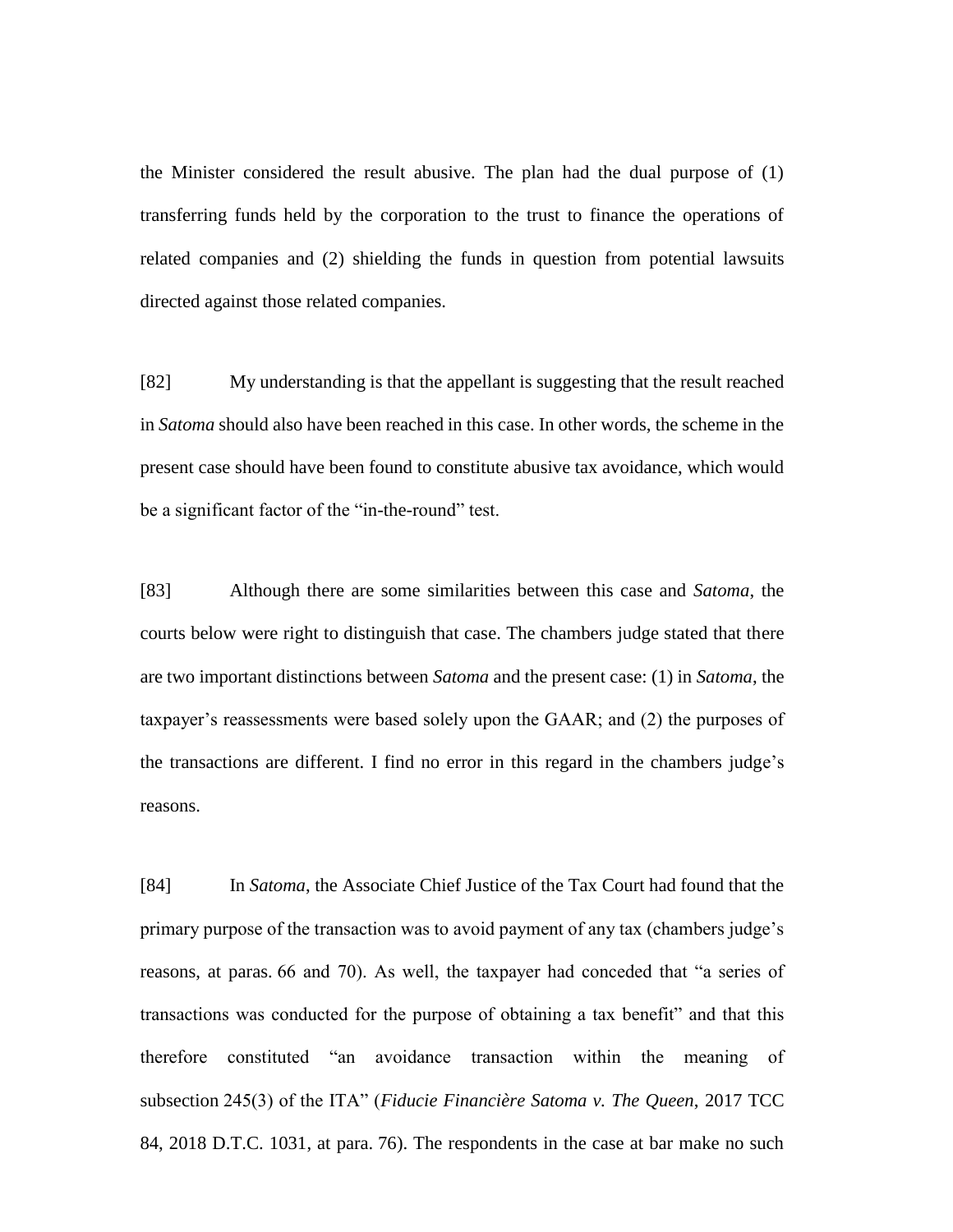the Minister considered the result abusive. The plan had the dual purpose of (1) transferring funds held by the corporation to the trust to finance the operations of related companies and (2) shielding the funds in question from potential lawsuits directed against those related companies.

[82] My understanding is that the appellant is suggesting that the result reached in *Satoma* should also have been reached in this case. In other words, the scheme in the present case should have been found to constitute abusive tax avoidance, which would be a significant factor of the "in-the-round" test.

[83] Although there are some similarities between this case and *Satoma*, the courts below were right to distinguish that case. The chambers judge stated that there are two important distinctions between *Satoma* and the present case: (1) in *Satoma*, the taxpayer's reassessments were based solely upon the GAAR; and (2) the purposes of the transactions are different. I find no error in this regard in the chambers judge's reasons.

[84] In *Satoma*, the Associate Chief Justice of the Tax Court had found that the primary purpose of the transaction was to avoid payment of any tax (chambers judge's reasons, at paras. 66 and 70). As well, the taxpayer had conceded that "a series of transactions was conducted for the purpose of obtaining a tax benefit" and that this therefore constituted "an avoidance transaction within the meaning of subsection 245(3) of the ITA" (*Fiducie Financière Satoma v. The Queen*, 2017 TCC 84, 2018 D.T.C. 1031, at para. 76). The respondents in the case at bar make no such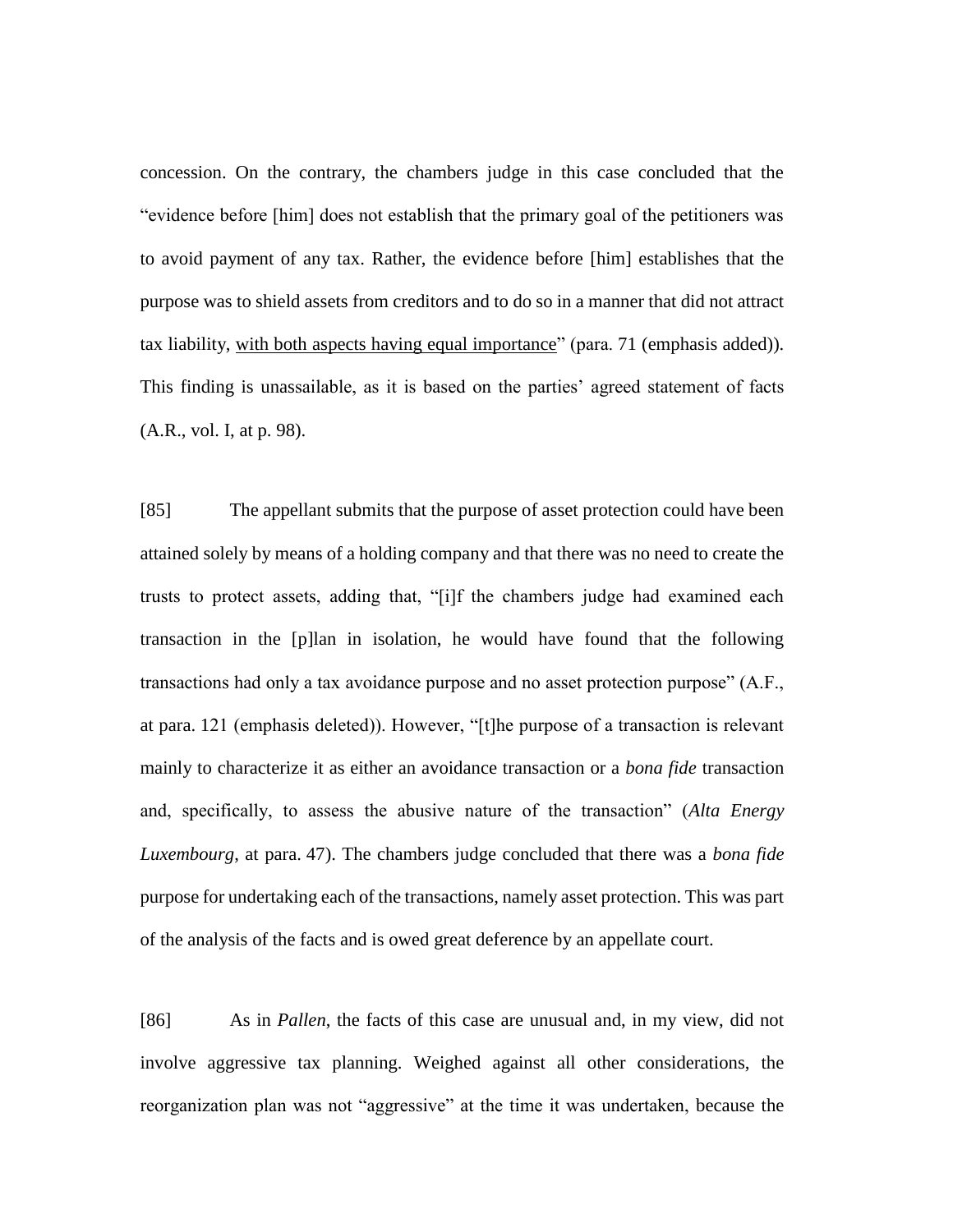concession. On the contrary, the chambers judge in this case concluded that the "evidence before [him] does not establish that the primary goal of the petitioners was to avoid payment of any tax. Rather, the evidence before [him] establishes that the purpose was to shield assets from creditors and to do so in a manner that did not attract tax liability, <u>with both aspects having equal importance</u>" (para. 71 (emphasis added)). This finding is unassailable, as it is based on the parties' agreed statement of facts (A.R., vol. I, at p. 98).

[85] The appellant submits that the purpose of asset protection could have been attained solely by means of a holding company and that there was no need to create the trusts to protect assets, adding that, "[i]f the chambers judge had examined each transaction in the [p]lan in isolation, he would have found that the following transactions had only a tax avoidance purpose and no asset protection purpose" (A.F., at para. 121 (emphasis deleted)). However, "[t]he purpose of a transaction is relevant mainly to characterize it as either an avoidance transaction or a *bona fide* transaction and, specifically, to assess the abusive nature of the transaction" (*Alta Energy Luxembourg*, at para. 47). The chambers judge concluded that there was a *bona fide* purpose for undertaking each of the transactions, namely asset protection. This was part of the analysis of the facts and is owed great deference by an appellate court.

[86] As in *Pallen*, the facts of this case are unusual and, in my view, did not involve aggressive tax planning. Weighed against all other considerations, the reorganization plan was not "aggressive" at the time it was undertaken, because the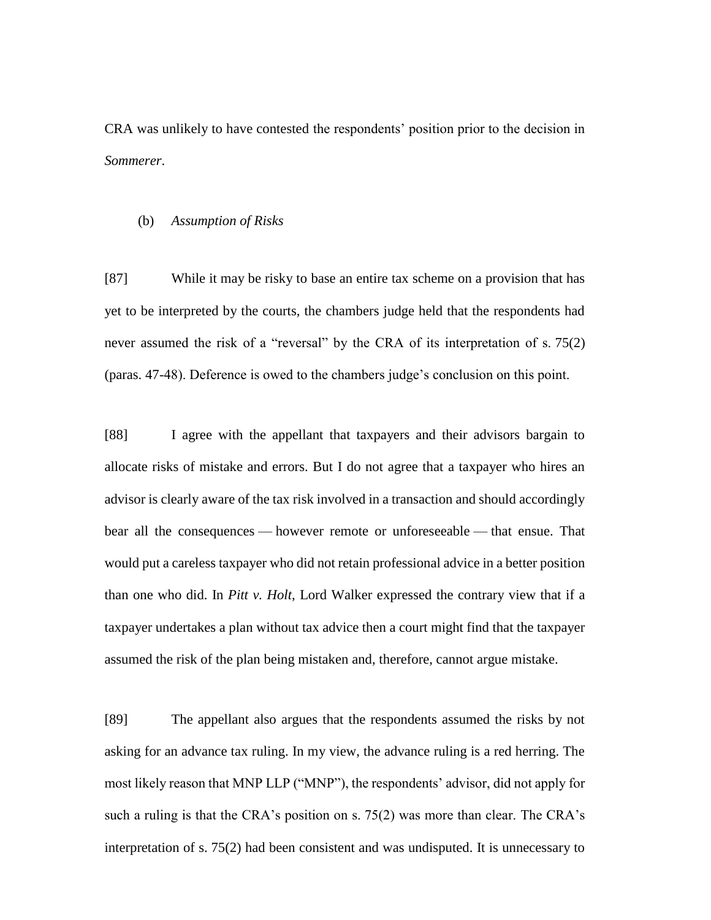CRA was unlikely to have contested the respondents' position prior to the decision in *Sommerer*.

(b) *Assumption of Risks*

[87] While it may be risky to base an entire tax scheme on a provision that has yet to be interpreted by the courts, the chambers judge held that the respondents had never assumed the risk of a "reversal" by the CRA of its interpretation of s. 75(2) (paras. 47-48). Deference is owed to the chambers judge's conclusion on this point.

[88] I agree with the appellant that taxpayers and their advisors bargain to allocate risks of mistake and errors. But I do not agree that a taxpayer who hires an advisor is clearly aware of the tax risk involved in a transaction and should accordingly bear all the consequences — however remote or unforeseeable — that ensue. That would put a careless taxpayer who did not retain professional advice in a better position than one who did. In *Pitt v. Holt*, Lord Walker expressed the contrary view that if a taxpayer undertakes a plan without tax advice then a court might find that the taxpayer assumed the risk of the plan being mistaken and, therefore, cannot argue mistake.

[89] The appellant also argues that the respondents assumed the risks by not asking for an advance tax ruling. In my view, the advance ruling is a red herring. The most likely reason that MNP LLP ("MNP"), the respondents' advisor, did not apply for such a ruling is that the CRA's position on s. 75(2) was more than clear. The CRA's interpretation of s. 75(2) had been consistent and was undisputed. It is unnecessary to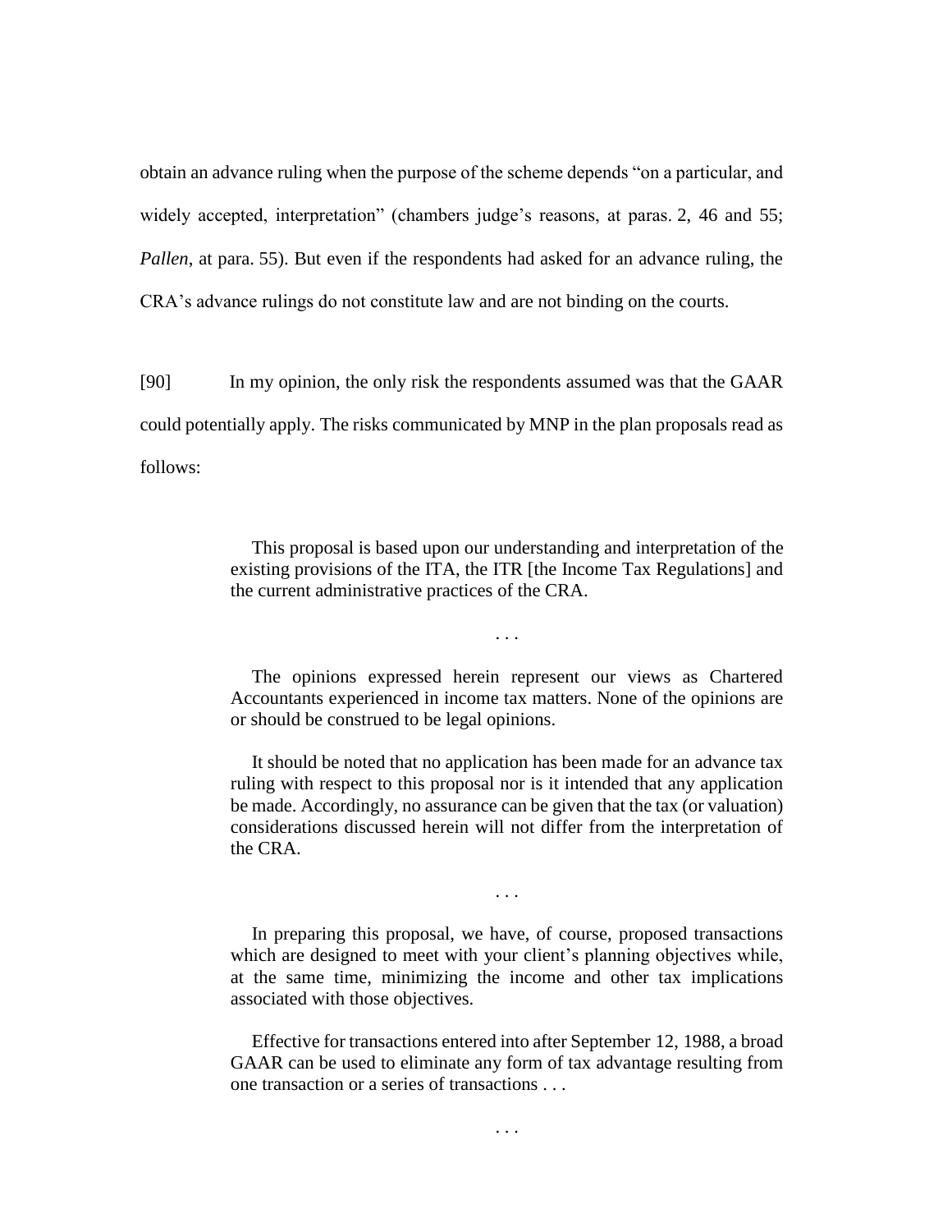obtain an advance ruling when the purpose of the scheme depends "on a particular, and widely accepted, interpretation" (chambers judge's reasons, at paras. 2, 46 and 55; *Pallen*, at para. 55). But even if the respondents had asked for an advance ruling, the CRA's advance rulings do not constitute law and are not binding on the courts.

[90] In my opinion, the only risk the respondents assumed was that the GAAR could potentially apply. The risks communicated by MNP in the plan proposals read as follows:

> This proposal is based upon our understanding and interpretation of the existing provisions of the ITA, the ITR [the Income Tax Regulations] and the current administrative practices of the CRA.
>
> . . .
>
> The opinions expressed herein represent our views as Chartered Accountants experienced in income tax matters. None of the opinions are or should be construed to be legal opinions.
>
> It should be noted that no application has been made for an advance tax ruling with respect to this proposal nor is it intended that any application be made. Accordingly, no assurance can be given that the tax (or valuation) considerations discussed herein will not differ from the interpretation of the CRA.
>
> . . .
>
> In preparing this proposal, we have, of course, proposed transactions which are designed to meet with your client's planning objectives while, at the same time, minimizing the income and other tax implications associated with those objectives.
>
> Effective for transactions entered into after September 12, 1988, a broad GAAR can be used to eliminate any form of tax advantage resulting from one transaction or a series of transactions . . .
>
> . . .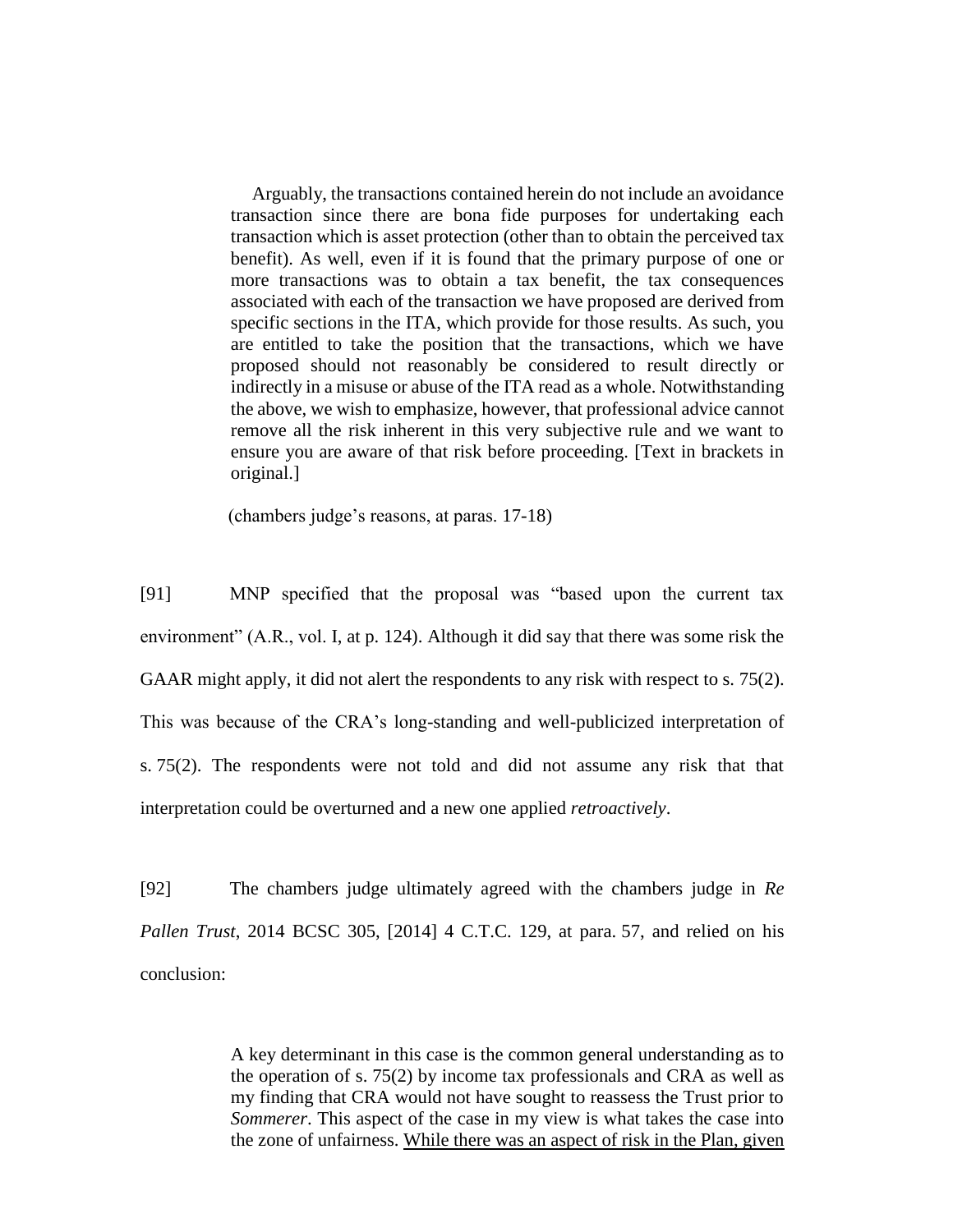> Arguably, the transactions contained herein do not include an avoidance transaction since there are bona fide purposes for undertaking each transaction which is asset protection (other than to obtain the perceived tax benefit). As well, even if it is found that the primary purpose of one or more transactions was to obtain a tax benefit, the tax consequences associated with each of the transaction we have proposed are derived from specific sections in the ITA, which provide for those results. As such, you are entitled to take the position that the transactions, which we have proposed should not reasonably be considered to result directly or indirectly in a misuse or abuse of the ITA read as a whole. Notwithstanding the above, we wish to emphasize, however, that professional advice cannot remove all the risk inherent in this very subjective rule and we want to ensure you are aware of that risk before proceeding. [Text in brackets in original.]

(chambers judge's reasons, at paras. 17-18)

[91] MNP specified that the proposal was "based upon the current tax environment" (A.R., vol. I, at p. 124). Although it did say that there was some risk the GAAR might apply, it did not alert the respondents to any risk with respect to s. 75(2). This was because of the CRA's long-standing and well-publicized interpretation of s. 75(2). The respondents were not told and did not assume any risk that that interpretation could be overturned and a new one applied *retroactively*.

[92] The chambers judge ultimately agreed with the chambers judge in *Re Pallen Trust*, 2014 BCSC 305, [2014] 4 C.T.C. 129, at para. 57, and relied on his conclusion:

> A key determinant in this case is the common general understanding as to the operation of s. 75(2) by income tax professionals and CRA as well as my finding that CRA would not have sought to reassess the Trust prior to *Sommerer*. This aspect of the case in my view is what takes the case into the zone of unfairness. <u>While there was an aspect of risk in the Plan, given</u>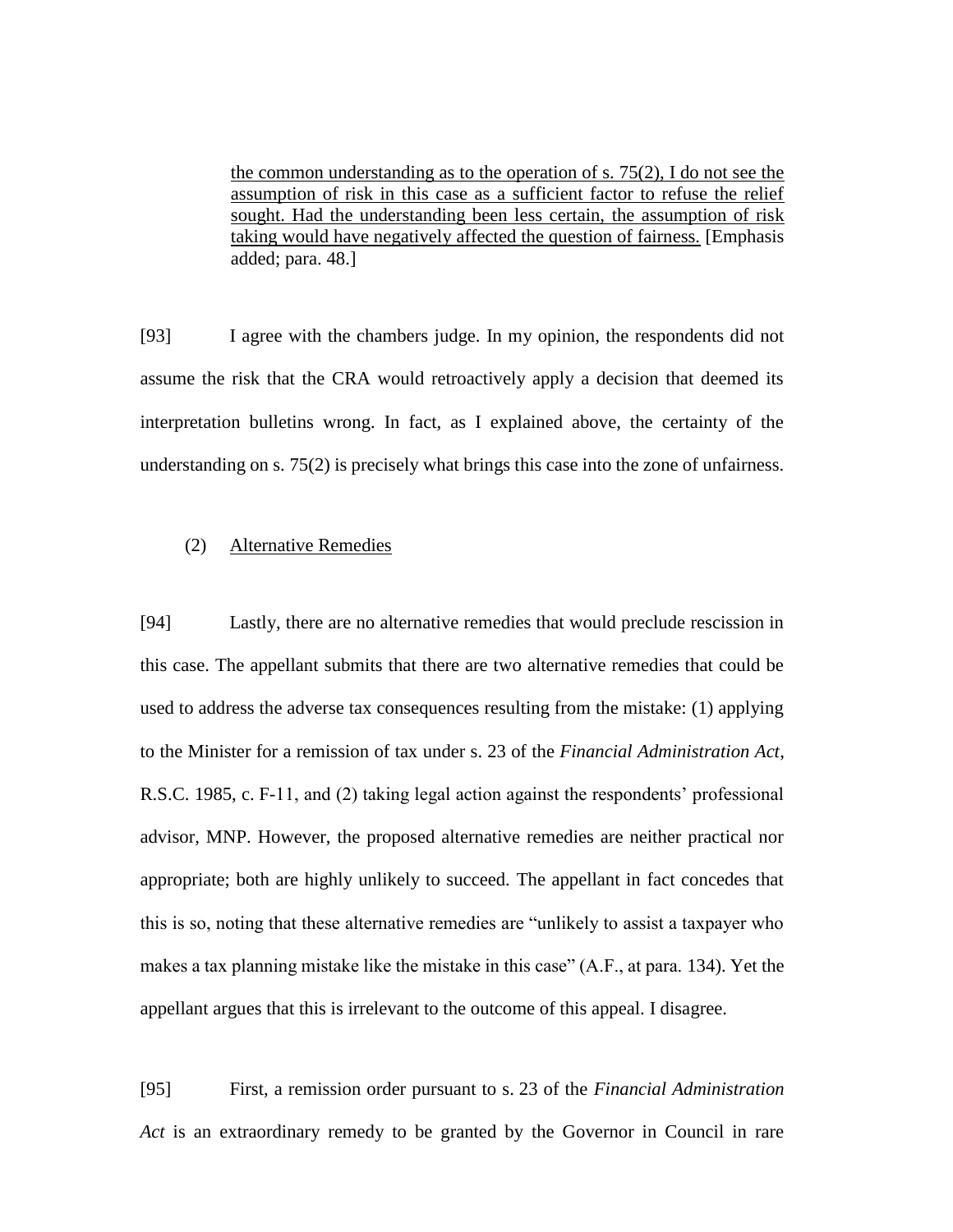> <u>the common understanding as to the operation of s. 75(2), I do not see the assumption of risk in this case as a sufficient factor to refuse the relief sought. Had the understanding been less certain, the assumption of risk taking would have negatively affected the question of fairness.</u> [Emphasis added; para. 48.]

[93] I agree with the chambers judge. In my opinion, the respondents did not assume the risk that the CRA would retroactively apply a decision that deemed its interpretation bulletins wrong. In fact, as I explained above, the certainty of the understanding on s. 75(2) is precisely what brings this case into the zone of unfairness.

(2) <u>Alternative Remedies</u>

[94] Lastly, there are no alternative remedies that would preclude rescission in this case. The appellant submits that there are two alternative remedies that could be used to address the adverse tax consequences resulting from the mistake: (1) applying to the Minister for a remission of tax under s. 23 of the *Financial Administration Act*, R.S.C. 1985, c. F-11, and (2) taking legal action against the respondents' professional advisor, MNP. However, the proposed alternative remedies are neither practical nor appropriate; both are highly unlikely to succeed. The appellant in fact concedes that this is so, noting that these alternative remedies are "unlikely to assist a taxpayer who makes a tax planning mistake like the mistake in this case" (A.F., at para. 134). Yet the appellant argues that this is irrelevant to the outcome of this appeal. I disagree.

[95] First, a remission order pursuant to s. 23 of the *Financial Administration Act* is an extraordinary remedy to be granted by the Governor in Council in rare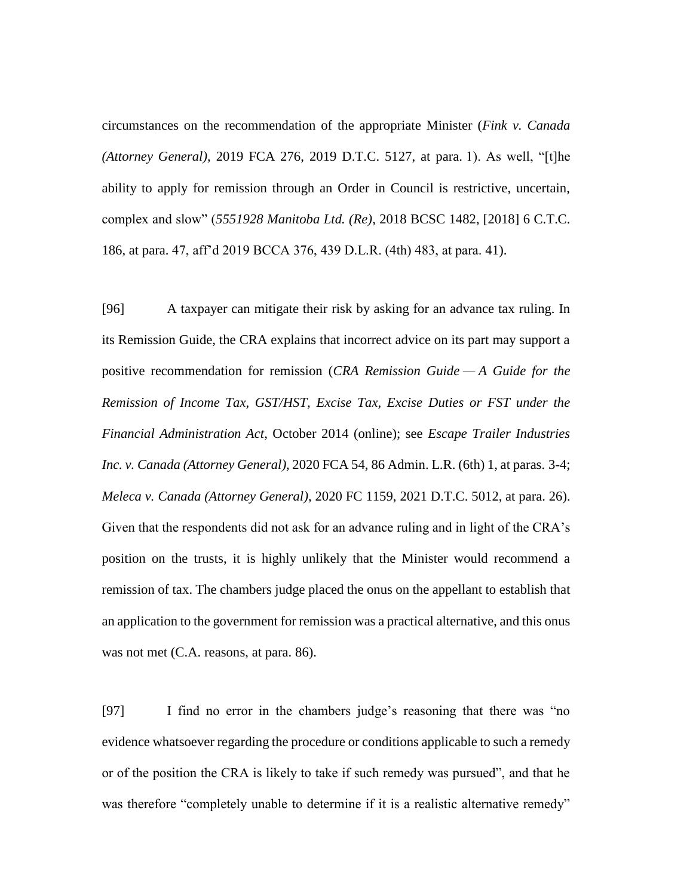circumstances on the recommendation of the appropriate Minister (*Fink v. Canada (Attorney General)*, 2019 FCA 276, 2019 D.T.C. 5127, at para. 1). As well, "[t]he ability to apply for remission through an Order in Council is restrictive, uncertain, complex and slow" (*5551928 Manitoba Ltd. (Re)*, 2018 BCSC 1482, [2018] 6 C.T.C. 186, at para. 47, aff'd 2019 BCCA 376, 439 D.L.R. (4th) 483, at para. 41).

[96] A taxpayer can mitigate their risk by asking for an advance tax ruling. In its Remission Guide, the CRA explains that incorrect advice on its part may support a positive recommendation for remission (*CRA Remission Guide — A Guide for the Remission of Income Tax, GST/HST, Excise Tax, Excise Duties or FST under the Financial Administration Act*, October 2014 (online); see *Escape Trailer Industries Inc. v. Canada (Attorney General)*, 2020 FCA 54, 86 Admin. L.R. (6th) 1, at paras. 3-4; *Meleca v. Canada (Attorney General)*, 2020 FC 1159, 2021 D.T.C. 5012, at para. 26). Given that the respondents did not ask for an advance ruling and in light of the CRA's position on the trusts, it is highly unlikely that the Minister would recommend a remission of tax. The chambers judge placed the onus on the appellant to establish that an application to the government for remission was a practical alternative, and this onus was not met (C.A. reasons, at para. 86).

[97] I find no error in the chambers judge's reasoning that there was "no evidence whatsoever regarding the procedure or conditions applicable to such a remedy or of the position the CRA is likely to take if such remedy was pursued", and that he was therefore "completely unable to determine if it is a realistic alternative remedy"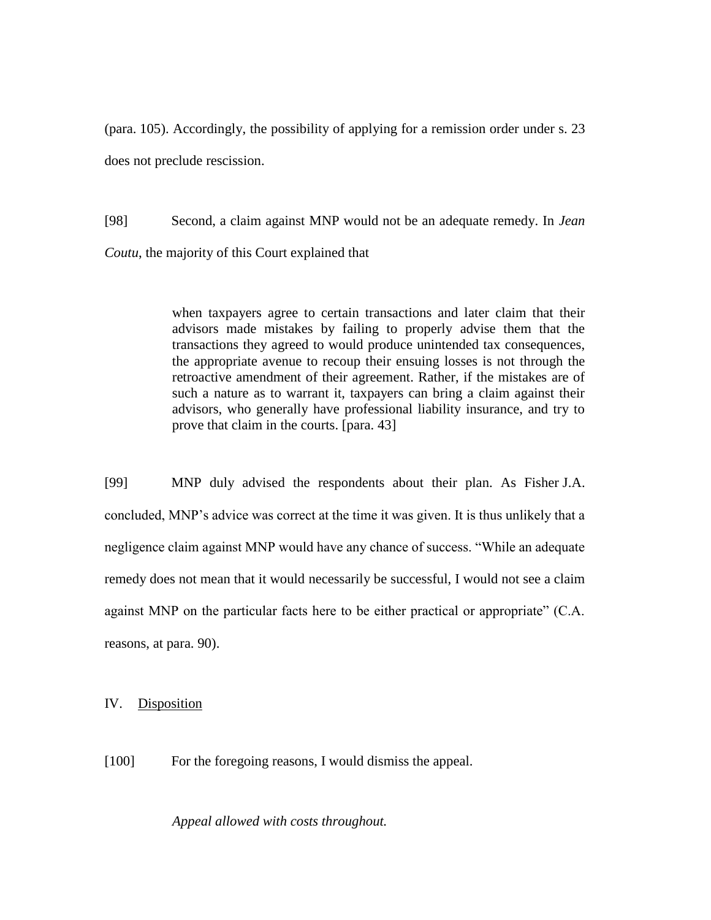(para. 105). Accordingly, the possibility of applying for a remission order under s. 23 does not preclude rescission.

[98] Second, a claim against MNP would not be an adequate remedy. In *Jean Coutu*, the majority of this Court explained that

> when taxpayers agree to certain transactions and later claim that their advisors made mistakes by failing to properly advise them that the transactions they agreed to would produce unintended tax consequences, the appropriate avenue to recoup their ensuing losses is not through the retroactive amendment of their agreement. Rather, if the mistakes are of such a nature as to warrant it, taxpayers can bring a claim against their advisors, who generally have professional liability insurance, and try to prove that claim in the courts. [para. 43]

[99] MNP duly advised the respondents about their plan. As Fisher J.A. concluded, MNP's advice was correct at the time it was given. It is thus unlikely that a negligence claim against MNP would have any chance of success. "While an adequate remedy does not mean that it would necessarily be successful, I would not see a claim against MNP on the particular facts here to be either practical or appropriate" (C.A. reasons, at para. 90).

IV. <u>Disposition</u>

[100] For the foregoing reasons, I would dismiss the appeal.

*Appeal allowed with costs throughout.*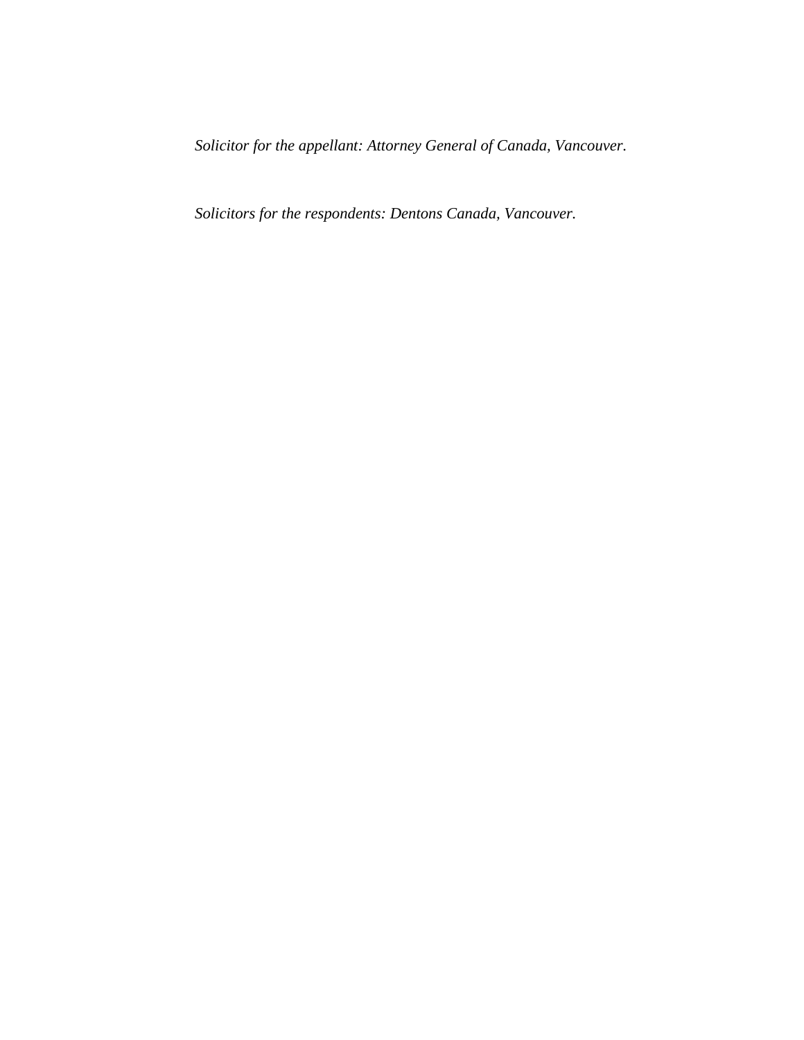*Solicitor for the appellant: Attorney General of Canada, Vancouver.*

*Solicitors for the respondents: Dentons Canada, Vancouver.*